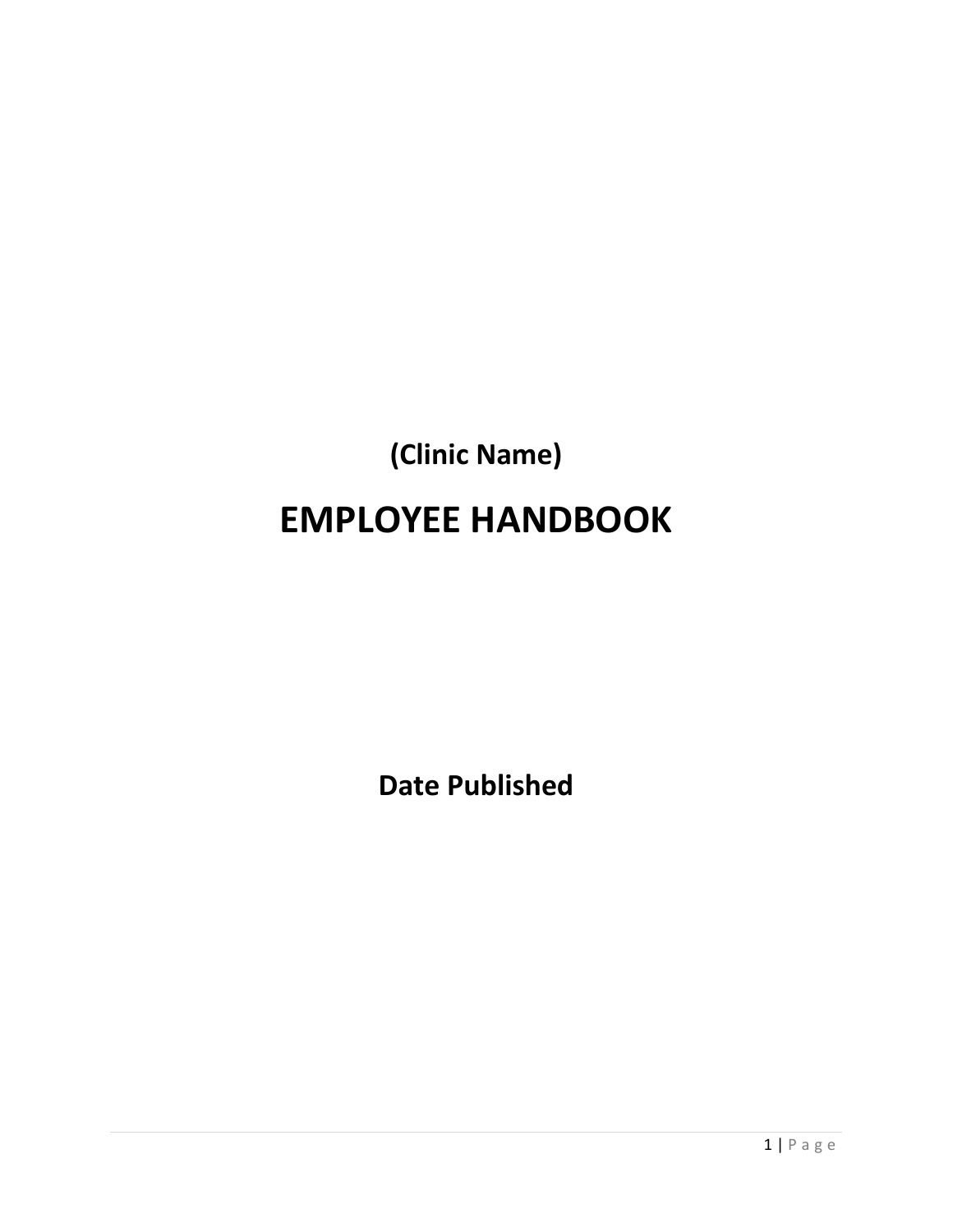**(Clinic Name)**

# EMPLOYEE HANDBOOK

**Date Published**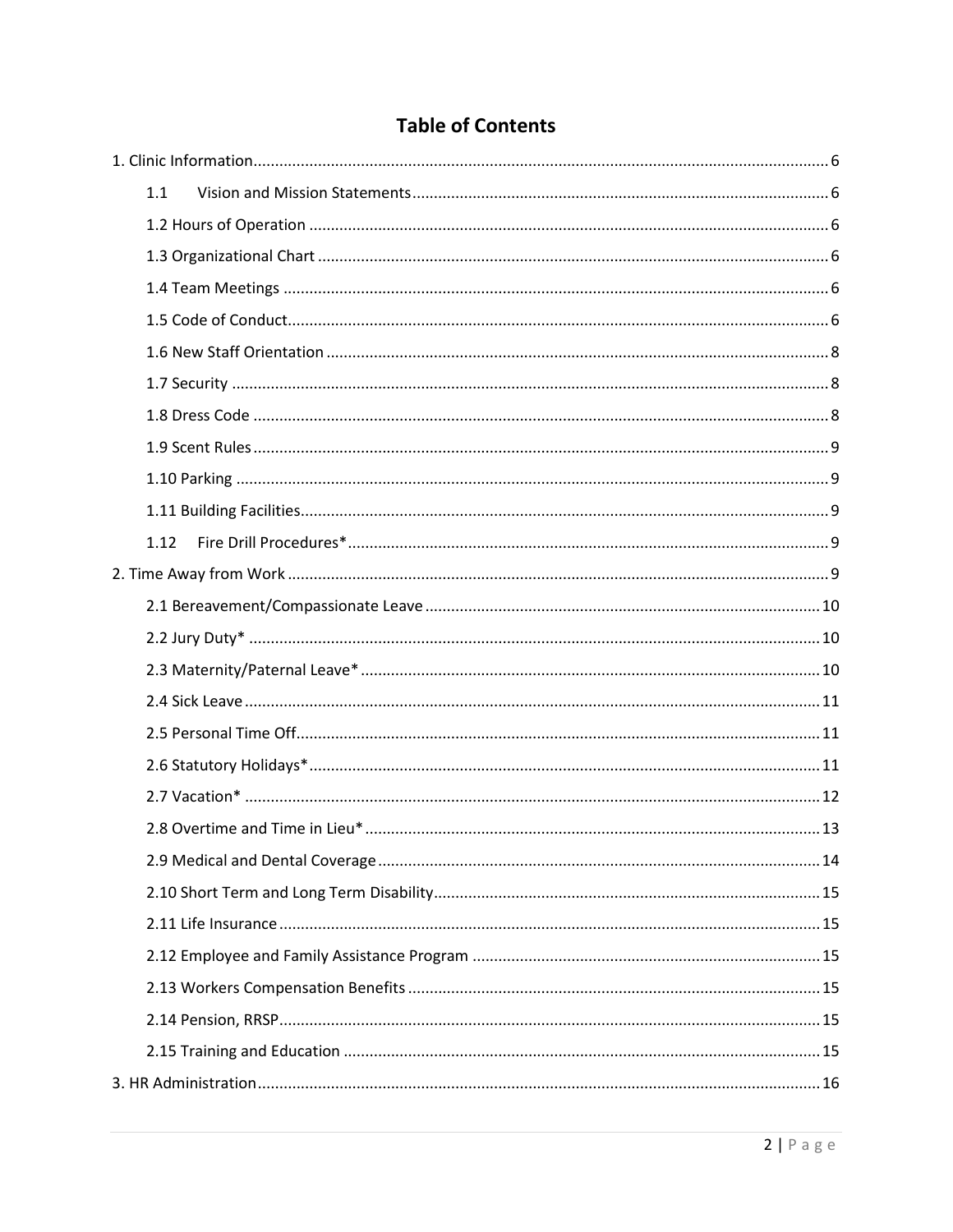# Table of Contents

1. Clinic Information ........ 6
   - 1.1 Vision and Mission Statements ........ 6
   - 1.2 Hours of Operation ........ 6
   - 1.3 Organizational Chart ........ 6
   - 1.4 Team Meetings ........ 6
   - 1.5 Code of Conduct ........ 6
   - 1.6 New Staff Orientation ........ 8
   - 1.7 Security ........ 8
   - 1.8 Dress Code ........ 8
   - 1.9 Scent Rules ........ 9
   - 1.10 Parking ........ 9
   - 1.11 Building Facilities ........ 9
   - 1.12 Fire Drill Procedures* ........ 9
2. Time Away from Work ........ 9
   - 2.1 Bereavement/Compassionate Leave ........ 10
   - 2.2 Jury Duty* ........ 10
   - 2.3 Maternity/Paternal Leave* ........ 10
   - 2.4 Sick Leave ........ 11
   - 2.5 Personal Time Off ........ 11
   - 2.6 Statutory Holidays* ........ 11
   - 2.7 Vacation* ........ 12
   - 2.8 Overtime and Time in Lieu* ........ 13
   - 2.9 Medical and Dental Coverage ........ 14
   - 2.10 Short Term and Long Term Disability ........ 15
   - 2.11 Life Insurance ........ 15
   - 2.12 Employee and Family Assistance Program ........ 15
   - 2.13 Workers Compensation Benefits ........ 15
   - 2.14 Pension, RRSP ........ 15
   - 2.15 Training and Education ........ 15
3. HR Administration ........ 16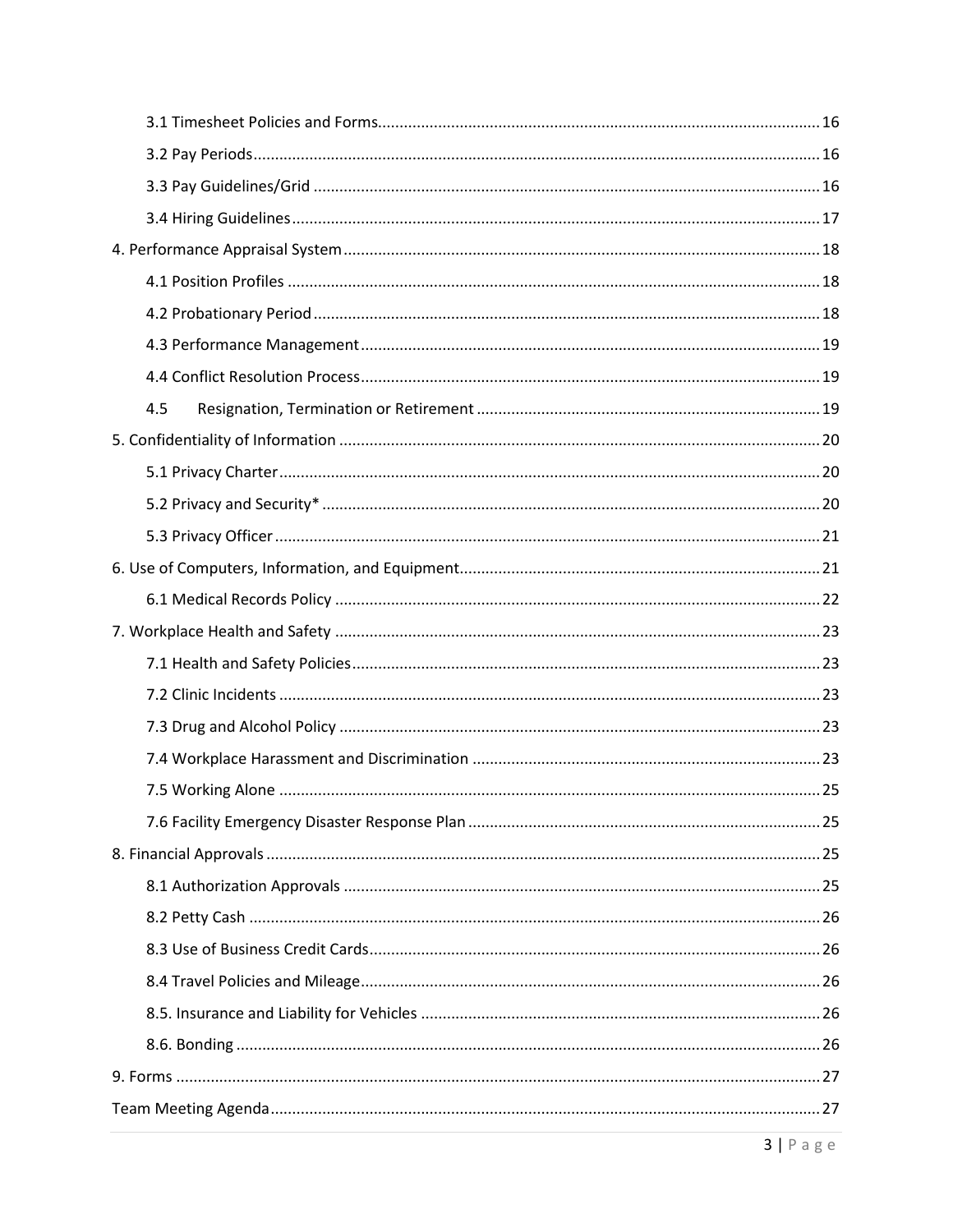3.1 Timesheet Policies and Forms ........ 16

3.2 Pay Periods ........ 16

3.3 Pay Guidelines/Grid ........ 16

3.4 Hiring Guidelines ........ 17

4. Performance Appraisal System ........ 18

4.1 Position Profiles ........ 18

4.2 Probationary Period ........ 18

4.3 Performance Management ........ 19

4.4 Conflict Resolution Process ........ 19

4.5 Resignation, Termination or Retirement ........ 19

5. Confidentiality of Information ........ 20

5.1 Privacy Charter ........ 20

5.2 Privacy and Security* ........ 20

5.3 Privacy Officer ........ 21

6. Use of Computers, Information, and Equipment ........ 21

6.1 Medical Records Policy ........ 22

7. Workplace Health and Safety ........ 23

7.1 Health and Safety Policies ........ 23

7.2 Clinic Incidents ........ 23

7.3 Drug and Alcohol Policy ........ 23

7.4 Workplace Harassment and Discrimination ........ 23

7.5 Working Alone ........ 25

7.6 Facility Emergency Disaster Response Plan ........ 25

8. Financial Approvals ........ 25

8.1 Authorization Approvals ........ 25

8.2 Petty Cash ........ 26

8.3 Use of Business Credit Cards ........ 26

8.4 Travel Policies and Mileage ........ 26

8.5. Insurance and Liability for Vehicles ........ 26

8.6. Bonding ........ 26

9. Forms ........ 27

Team Meeting Agenda ........ 27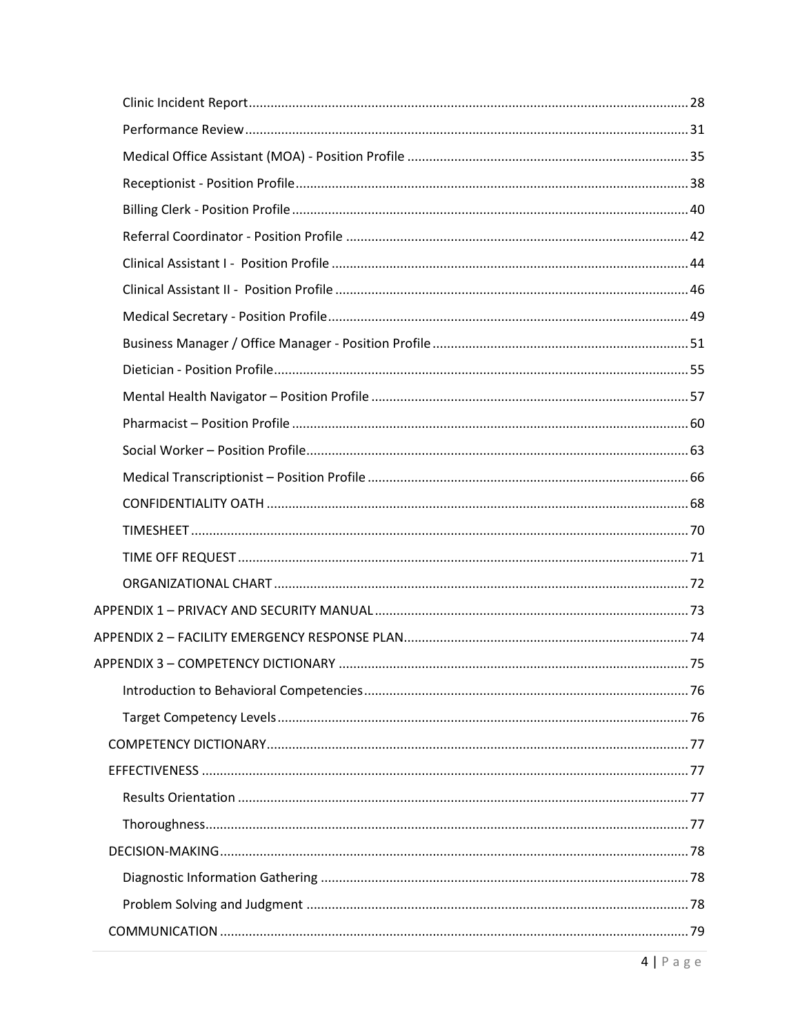Clinic Incident Report ........ 28
Performance Review ........ 31
Medical Office Assistant (MOA) - Position Profile ........ 35
Receptionist - Position Profile ........ 38
Billing Clerk - Position Profile ........ 40
Referral Coordinator - Position Profile ........ 42
Clinical Assistant I - Position Profile ........ 44
Clinical Assistant II - Position Profile ........ 46
Medical Secretary - Position Profile ........ 49
Business Manager / Office Manager - Position Profile ........ 51
Dietician - Position Profile ........ 55
Mental Health Navigator – Position Profile ........ 57
Pharmacist – Position Profile ........ 60
Social Worker – Position Profile ........ 63
Medical Transcriptionist – Position Profile ........ 66
CONFIDENTIALITY OATH ........ 68
TIMESHEET ........ 70
TIME OFF REQUEST ........ 71
ORGANIZATIONAL CHART ........ 72

APPENDIX 1 – PRIVACY AND SECURITY MANUAL ........ 73

APPENDIX 2 – FACILITY EMERGENCY RESPONSE PLAN ........ 74

APPENDIX 3 – COMPETENCY DICTIONARY ........ 75

Introduction to Behavioral Competencies ........ 76
Target Competency Levels ........ 76

COMPETENCY DICTIONARY ........ 77

EFFECTIVENESS ........ 77

Results Orientation ........ 77
Thoroughness ........ 77

DECISION-MAKING ........ 78

Diagnostic Information Gathering ........ 78
Problem Solving and Judgment ........ 78

COMMUNICATION ........ 79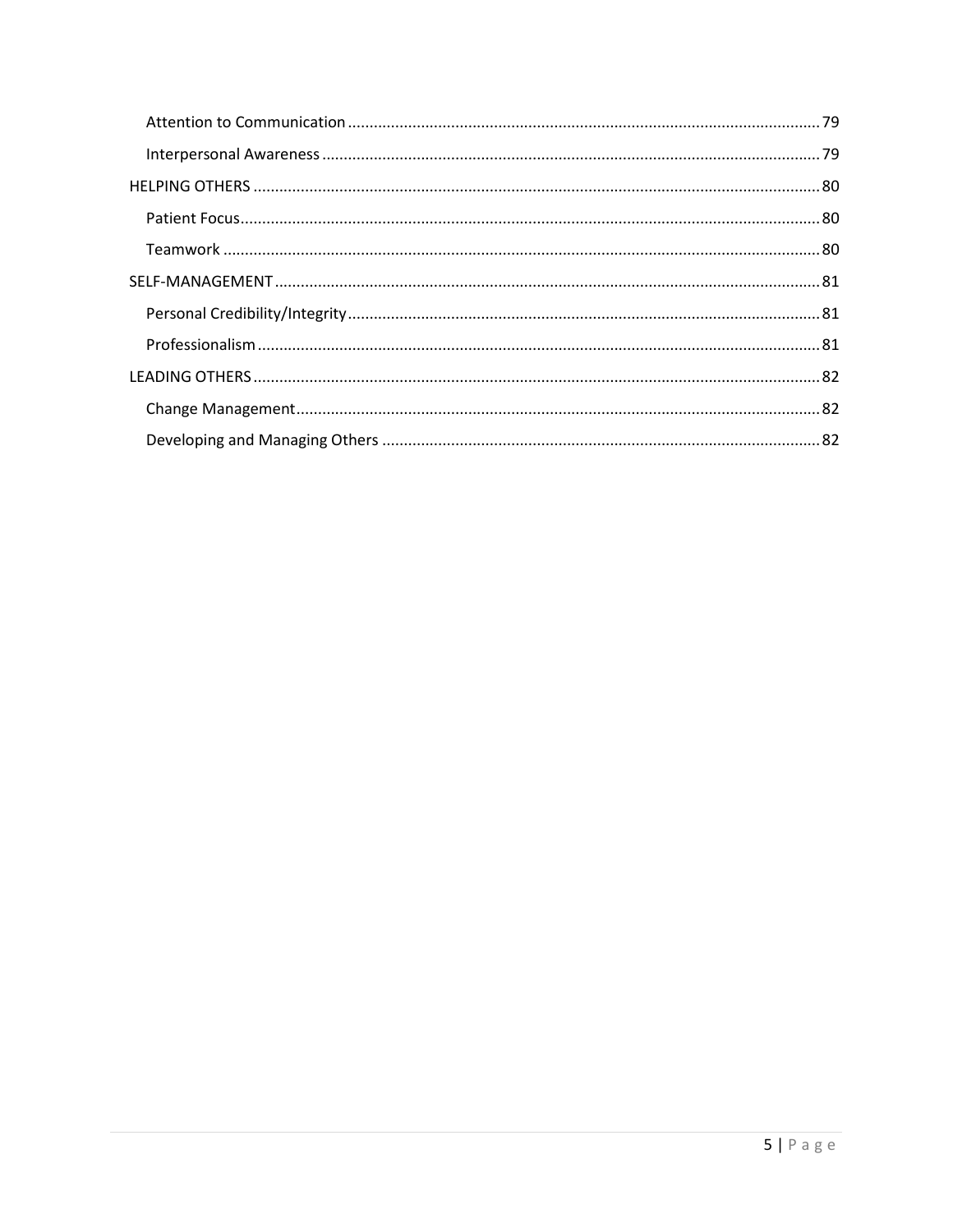- Attention to Communication ..... 79
- Interpersonal Awareness ..... 79

HELPING OTHERS ..... 80

- Patient Focus ..... 80
- Teamwork ..... 80

SELF-MANAGEMENT ..... 81

- Personal Credibility/Integrity ..... 81
- Professionalism ..... 81

LEADING OTHERS ..... 82

- Change Management ..... 82
- Developing and Managing Others ..... 82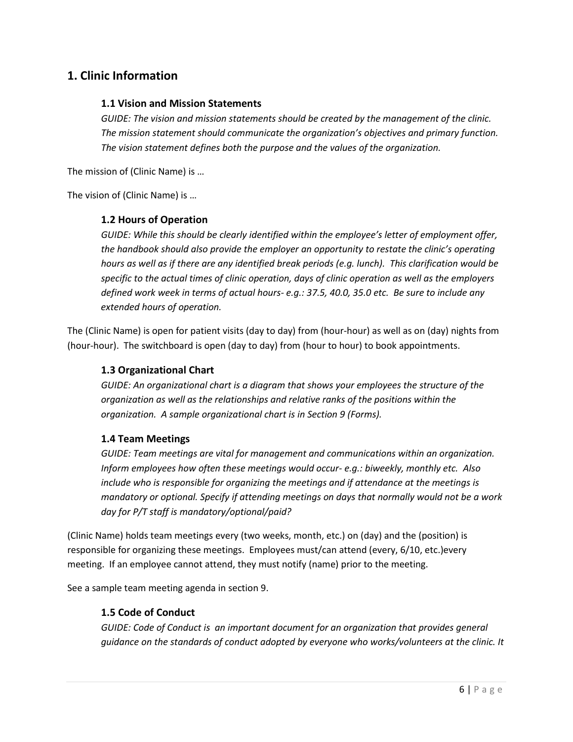# 1. Clinic Information

## 1.1 Vision and Mission Statements

*GUIDE: The vision and mission statements should be created by the management of the clinic. The mission statement should communicate the organization's objectives and primary function. The vision statement defines both the purpose and the values of the organization.*

The mission of (Clinic Name) is …

The vision of (Clinic Name) is …

## 1.2 Hours of Operation

*GUIDE: While this should be clearly identified within the employee's letter of employment offer, the handbook should also provide the employer an opportunity to restate the clinic's operating hours as well as if there are any identified break periods (e.g. lunch). This clarification would be specific to the actual times of clinic operation, days of clinic operation as well as the employers defined work week in terms of actual hours- e.g.: 37.5, 40.0, 35.0 etc. Be sure to include any extended hours of operation.*

The (Clinic Name) is open for patient visits (day to day) from (hour-hour) as well as on (day) nights from (hour-hour). The switchboard is open (day to day) from (hour to hour) to book appointments.

## 1.3 Organizational Chart

*GUIDE: An organizational chart is a diagram that shows your employees the structure of the organization as well as the relationships and relative ranks of the positions within the organization. A sample organizational chart is in Section 9 (Forms).*

## 1.4 Team Meetings

*GUIDE: Team meetings are vital for management and communications within an organization. Inform employees how often these meetings would occur- e.g.: biweekly, monthly etc. Also include who is responsible for organizing the meetings and if attendance at the meetings is mandatory or optional. Specify if attending meetings on days that normally would not be a work day for P/T staff is mandatory/optional/paid?*

(Clinic Name) holds team meetings every (two weeks, month, etc.) on (day) and the (position) is responsible for organizing these meetings. Employees must/can attend (every, 6/10, etc.)every meeting. If an employee cannot attend, they must notify (name) prior to the meeting.

See a sample team meeting agenda in section 9.

## 1.5 Code of Conduct

*GUIDE: Code of Conduct is an important document for an organization that provides general guidance on the standards of conduct adopted by everyone who works/volunteers at the clinic. It*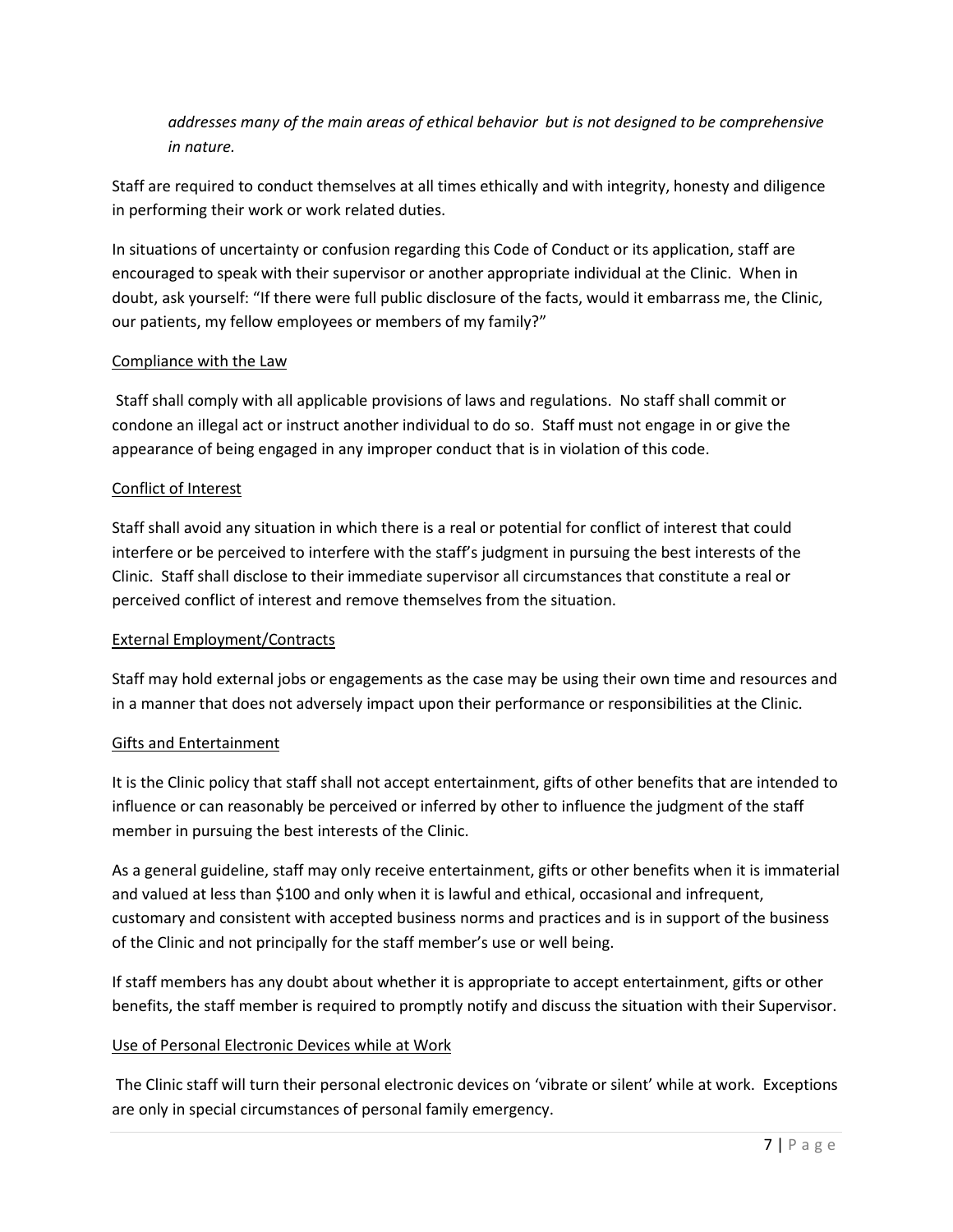*addresses many of the main areas of ethical behavior  but is not designed to be comprehensive in nature.*

Staff are required to conduct themselves at all times ethically and with integrity, honesty and diligence in performing their work or work related duties.

In situations of uncertainty or confusion regarding this Code of Conduct or its application, staff are encouraged to speak with their supervisor or another appropriate individual at the Clinic.  When in doubt, ask yourself: "If there were full public disclosure of the facts, would it embarrass me, the Clinic, our patients, my fellow employees or members of my family?"

<u>Compliance with the Law</u>

Staff shall comply with all applicable provisions of laws and regulations.  No staff shall commit or condone an illegal act or instruct another individual to do so.  Staff must not engage in or give the appearance of being engaged in any improper conduct that is in violation of this code.

<u>Conflict of Interest</u>

Staff shall avoid any situation in which there is a real or potential for conflict of interest that could interfere or be perceived to interfere with the staff's judgment in pursuing the best interests of the Clinic.  Staff shall disclose to their immediate supervisor all circumstances that constitute a real or perceived conflict of interest and remove themselves from the situation.

<u>External Employment/Contracts</u>

Staff may hold external jobs or engagements as the case may be using their own time and resources and in a manner that does not adversely impact upon their performance or responsibilities at the Clinic.

<u>Gifts and Entertainment</u>

It is the Clinic policy that staff shall not accept entertainment, gifts of other benefits that are intended to influence or can reasonably be perceived or inferred by other to influence the judgment of the staff member in pursuing the best interests of the Clinic.

As a general guideline, staff may only receive entertainment, gifts or other benefits when it is immaterial and valued at less than $100 and only when it is lawful and ethical, occasional and infrequent, customary and consistent with accepted business norms and practices and is in support of the business of the Clinic and not principally for the staff member's use or well being.

If staff members has any doubt about whether it is appropriate to accept entertainment, gifts or other benefits, the staff member is required to promptly notify and discuss the situation with their Supervisor.

<u>Use of Personal Electronic Devices while at Work</u>

The Clinic staff will turn their personal electronic devices on 'vibrate or silent' while at work.  Exceptions are only in special circumstances of personal family emergency.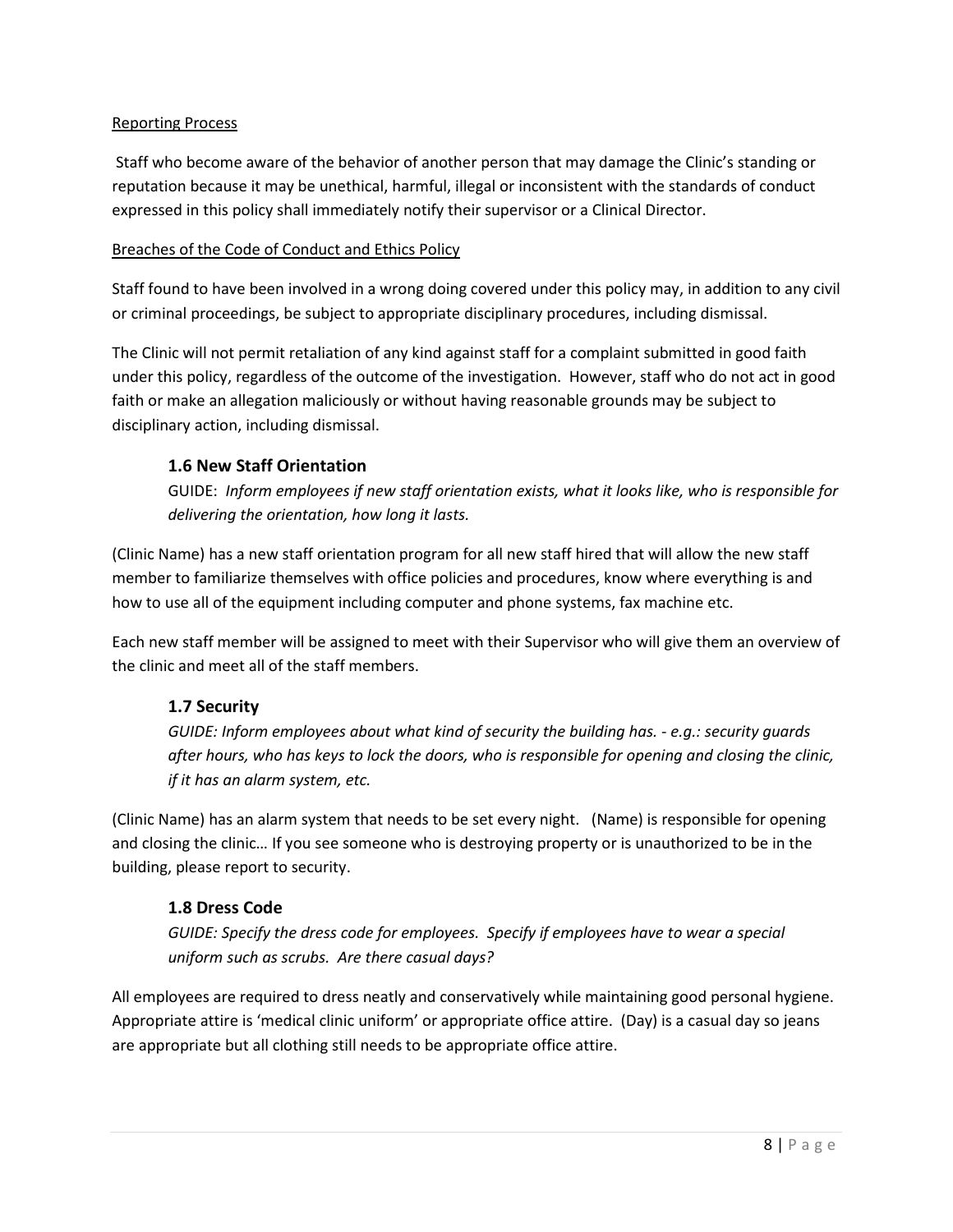Reporting Process

Staff who become aware of the behavior of another person that may damage the Clinic's standing or reputation because it may be unethical, harmful, illegal or inconsistent with the standards of conduct expressed in this policy shall immediately notify their supervisor or a Clinical Director.

Breaches of the Code of Conduct and Ethics Policy

Staff found to have been involved in a wrong doing covered under this policy may, in addition to any civil or criminal proceedings, be subject to appropriate disciplinary procedures, including dismissal.

The Clinic will not permit retaliation of any kind against staff for a complaint submitted in good faith under this policy, regardless of the outcome of the investigation. However, staff who do not act in good faith or make an allegation maliciously or without having reasonable grounds may be subject to disciplinary action, including dismissal.

### 1.6 New Staff Orientation

GUIDE: *Inform employees if new staff orientation exists, what it looks like, who is responsible for delivering the orientation, how long it lasts.*

(Clinic Name) has a new staff orientation program for all new staff hired that will allow the new staff member to familiarize themselves with office policies and procedures, know where everything is and how to use all of the equipment including computer and phone systems, fax machine etc.

Each new staff member will be assigned to meet with their Supervisor who will give them an overview of the clinic and meet all of the staff members.

### 1.7 Security

*GUIDE: Inform employees about what kind of security the building has. - e.g.: security guards after hours, who has keys to lock the doors, who is responsible for opening and closing the clinic, if it has an alarm system, etc.*

(Clinic Name) has an alarm system that needs to be set every night. (Name) is responsible for opening and closing the clinic… If you see someone who is destroying property or is unauthorized to be in the building, please report to security.

### 1.8 Dress Code

*GUIDE: Specify the dress code for employees. Specify if employees have to wear a special uniform such as scrubs. Are there casual days?*

All employees are required to dress neatly and conservatively while maintaining good personal hygiene. Appropriate attire is 'medical clinic uniform' or appropriate office attire. (Day) is a casual day so jeans are appropriate but all clothing still needs to be appropriate office attire.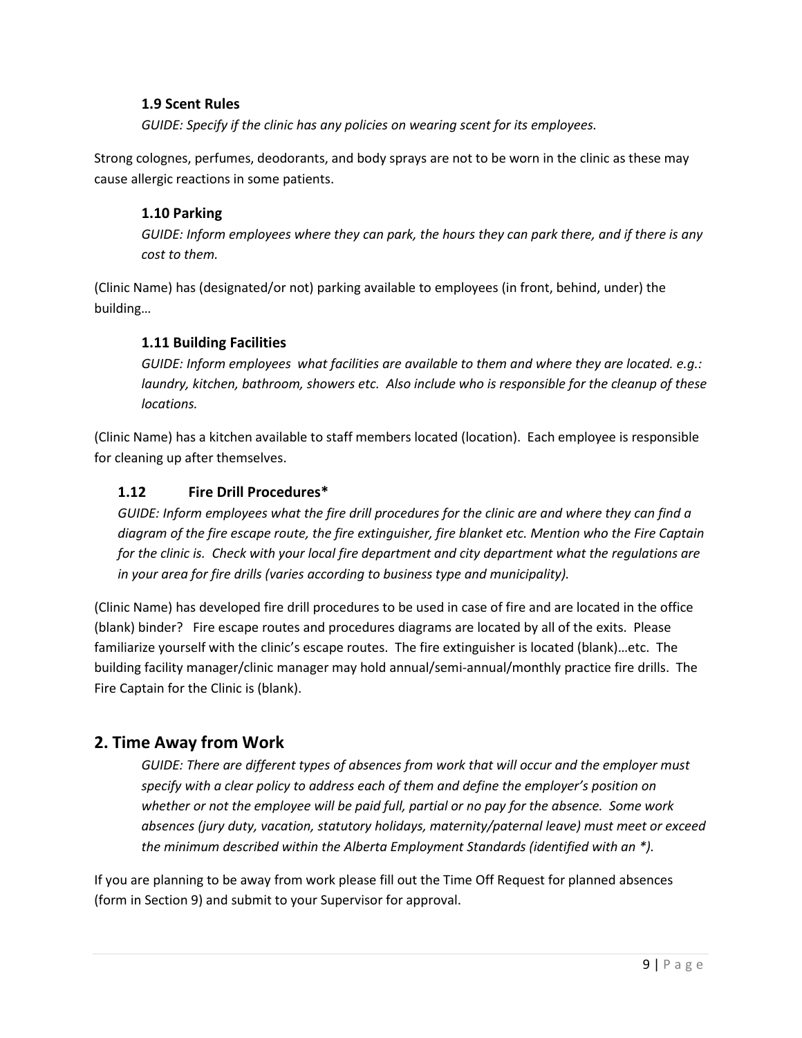### 1.9 Scent Rules

*GUIDE: Specify if the clinic has any policies on wearing scent for its employees.*

Strong colognes, perfumes, deodorants, and body sprays are not to be worn in the clinic as these may cause allergic reactions in some patients.

### 1.10 Parking

*GUIDE: Inform employees where they can park, the hours they can park there, and if there is any cost to them.*

(Clinic Name) has (designated/or not) parking available to employees (in front, behind, under) the building…

### 1.11 Building Facilities

*GUIDE: Inform employees what facilities are available to them and where they are located. e.g.: laundry, kitchen, bathroom, showers etc. Also include who is responsible for the cleanup of these locations.*

(Clinic Name) has a kitchen available to staff members located (location). Each employee is responsible for cleaning up after themselves.

### 1.12 Fire Drill Procedures*

*GUIDE: Inform employees what the fire drill procedures for the clinic are and where they can find a diagram of the fire escape route, the fire extinguisher, fire blanket etc. Mention who the Fire Captain for the clinic is. Check with your local fire department and city department what the regulations are in your area for fire drills (varies according to business type and municipality).*

(Clinic Name) has developed fire drill procedures to be used in case of fire and are located in the office (blank) binder? Fire escape routes and procedures diagrams are located by all of the exits. Please familiarize yourself with the clinic's escape routes. The fire extinguisher is located (blank)…etc. The building facility manager/clinic manager may hold annual/semi-annual/monthly practice fire drills. The Fire Captain for the Clinic is (blank).

## 2. Time Away from Work

*GUIDE: There are different types of absences from work that will occur and the employer must specify with a clear policy to address each of them and define the employer's position on whether or not the employee will be paid full, partial or no pay for the absence. Some work absences (jury duty, vacation, statutory holidays, maternity/paternal leave) must meet or exceed the minimum described within the Alberta Employment Standards (identified with an *).*

If you are planning to be away from work please fill out the Time Off Request for planned absences (form in Section 9) and submit to your Supervisor for approval.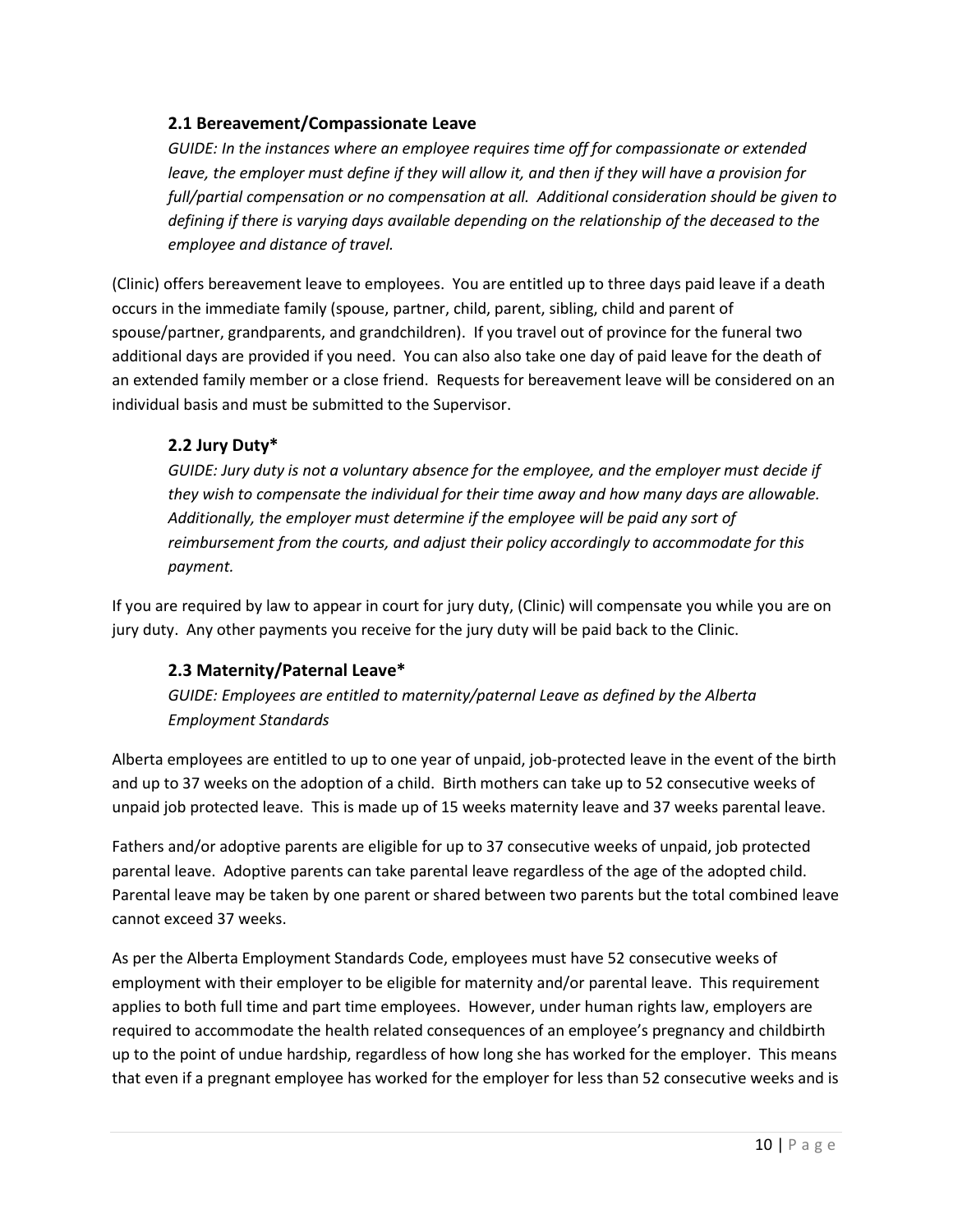### 2.1 Bereavement/Compassionate Leave

*GUIDE: In the instances where an employee requires time off for compassionate or extended leave, the employer must define if they will allow it, and then if they will have a provision for full/partial compensation or no compensation at all. Additional consideration should be given to defining if there is varying days available depending on the relationship of the deceased to the employee and distance of travel.*

(Clinic) offers bereavement leave to employees. You are entitled up to three days paid leave if a death occurs in the immediate family (spouse, partner, child, parent, sibling, child and parent of spouse/partner, grandparents, and grandchildren). If you travel out of province for the funeral two additional days are provided if you need. You can also also take one day of paid leave for the death of an extended family member or a close friend. Requests for bereavement leave will be considered on an individual basis and must be submitted to the Supervisor.

### 2.2 Jury Duty*

*GUIDE: Jury duty is not a voluntary absence for the employee, and the employer must decide if they wish to compensate the individual for their time away and how many days are allowable. Additionally, the employer must determine if the employee will be paid any sort of reimbursement from the courts, and adjust their policy accordingly to accommodate for this payment.*

If you are required by law to appear in court for jury duty, (Clinic) will compensate you while you are on jury duty. Any other payments you receive for the jury duty will be paid back to the Clinic.

### 2.3 Maternity/Paternal Leave*

*GUIDE: Employees are entitled to maternity/paternal Leave as defined by the Alberta Employment Standards*

Alberta employees are entitled to up to one year of unpaid, job-protected leave in the event of the birth and up to 37 weeks on the adoption of a child. Birth mothers can take up to 52 consecutive weeks of unpaid job protected leave. This is made up of 15 weeks maternity leave and 37 weeks parental leave.

Fathers and/or adoptive parents are eligible for up to 37 consecutive weeks of unpaid, job protected parental leave. Adoptive parents can take parental leave regardless of the age of the adopted child. Parental leave may be taken by one parent or shared between two parents but the total combined leave cannot exceed 37 weeks.

As per the Alberta Employment Standards Code, employees must have 52 consecutive weeks of employment with their employer to be eligible for maternity and/or parental leave. This requirement applies to both full time and part time employees. However, under human rights law, employers are required to accommodate the health related consequences of an employee's pregnancy and childbirth up to the point of undue hardship, regardless of how long she has worked for the employer. This means that even if a pregnant employee has worked for the employer for less than 52 consecutive weeks and is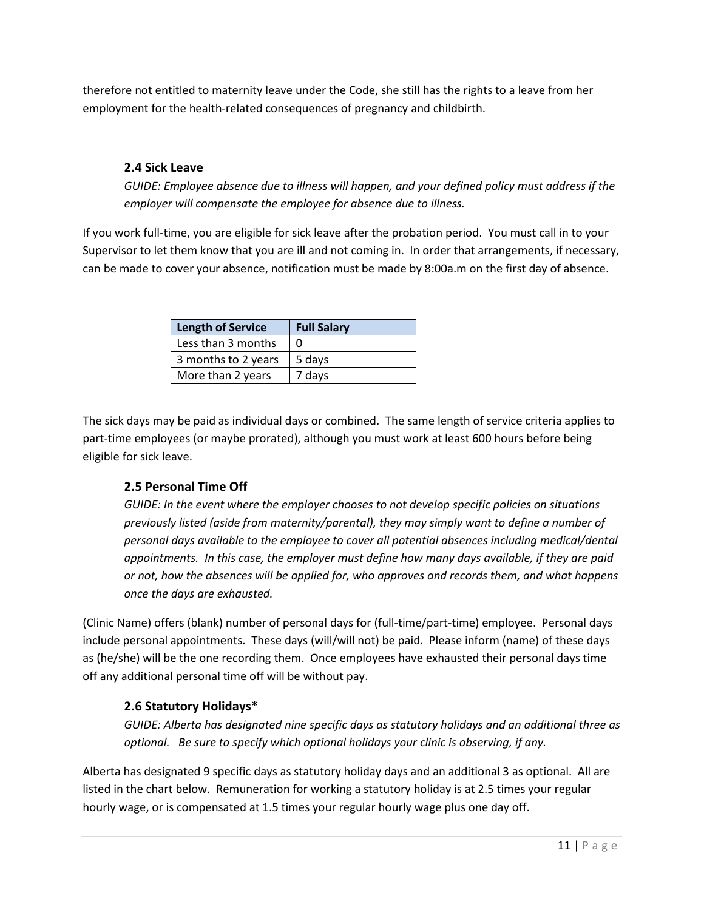therefore not entitled to maternity leave under the Code, she still has the rights to a leave from her employment for the health-related consequences of pregnancy and childbirth.

### 2.4 Sick Leave

*GUIDE: Employee absence due to illness will happen, and your defined policy must address if the employer will compensate the employee for absence due to illness.*

If you work full-time, you are eligible for sick leave after the probation period. You must call in to your Supervisor to let them know that you are ill and not coming in. In order that arrangements, if necessary, can be made to cover your absence, notification must be made by 8:00a.m on the first day of absence.

| Length of Service | Full Salary |
|---|---|
| Less than 3 months | 0 |
| 3 months to 2 years | 5 days |
| More than 2 years | 7 days |

The sick days may be paid as individual days or combined. The same length of service criteria applies to part-time employees (or maybe prorated), although you must work at least 600 hours before being eligible for sick leave.

### 2.5 Personal Time Off

*GUIDE: In the event where the employer chooses to not develop specific policies on situations previously listed (aside from maternity/parental), they may simply want to define a number of personal days available to the employee to cover all potential absences including medical/dental appointments. In this case, the employer must define how many days available, if they are paid or not, how the absences will be applied for, who approves and records them, and what happens once the days are exhausted.*

(Clinic Name) offers (blank) number of personal days for (full-time/part-time) employee. Personal days include personal appointments. These days (will/will not) be paid. Please inform (name) of these days as (he/she) will be the one recording them. Once employees have exhausted their personal days time off any additional personal time off will be without pay.

### 2.6 Statutory Holidays*

*GUIDE: Alberta has designated nine specific days as statutory holidays and an additional three as optional. Be sure to specify which optional holidays your clinic is observing, if any.*

Alberta has designated 9 specific days as statutory holiday days and an additional 3 as optional. All are listed in the chart below. Remuneration for working a statutory holiday is at 2.5 times your regular hourly wage, or is compensated at 1.5 times your regular hourly wage plus one day off.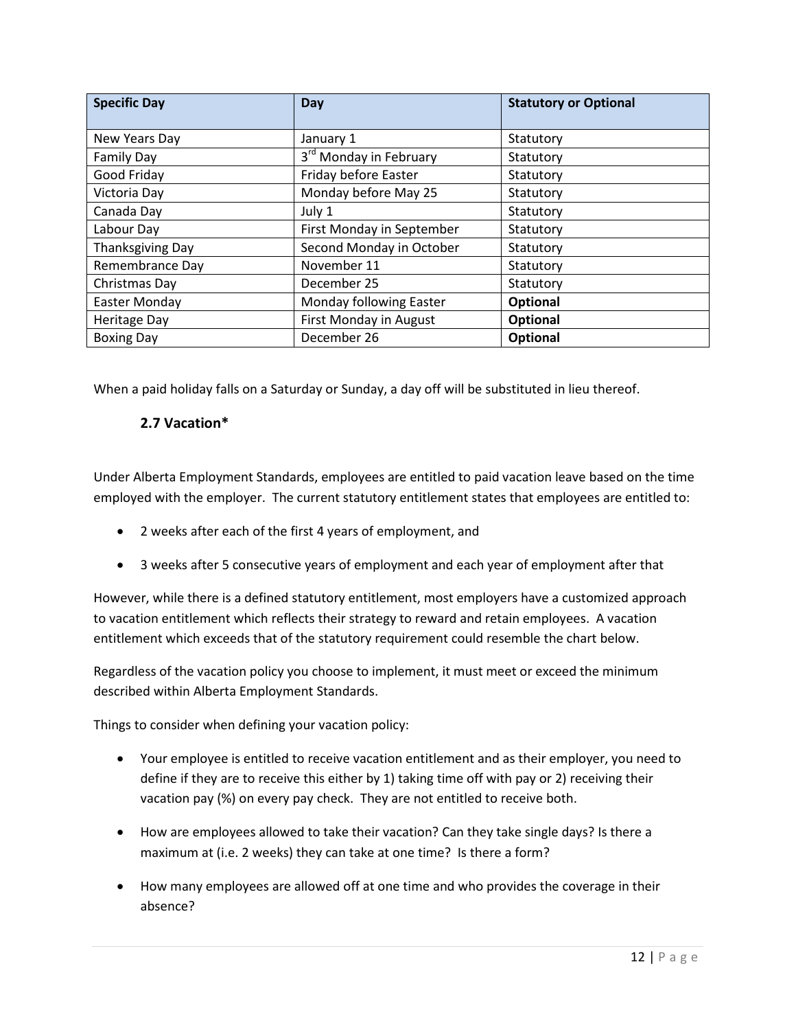| Specific Day | Day | Statutory or Optional |
|---|---|---|
| New Years Day | January 1 | Statutory |
| Family Day | 3rd Monday in February | Statutory |
| Good Friday | Friday before Easter | Statutory |
| Victoria Day | Monday before May 25 | Statutory |
| Canada Day | July 1 | Statutory |
| Labour Day | First Monday in September | Statutory |
| Thanksgiving Day | Second Monday in October | Statutory |
| Remembrance Day | November 11 | Statutory |
| Christmas Day | December 25 | Statutory |
| Easter Monday | Monday following Easter | **Optional** |
| Heritage Day | First Monday in August | **Optional** |
| Boxing Day | December 26 | **Optional** |

When a paid holiday falls on a Saturday or Sunday, a day off will be substituted in lieu thereof.

### 2.7 Vacation*

Under Alberta Employment Standards, employees are entitled to paid vacation leave based on the time employed with the employer. The current statutory entitlement states that employees are entitled to:

- 2 weeks after each of the first 4 years of employment, and
- 3 weeks after 5 consecutive years of employment and each year of employment after that

However, while there is a defined statutory entitlement, most employers have a customized approach to vacation entitlement which reflects their strategy to reward and retain employees. A vacation entitlement which exceeds that of the statutory requirement could resemble the chart below.

Regardless of the vacation policy you choose to implement, it must meet or exceed the minimum described within Alberta Employment Standards.

Things to consider when defining your vacation policy:

- Your employee is entitled to receive vacation entitlement and as their employer, you need to define if they are to receive this either by 1) taking time off with pay or 2) receiving their vacation pay (%) on every pay check. They are not entitled to receive both.
- How are employees allowed to take their vacation? Can they take single days? Is there a maximum at (i.e. 2 weeks) they can take at one time? Is there a form?
- How many employees are allowed off at one time and who provides the coverage in their absence?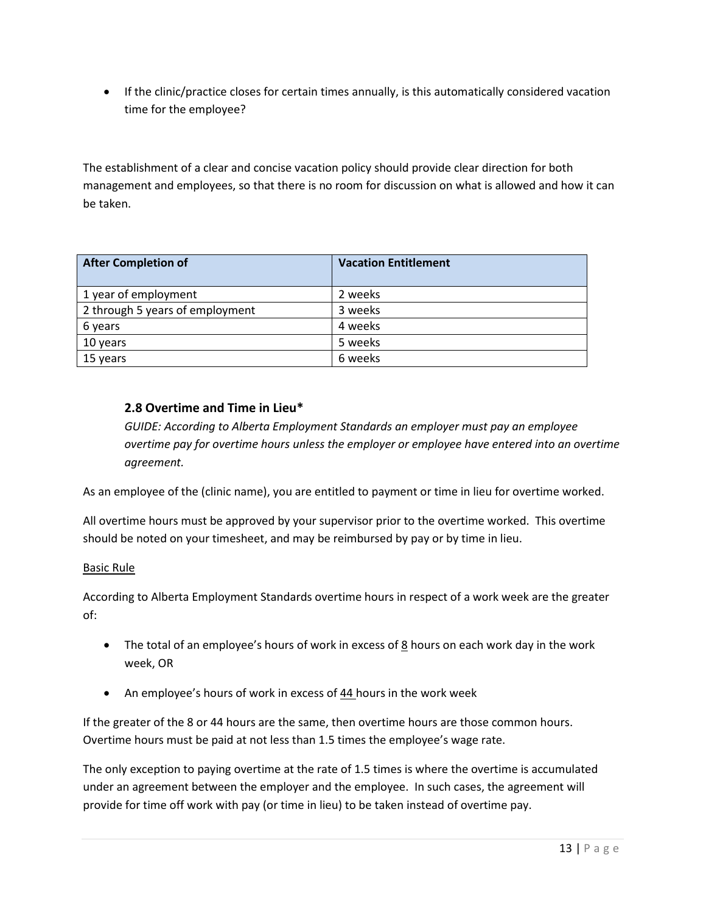- If the clinic/practice closes for certain times annually, is this automatically considered vacation time for the employee?

The establishment of a clear and concise vacation policy should provide clear direction for both management and employees, so that there is no room for discussion on what is allowed and how it can be taken.

| After Completion of | Vacation Entitlement |
|---|---|
| 1 year of employment | 2 weeks |
| 2 through 5 years of employment | 3 weeks |
| 6 years | 4 weeks |
| 10 years | 5 weeks |
| 15 years | 6 weeks |

### 2.8 Overtime and Time in Lieu*

*GUIDE: According to Alberta Employment Standards an employer must pay an employee overtime pay for overtime hours unless the employer or employee have entered into an overtime agreement.*

As an employee of the (clinic name), you are entitled to payment or time in lieu for overtime worked.

All overtime hours must be approved by your supervisor prior to the overtime worked. This overtime should be noted on your timesheet, and may be reimbursed by pay or by time in lieu.

<u>Basic Rule</u>

According to Alberta Employment Standards overtime hours in respect of a work week are the greater of:

- The total of an employee's hours of work in excess of <u>8</u> hours on each work day in the work week, OR
- An employee's hours of work in excess of <u>44</u> hours in the work week

If the greater of the 8 or 44 hours are the same, then overtime hours are those common hours. Overtime hours must be paid at not less than 1.5 times the employee's wage rate.

The only exception to paying overtime at the rate of 1.5 times is where the overtime is accumulated under an agreement between the employer and the employee. In such cases, the agreement will provide for time off work with pay (or time in lieu) to be taken instead of overtime pay.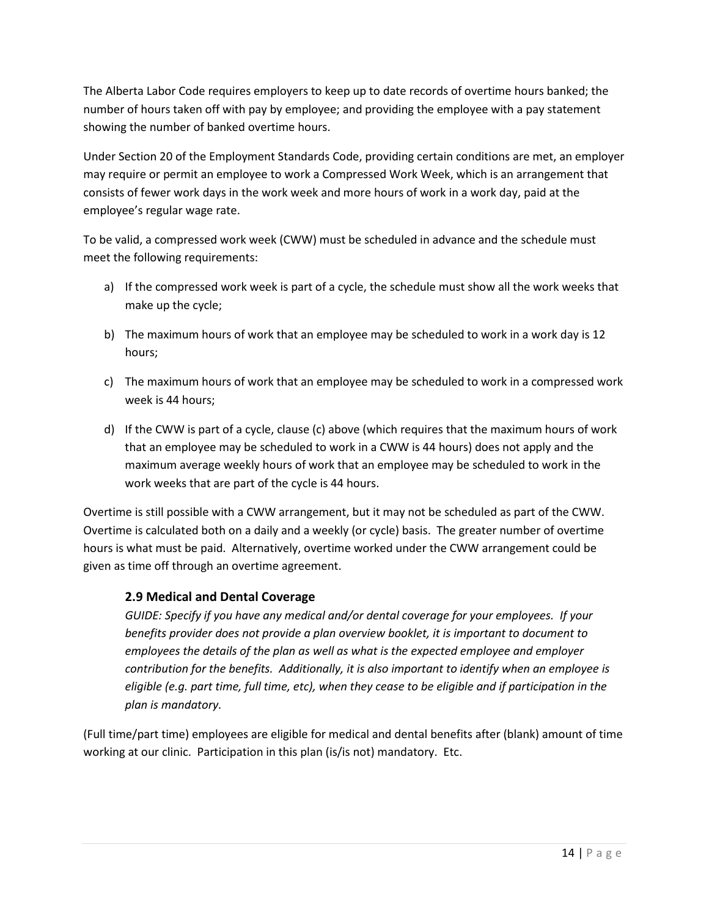The Alberta Labor Code requires employers to keep up to date records of overtime hours banked; the number of hours taken off with pay by employee; and providing the employee with a pay statement showing the number of banked overtime hours.

Under Section 20 of the Employment Standards Code, providing certain conditions are met, an employer may require or permit an employee to work a Compressed Work Week, which is an arrangement that consists of fewer work days in the work week and more hours of work in a work day, paid at the employee's regular wage rate.

To be valid, a compressed work week (CWW) must be scheduled in advance and the schedule must meet the following requirements:

a) If the compressed work week is part of a cycle, the schedule must show all the work weeks that make up the cycle;

b) The maximum hours of work that an employee may be scheduled to work in a work day is 12 hours;

c) The maximum hours of work that an employee may be scheduled to work in a compressed work week is 44 hours;

d) If the CWW is part of a cycle, clause (c) above (which requires that the maximum hours of work that an employee may be scheduled to work in a CWW is 44 hours) does not apply and the maximum average weekly hours of work that an employee may be scheduled to work in the work weeks that are part of the cycle is 44 hours.

Overtime is still possible with a CWW arrangement, but it may not be scheduled as part of the CWW. Overtime is calculated both on a daily and a weekly (or cycle) basis. The greater number of overtime hours is what must be paid. Alternatively, overtime worked under the CWW arrangement could be given as time off through an overtime agreement.

### 2.9 Medical and Dental Coverage

*GUIDE: Specify if you have any medical and/or dental coverage for your employees. If your benefits provider does not provide a plan overview booklet, it is important to document to employees the details of the plan as well as what is the expected employee and employer contribution for the benefits. Additionally, it is also important to identify when an employee is eligible (e.g. part time, full time, etc), when they cease to be eligible and if participation in the plan is mandatory.*

(Full time/part time) employees are eligible for medical and dental benefits after (blank) amount of time working at our clinic. Participation in this plan (is/is not) mandatory. Etc.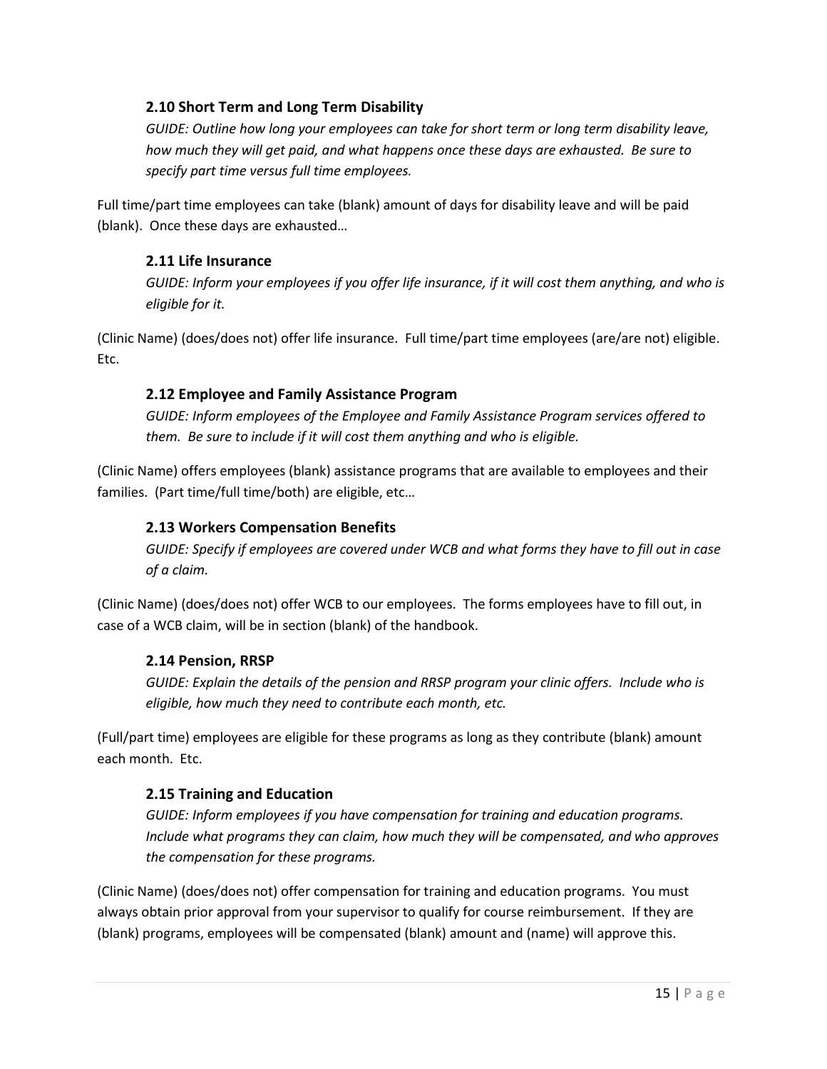### 2.10 Short Term and Long Term Disability

*GUIDE: Outline how long your employees can take for short term or long term disability leave, how much they will get paid, and what happens once these days are exhausted. Be sure to specify part time versus full time employees.*

Full time/part time employees can take (blank) amount of days for disability leave and will be paid (blank). Once these days are exhausted…

### 2.11 Life Insurance

*GUIDE: Inform your employees if you offer life insurance, if it will cost them anything, and who is eligible for it.*

(Clinic Name) (does/does not) offer life insurance. Full time/part time employees (are/are not) eligible. Etc.

### 2.12 Employee and Family Assistance Program

*GUIDE: Inform employees of the Employee and Family Assistance Program services offered to them. Be sure to include if it will cost them anything and who is eligible.*

(Clinic Name) offers employees (blank) assistance programs that are available to employees and their families. (Part time/full time/both) are eligible, etc…

### 2.13 Workers Compensation Benefits

*GUIDE: Specify if employees are covered under WCB and what forms they have to fill out in case of a claim.*

(Clinic Name) (does/does not) offer WCB to our employees. The forms employees have to fill out, in case of a WCB claim, will be in section (blank) of the handbook.

### 2.14 Pension, RRSP

*GUIDE: Explain the details of the pension and RRSP program your clinic offers. Include who is eligible, how much they need to contribute each month, etc.*

(Full/part time) employees are eligible for these programs as long as they contribute (blank) amount each month. Etc.

### 2.15 Training and Education

*GUIDE: Inform employees if you have compensation for training and education programs. Include what programs they can claim, how much they will be compensated, and who approves the compensation for these programs.*

(Clinic Name) (does/does not) offer compensation for training and education programs. You must always obtain prior approval from your supervisor to qualify for course reimbursement. If they are (blank) programs, employees will be compensated (blank) amount and (name) will approve this.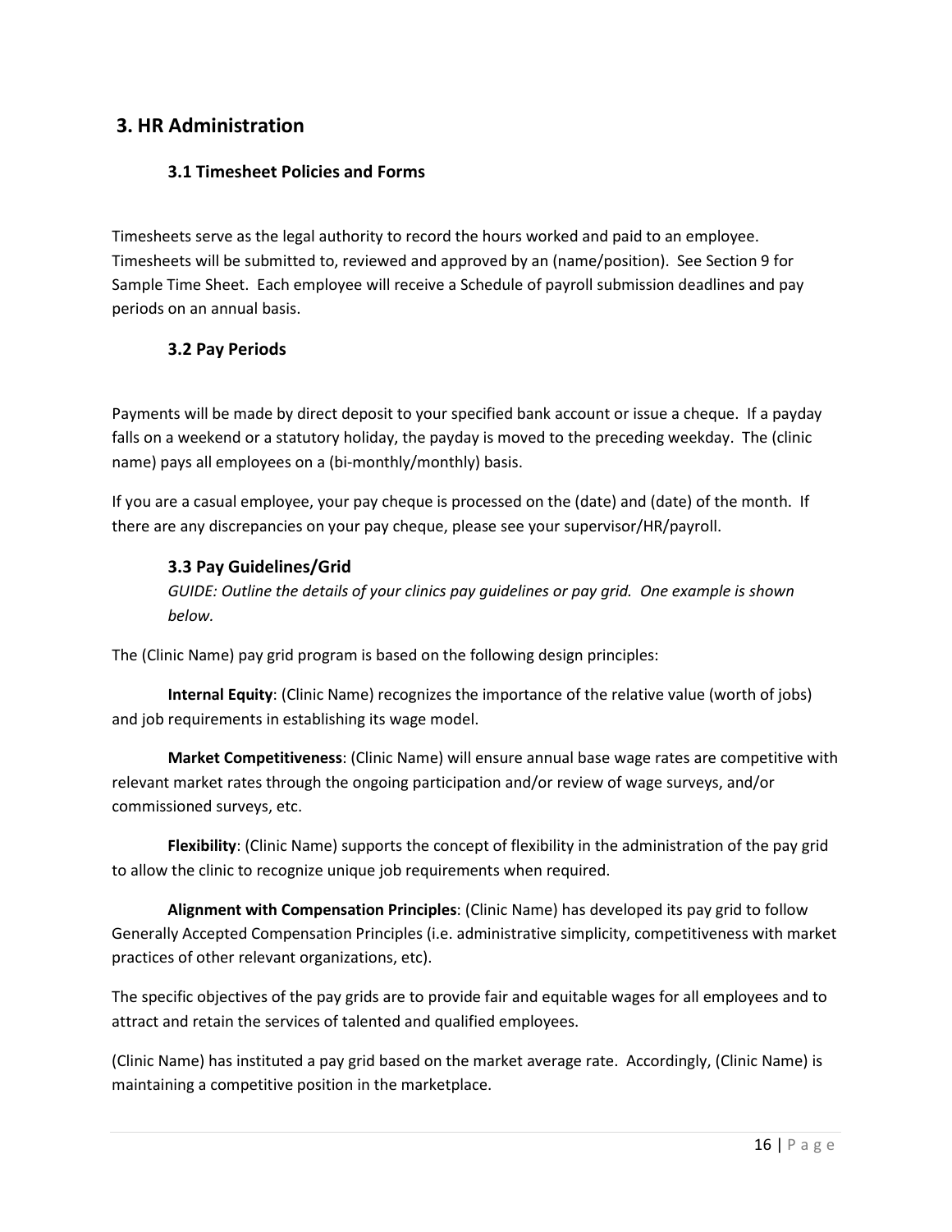# 3. HR Administration

## 3.1 Timesheet Policies and Forms

Timesheets serve as the legal authority to record the hours worked and paid to an employee. Timesheets will be submitted to, reviewed and approved by an (name/position). See Section 9 for Sample Time Sheet. Each employee will receive a Schedule of payroll submission deadlines and pay periods on an annual basis.

## 3.2 Pay Periods

Payments will be made by direct deposit to your specified bank account or issue a cheque. If a payday falls on a weekend or a statutory holiday, the payday is moved to the preceding weekday. The (clinic name) pays all employees on a (bi-monthly/monthly) basis.

If you are a casual employee, your pay cheque is processed on the (date) and (date) of the month. If there are any discrepancies on your pay cheque, please see your supervisor/HR/payroll.

## 3.3 Pay Guidelines/Grid

*GUIDE: Outline the details of your clinics pay guidelines or pay grid. One example is shown below.*

The (Clinic Name) pay grid program is based on the following design principles:

**Internal Equity**: (Clinic Name) recognizes the importance of the relative value (worth of jobs) and job requirements in establishing its wage model.

**Market Competitiveness**: (Clinic Name) will ensure annual base wage rates are competitive with relevant market rates through the ongoing participation and/or review of wage surveys, and/or commissioned surveys, etc.

**Flexibility**: (Clinic Name) supports the concept of flexibility in the administration of the pay grid to allow the clinic to recognize unique job requirements when required.

**Alignment with Compensation Principles**: (Clinic Name) has developed its pay grid to follow Generally Accepted Compensation Principles (i.e. administrative simplicity, competitiveness with market practices of other relevant organizations, etc).

The specific objectives of the pay grids are to provide fair and equitable wages for all employees and to attract and retain the services of talented and qualified employees.

(Clinic Name) has instituted a pay grid based on the market average rate. Accordingly, (Clinic Name) is maintaining a competitive position in the marketplace.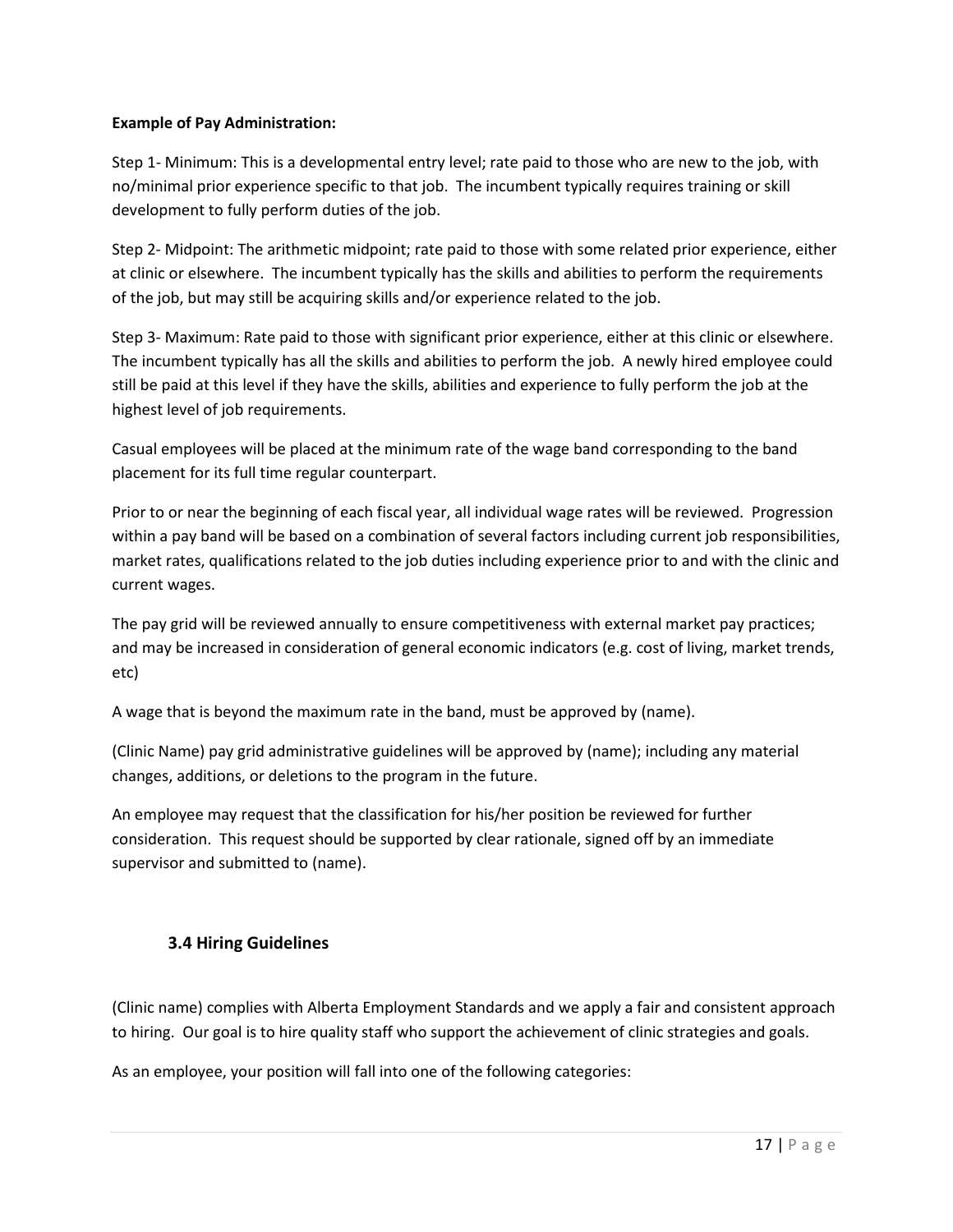**Example of Pay Administration:**

Step 1- Minimum: This is a developmental entry level; rate paid to those who are new to the job, with no/minimal prior experience specific to that job. The incumbent typically requires training or skill development to fully perform duties of the job.

Step 2- Midpoint: The arithmetic midpoint; rate paid to those with some related prior experience, either at clinic or elsewhere. The incumbent typically has the skills and abilities to perform the requirements of the job, but may still be acquiring skills and/or experience related to the job.

Step 3- Maximum: Rate paid to those with significant prior experience, either at this clinic or elsewhere. The incumbent typically has all the skills and abilities to perform the job. A newly hired employee could still be paid at this level if they have the skills, abilities and experience to fully perform the job at the highest level of job requirements.

Casual employees will be placed at the minimum rate of the wage band corresponding to the band placement for its full time regular counterpart.

Prior to or near the beginning of each fiscal year, all individual wage rates will be reviewed. Progression within a pay band will be based on a combination of several factors including current job responsibilities, market rates, qualifications related to the job duties including experience prior to and with the clinic and current wages.

The pay grid will be reviewed annually to ensure competitiveness with external market pay practices; and may be increased in consideration of general economic indicators (e.g. cost of living, market trends, etc)

A wage that is beyond the maximum rate in the band, must be approved by (name).

(Clinic Name) pay grid administrative guidelines will be approved by (name); including any material changes, additions, or deletions to the program in the future.

An employee may request that the classification for his/her position be reviewed for further consideration. This request should be supported by clear rationale, signed off by an immediate supervisor and submitted to (name).

## 3.4 Hiring Guidelines

(Clinic name) complies with Alberta Employment Standards and we apply a fair and consistent approach to hiring. Our goal is to hire quality staff who support the achievement of clinic strategies and goals.

As an employee, your position will fall into one of the following categories: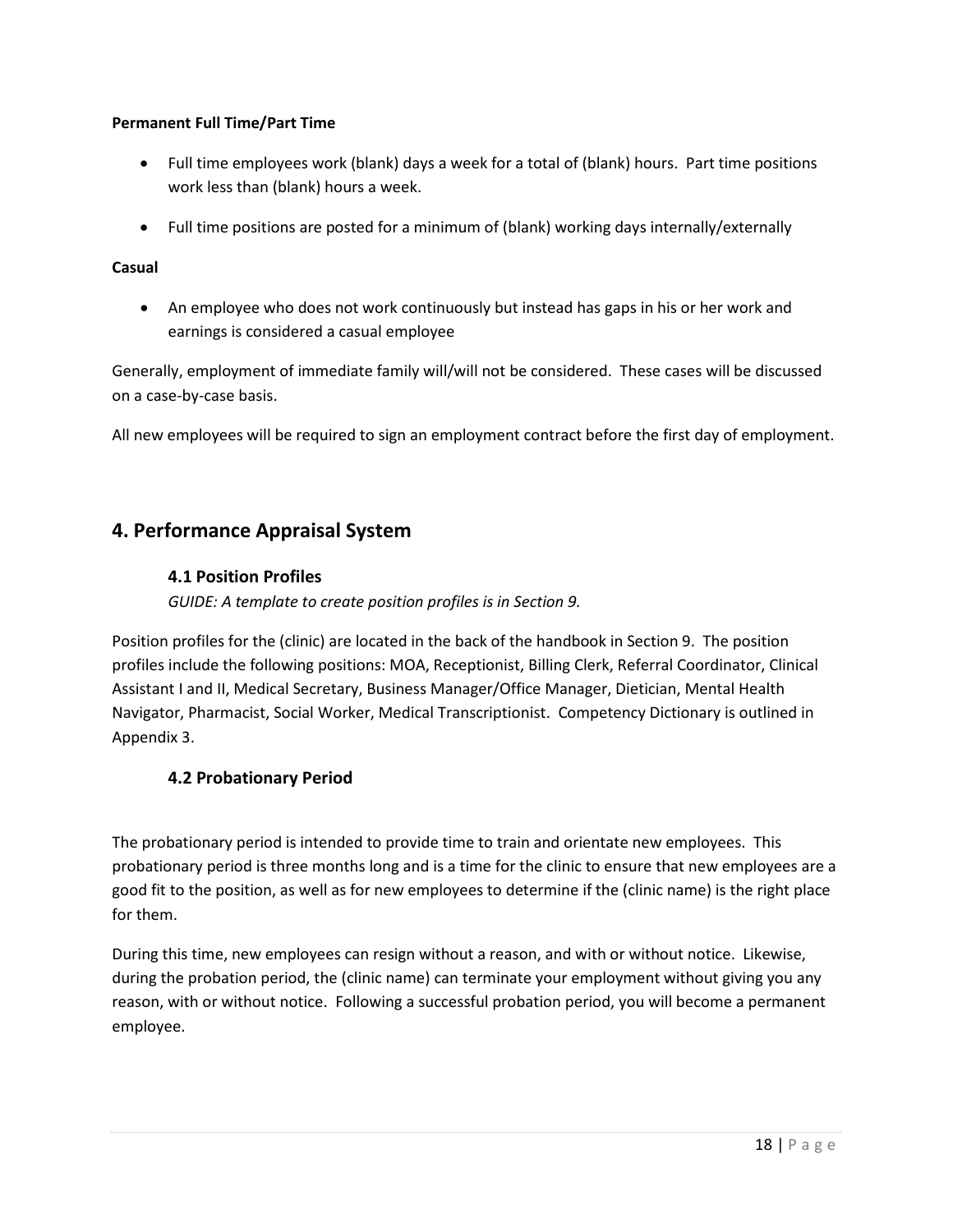**Permanent Full Time/Part Time**

- Full time employees work (blank) days a week for a total of (blank) hours. Part time positions work less than (blank) hours a week.
- Full time positions are posted for a minimum of (blank) working days internally/externally

**Casual**

- An employee who does not work continuously but instead has gaps in his or her work and earnings is considered a casual employee

Generally, employment of immediate family will/will not be considered. These cases will be discussed on a case-by-case basis.

All new employees will be required to sign an employment contract before the first day of employment.

## 4. Performance Appraisal System

### 4.1 Position Profiles

*GUIDE: A template to create position profiles is in Section 9.*

Position profiles for the (clinic) are located in the back of the handbook in Section 9. The position profiles include the following positions: MOA, Receptionist, Billing Clerk, Referral Coordinator, Clinical Assistant I and II, Medical Secretary, Business Manager/Office Manager, Dietician, Mental Health Navigator, Pharmacist, Social Worker, Medical Transcriptionist. Competency Dictionary is outlined in Appendix 3.

### 4.2 Probationary Period

The probationary period is intended to provide time to train and orientate new employees. This probationary period is three months long and is a time for the clinic to ensure that new employees are a good fit to the position, as well as for new employees to determine if the (clinic name) is the right place for them.

During this time, new employees can resign without a reason, and with or without notice. Likewise, during the probation period, the (clinic name) can terminate your employment without giving you any reason, with or without notice. Following a successful probation period, you will become a permanent employee.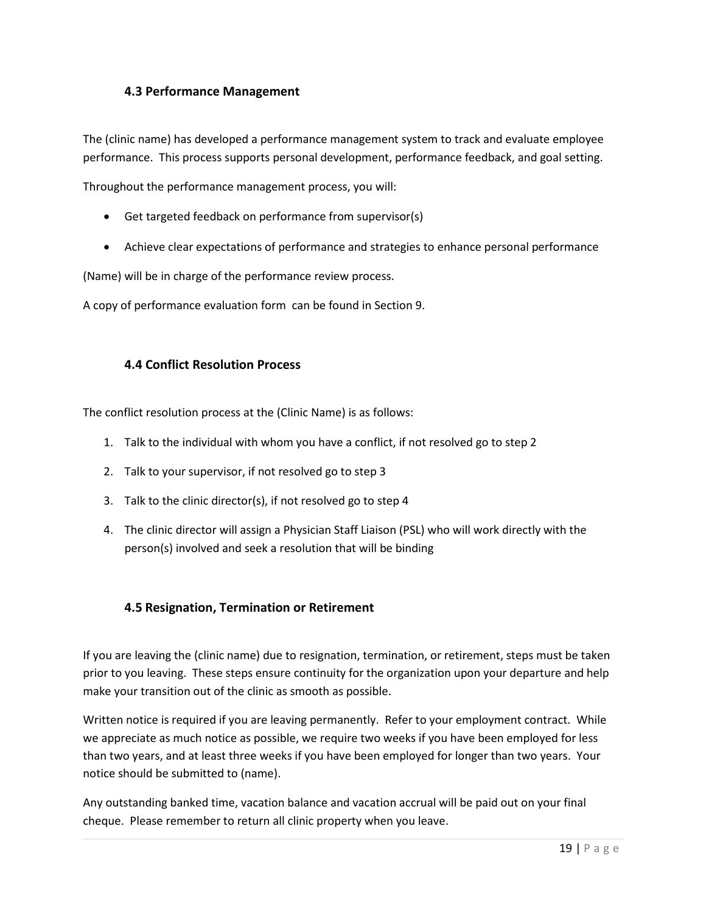### 4.3 Performance Management

The (clinic name) has developed a performance management system to track and evaluate employee performance. This process supports personal development, performance feedback, and goal setting.

Throughout the performance management process, you will:

- Get targeted feedback on performance from supervisor(s)
- Achieve clear expectations of performance and strategies to enhance personal performance

(Name) will be in charge of the performance review process.

A copy of performance evaluation form can be found in Section 9.

### 4.4 Conflict Resolution Process

The conflict resolution process at the (Clinic Name) is as follows:

1. Talk to the individual with whom you have a conflict, if not resolved go to step 2
2. Talk to your supervisor, if not resolved go to step 3
3. Talk to the clinic director(s), if not resolved go to step 4
4. The clinic director will assign a Physician Staff Liaison (PSL) who will work directly with the person(s) involved and seek a resolution that will be binding

### 4.5 Resignation, Termination or Retirement

If you are leaving the (clinic name) due to resignation, termination, or retirement, steps must be taken prior to you leaving. These steps ensure continuity for the organization upon your departure and help make your transition out of the clinic as smooth as possible.

Written notice is required if you are leaving permanently. Refer to your employment contract. While we appreciate as much notice as possible, we require two weeks if you have been employed for less than two years, and at least three weeks if you have been employed for longer than two years. Your notice should be submitted to (name).

Any outstanding banked time, vacation balance and vacation accrual will be paid out on your final cheque. Please remember to return all clinic property when you leave.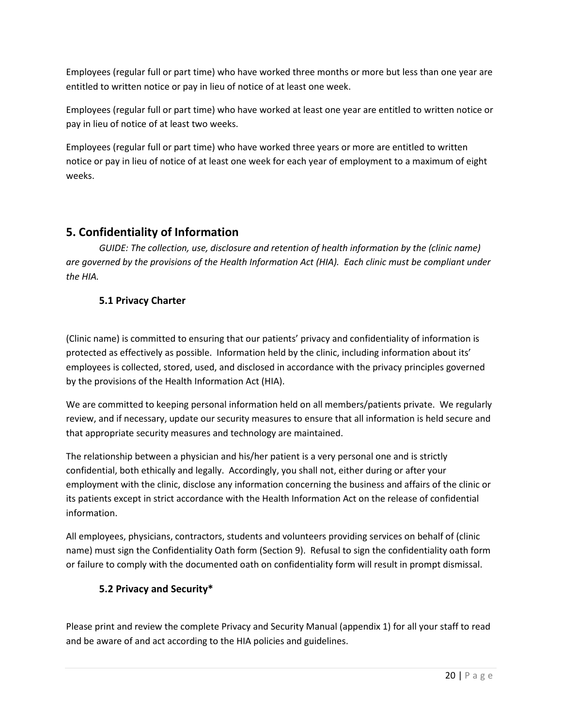Employees (regular full or part time) who have worked three months or more but less than one year are entitled to written notice or pay in lieu of notice of at least one week.

Employees (regular full or part time) who have worked at least one year are entitled to written notice or pay in lieu of notice of at least two weeks.

Employees (regular full or part time) who have worked three years or more are entitled to written notice or pay in lieu of notice of at least one week for each year of employment to a maximum of eight weeks.

## 5. Confidentiality of Information

*GUIDE: The collection, use, disclosure and retention of health information by the (clinic name) are governed by the provisions of the Health Information Act (HIA). Each clinic must be compliant under the HIA.*

### 5.1 Privacy Charter

(Clinic name) is committed to ensuring that our patients' privacy and confidentiality of information is protected as effectively as possible. Information held by the clinic, including information about its' employees is collected, stored, used, and disclosed in accordance with the privacy principles governed by the provisions of the Health Information Act (HIA).

We are committed to keeping personal information held on all members/patients private. We regularly review, and if necessary, update our security measures to ensure that all information is held secure and that appropriate security measures and technology are maintained.

The relationship between a physician and his/her patient is a very personal one and is strictly confidential, both ethically and legally. Accordingly, you shall not, either during or after your employment with the clinic, disclose any information concerning the business and affairs of the clinic or its patients except in strict accordance with the Health Information Act on the release of confidential information.

All employees, physicians, contractors, students and volunteers providing services on behalf of (clinic name) must sign the Confidentiality Oath form (Section 9). Refusal to sign the confidentiality oath form or failure to comply with the documented oath on confidentiality form will result in prompt dismissal.

### 5.2 Privacy and Security*

Please print and review the complete Privacy and Security Manual (appendix 1) for all your staff to read and be aware of and act according to the HIA policies and guidelines.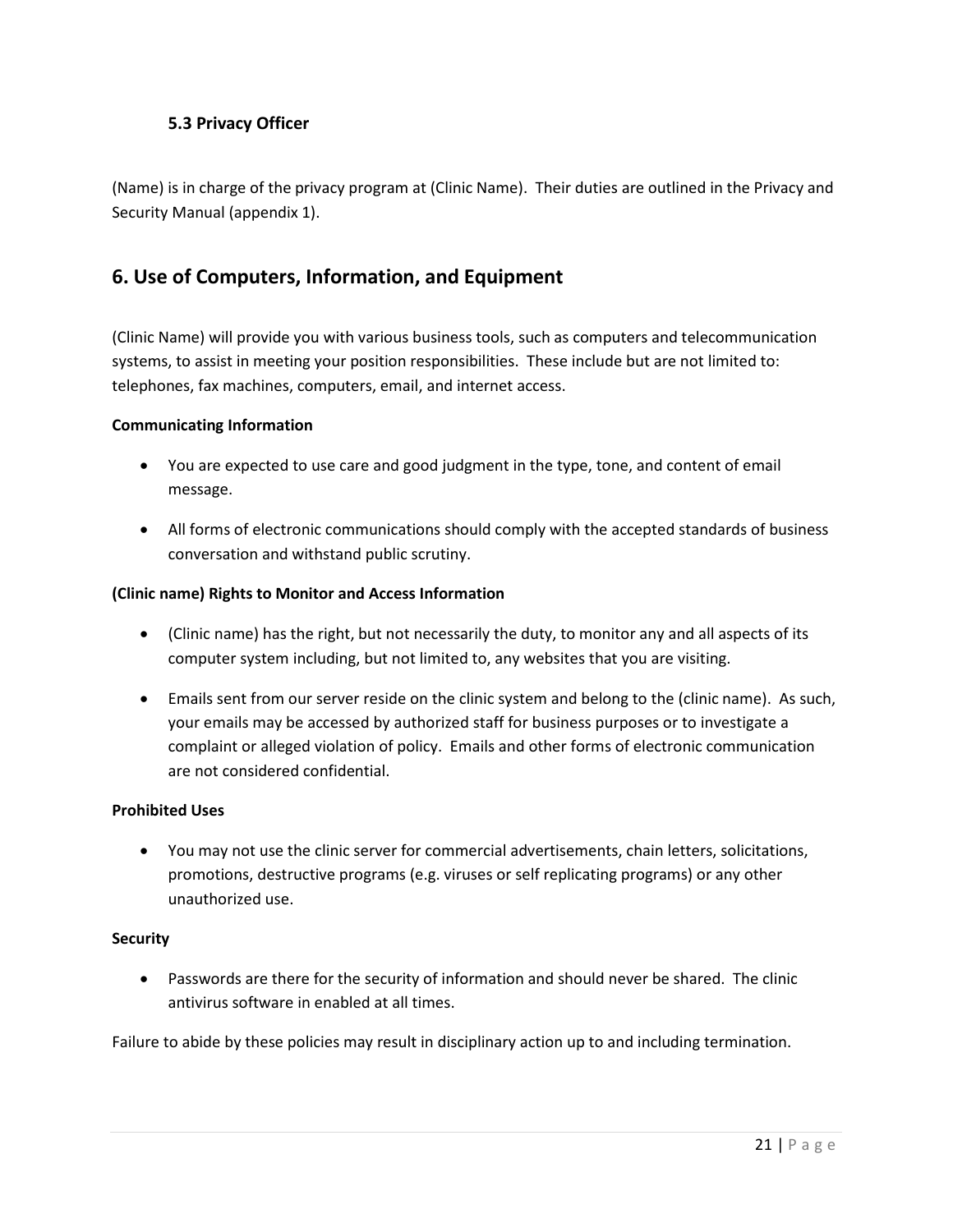### 5.3 Privacy Officer

(Name) is in charge of the privacy program at (Clinic Name). Their duties are outlined in the Privacy and Security Manual (appendix 1).

## 6. Use of Computers, Information, and Equipment

(Clinic Name) will provide you with various business tools, such as computers and telecommunication systems, to assist in meeting your position responsibilities. These include but are not limited to: telephones, fax machines, computers, email, and internet access.

**Communicating Information**

- You are expected to use care and good judgment in the type, tone, and content of email message.
- All forms of electronic communications should comply with the accepted standards of business conversation and withstand public scrutiny.

**(Clinic name) Rights to Monitor and Access Information**

- (Clinic name) has the right, but not necessarily the duty, to monitor any and all aspects of its computer system including, but not limited to, any websites that you are visiting.
- Emails sent from our server reside on the clinic system and belong to the (clinic name). As such, your emails may be accessed by authorized staff for business purposes or to investigate a complaint or alleged violation of policy. Emails and other forms of electronic communication are not considered confidential.

**Prohibited Uses**

- You may not use the clinic server for commercial advertisements, chain letters, solicitations, promotions, destructive programs (e.g. viruses or self replicating programs) or any other unauthorized use.

**Security**

- Passwords are there for the security of information and should never be shared. The clinic antivirus software in enabled at all times.

Failure to abide by these policies may result in disciplinary action up to and including termination.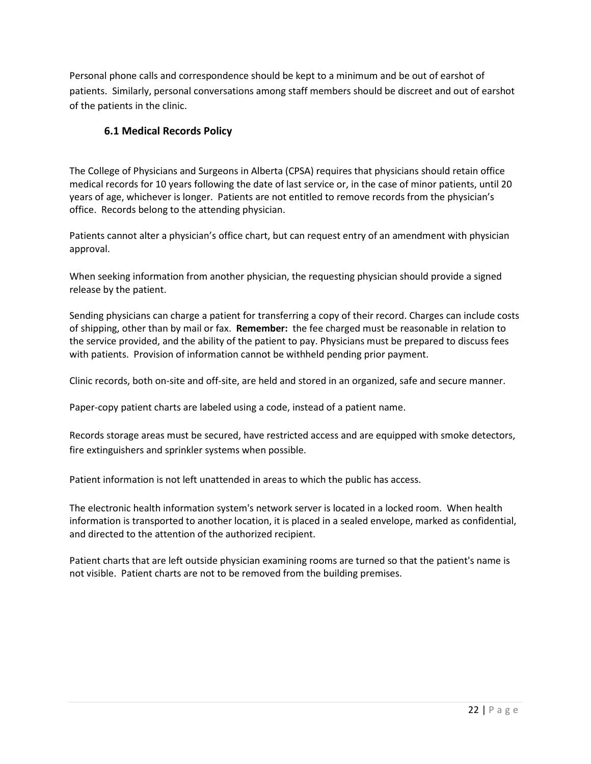Personal phone calls and correspondence should be kept to a minimum and be out of earshot of patients. Similarly, personal conversations among staff members should be discreet and out of earshot of the patients in the clinic.

## 6.1 Medical Records Policy

The College of Physicians and Surgeons in Alberta (CPSA) requires that physicians should retain office medical records for 10 years following the date of last service or, in the case of minor patients, until 20 years of age, whichever is longer. Patients are not entitled to remove records from the physician's office. Records belong to the attending physician.

Patients cannot alter a physician's office chart, but can request entry of an amendment with physician approval.

When seeking information from another physician, the requesting physician should provide a signed release by the patient.

Sending physicians can charge a patient for transferring a copy of their record. Charges can include costs of shipping, other than by mail or fax. **Remember:** the fee charged must be reasonable in relation to the service provided, and the ability of the patient to pay. Physicians must be prepared to discuss fees with patients. Provision of information cannot be withheld pending prior payment.

Clinic records, both on-site and off-site, are held and stored in an organized, safe and secure manner.

Paper-copy patient charts are labeled using a code, instead of a patient name.

Records storage areas must be secured, have restricted access and are equipped with smoke detectors, fire extinguishers and sprinkler systems when possible.

Patient information is not left unattended in areas to which the public has access.

The electronic health information system's network server is located in a locked room. When health information is transported to another location, it is placed in a sealed envelope, marked as confidential, and directed to the attention of the authorized recipient.

Patient charts that are left outside physician examining rooms are turned so that the patient's name is not visible. Patient charts are not to be removed from the building premises.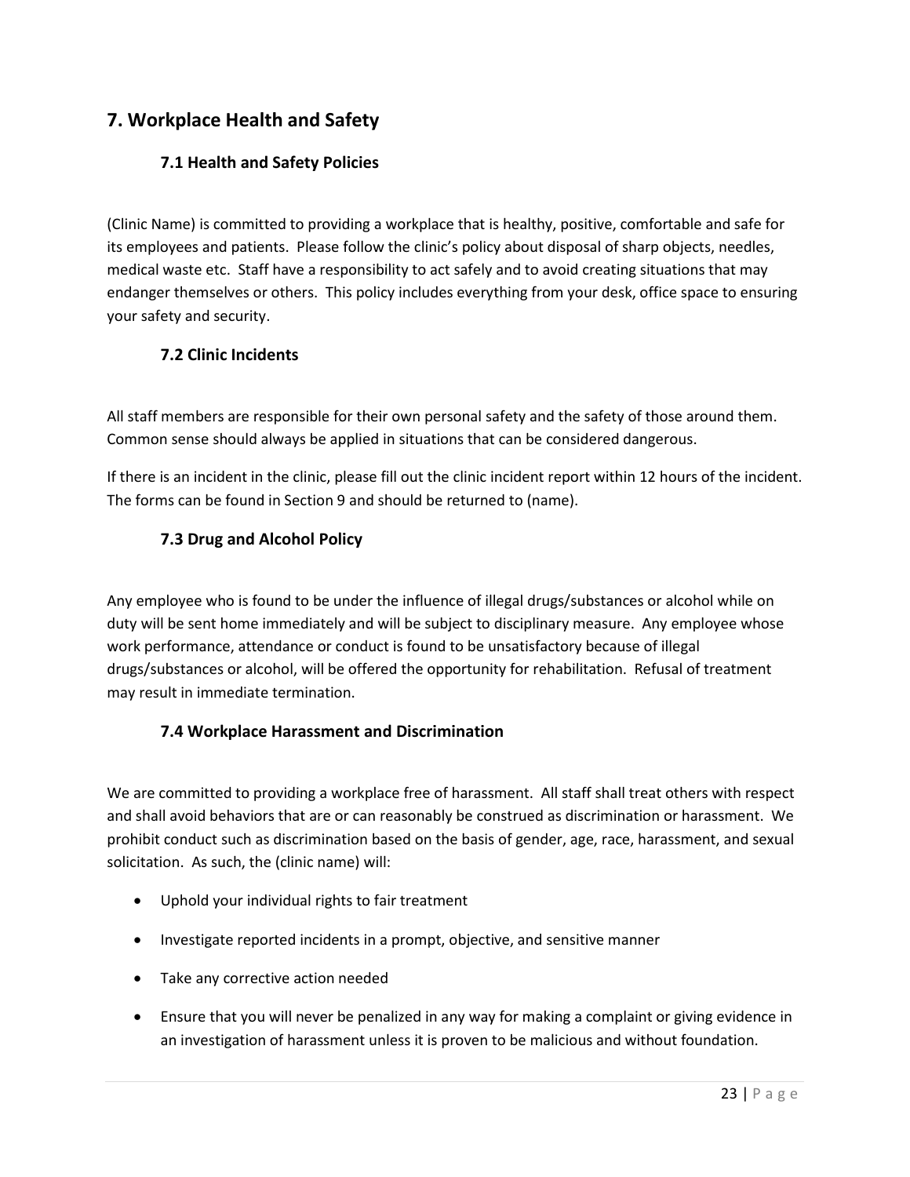## 7. Workplace Health and Safety

### 7.1 Health and Safety Policies

(Clinic Name) is committed to providing a workplace that is healthy, positive, comfortable and safe for its employees and patients. Please follow the clinic's policy about disposal of sharp objects, needles, medical waste etc. Staff have a responsibility to act safely and to avoid creating situations that may endanger themselves or others. This policy includes everything from your desk, office space to ensuring your safety and security.

### 7.2 Clinic Incidents

All staff members are responsible for their own personal safety and the safety of those around them. Common sense should always be applied in situations that can be considered dangerous.

If there is an incident in the clinic, please fill out the clinic incident report within 12 hours of the incident. The forms can be found in Section 9 and should be returned to (name).

### 7.3 Drug and Alcohol Policy

Any employee who is found to be under the influence of illegal drugs/substances or alcohol while on duty will be sent home immediately and will be subject to disciplinary measure. Any employee whose work performance, attendance or conduct is found to be unsatisfactory because of illegal drugs/substances or alcohol, will be offered the opportunity for rehabilitation. Refusal of treatment may result in immediate termination.

### 7.4 Workplace Harassment and Discrimination

We are committed to providing a workplace free of harassment. All staff shall treat others with respect and shall avoid behaviors that are or can reasonably be construed as discrimination or harassment. We prohibit conduct such as discrimination based on the basis of gender, age, race, harassment, and sexual solicitation. As such, the (clinic name) will:

- Uphold your individual rights to fair treatment
- Investigate reported incidents in a prompt, objective, and sensitive manner
- Take any corrective action needed
- Ensure that you will never be penalized in any way for making a complaint or giving evidence in an investigation of harassment unless it is proven to be malicious and without foundation.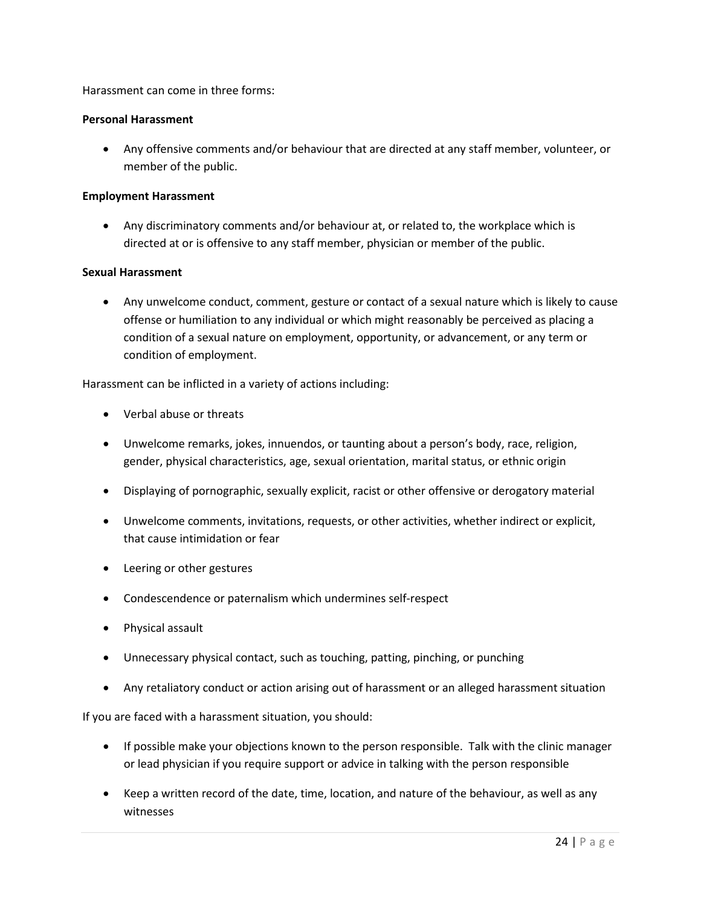Harassment can come in three forms:

**Personal Harassment**

- Any offensive comments and/or behaviour that are directed at any staff member, volunteer, or member of the public.

**Employment Harassment**

- Any discriminatory comments and/or behaviour at, or related to, the workplace which is directed at or is offensive to any staff member, physician or member of the public.

**Sexual Harassment**

- Any unwelcome conduct, comment, gesture or contact of a sexual nature which is likely to cause offense or humiliation to any individual or which might reasonably be perceived as placing a condition of a sexual nature on employment, opportunity, or advancement, or any term or condition of employment.

Harassment can be inflicted in a variety of actions including:

- Verbal abuse or threats
- Unwelcome remarks, jokes, innuendos, or taunting about a person's body, race, religion, gender, physical characteristics, age, sexual orientation, marital status, or ethnic origin
- Displaying of pornographic, sexually explicit, racist or other offensive or derogatory material
- Unwelcome comments, invitations, requests, or other activities, whether indirect or explicit, that cause intimidation or fear
- Leering or other gestures
- Condescendence or paternalism which undermines self-respect
- Physical assault
- Unnecessary physical contact, such as touching, patting, pinching, or punching
- Any retaliatory conduct or action arising out of harassment or an alleged harassment situation

If you are faced with a harassment situation, you should:

- If possible make your objections known to the person responsible. Talk with the clinic manager or lead physician if you require support or advice in talking with the person responsible
- Keep a written record of the date, time, location, and nature of the behaviour, as well as any witnesses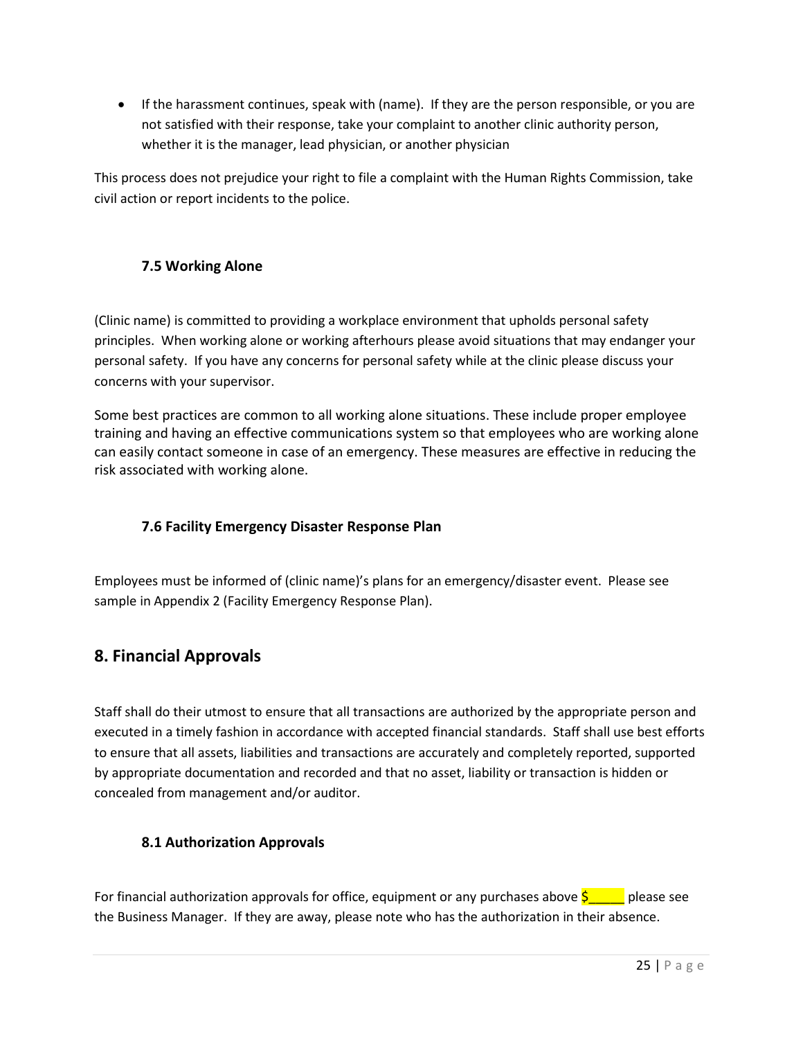- If the harassment continues, speak with (name). If they are the person responsible, or you are not satisfied with their response, take your complaint to another clinic authority person, whether it is the manager, lead physician, or another physician

This process does not prejudice your right to file a complaint with the Human Rights Commission, take civil action or report incidents to the police.

### 7.5 Working Alone

(Clinic name) is committed to providing a workplace environment that upholds personal safety principles. When working alone or working afterhours please avoid situations that may endanger your personal safety. If you have any concerns for personal safety while at the clinic please discuss your concerns with your supervisor.

Some best practices are common to all working alone situations. These include proper employee training and having an effective communications system so that employees who are working alone can easily contact someone in case of an emergency. These measures are effective in reducing the risk associated with working alone.

### 7.6 Facility Emergency Disaster Response Plan

Employees must be informed of (clinic name)'s plans for an emergency/disaster event. Please see sample in Appendix 2 (Facility Emergency Response Plan).

## 8. Financial Approvals

Staff shall do their utmost to ensure that all transactions are authorized by the appropriate person and executed in a timely fashion in accordance with accepted financial standards. Staff shall use best efforts to ensure that all assets, liabilities and transactions are accurately and completely reported, supported by appropriate documentation and recorded and that no asset, liability or transaction is hidden or concealed from management and/or auditor.

### 8.1 Authorization Approvals

For financial authorization approvals for office, equipment or any purchases above $_____ please see the Business Manager. If they are away, please note who has the authorization in their absence.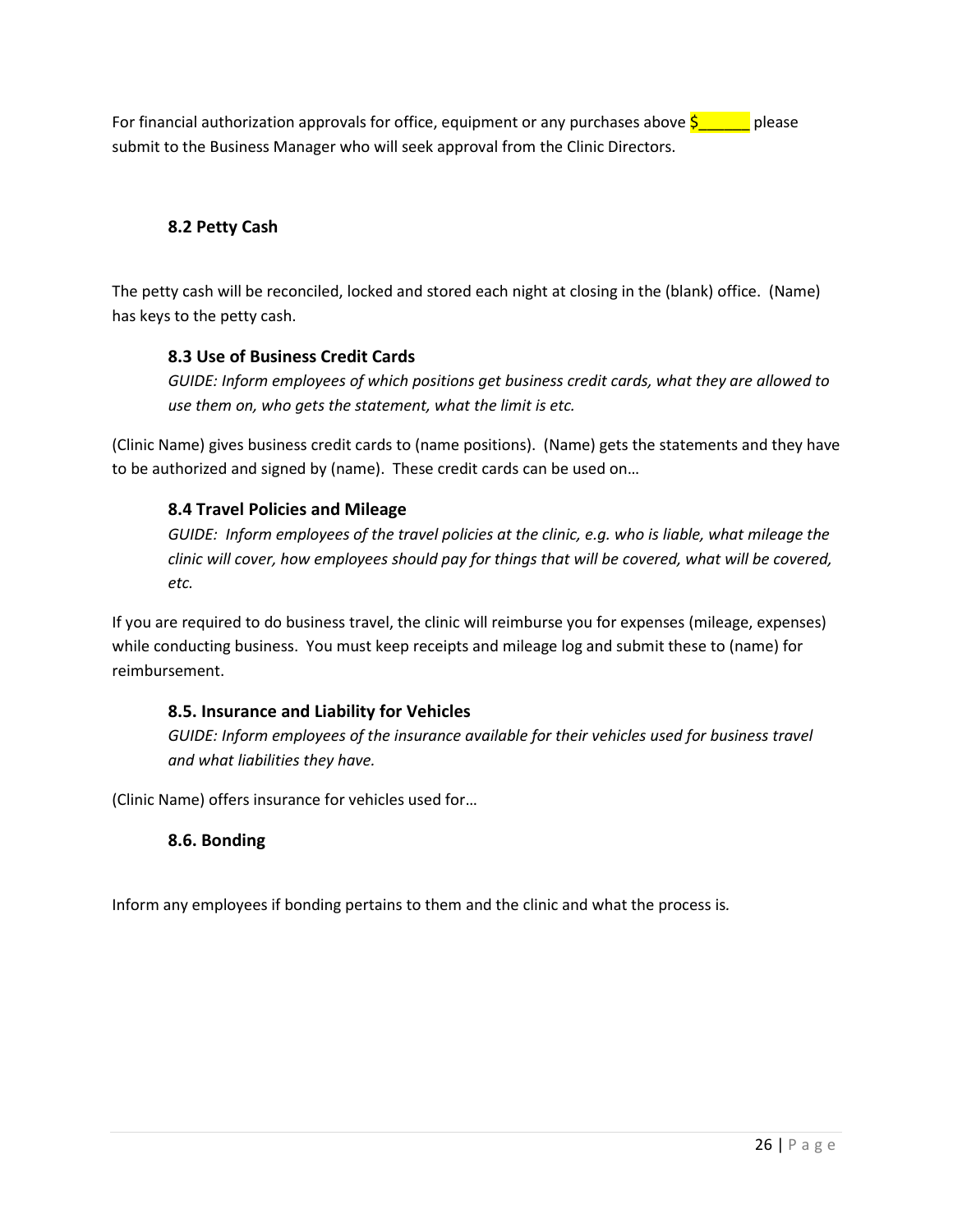For financial authorization approvals for office, equipment or any purchases above $______ please submit to the Business Manager who will seek approval from the Clinic Directors.

### 8.2 Petty Cash

The petty cash will be reconciled, locked and stored each night at closing in the (blank) office. (Name) has keys to the petty cash.

### 8.3 Use of Business Credit Cards

*GUIDE: Inform employees of which positions get business credit cards, what they are allowed to use them on, who gets the statement, what the limit is etc.*

(Clinic Name) gives business credit cards to (name positions). (Name) gets the statements and they have to be authorized and signed by (name). These credit cards can be used on…

### 8.4 Travel Policies and Mileage

*GUIDE: Inform employees of the travel policies at the clinic, e.g. who is liable, what mileage the clinic will cover, how employees should pay for things that will be covered, what will be covered, etc.*

If you are required to do business travel, the clinic will reimburse you for expenses (mileage, expenses) while conducting business. You must keep receipts and mileage log and submit these to (name) for reimbursement.

### 8.5. Insurance and Liability for Vehicles

*GUIDE: Inform employees of the insurance available for their vehicles used for business travel and what liabilities they have.*

(Clinic Name) offers insurance for vehicles used for…

### 8.6. Bonding

Inform any employees if bonding pertains to them and the clinic and what the process is.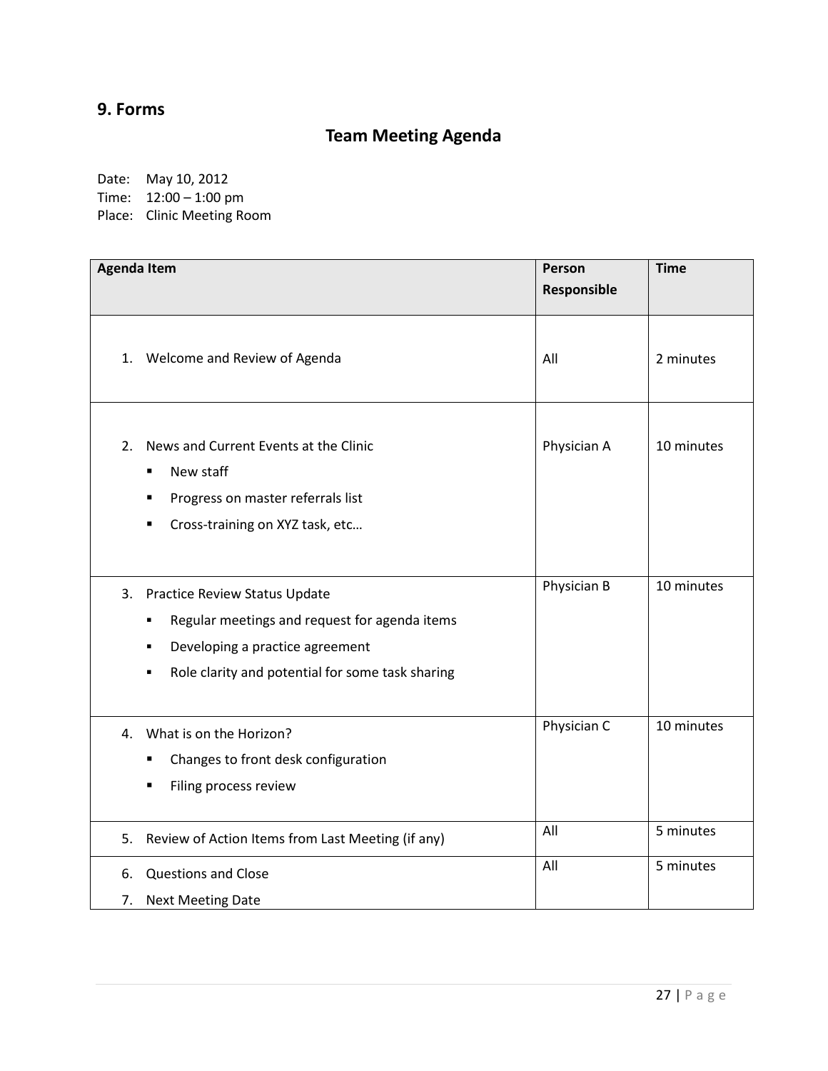## 9. Forms

### Team Meeting Agenda

Date: May 10, 2012
Time: 12:00 – 1:00 pm
Place: Clinic Meeting Room

| Agenda Item | Person Responsible | Time |
|---|---|---|
| 1. Welcome and Review of Agenda | All | 2 minutes |
| 2. News and Current Events at the Clinic<br>▪ New staff<br>▪ Progress on master referrals list<br>▪ Cross-training on XYZ task, etc… | Physician A | 10 minutes |
| 3. Practice Review Status Update<br>▪ Regular meetings and request for agenda items<br>▪ Developing a practice agreement<br>▪ Role clarity and potential for some task sharing | Physician B | 10 minutes |
| 4. What is on the Horizon?<br>▪ Changes to front desk configuration<br>▪ Filing process review | Physician C | 10 minutes |
| 5. Review of Action Items from Last Meeting (if any) | All | 5 minutes |
| 6. Questions and Close<br>7. Next Meeting Date | All | 5 minutes |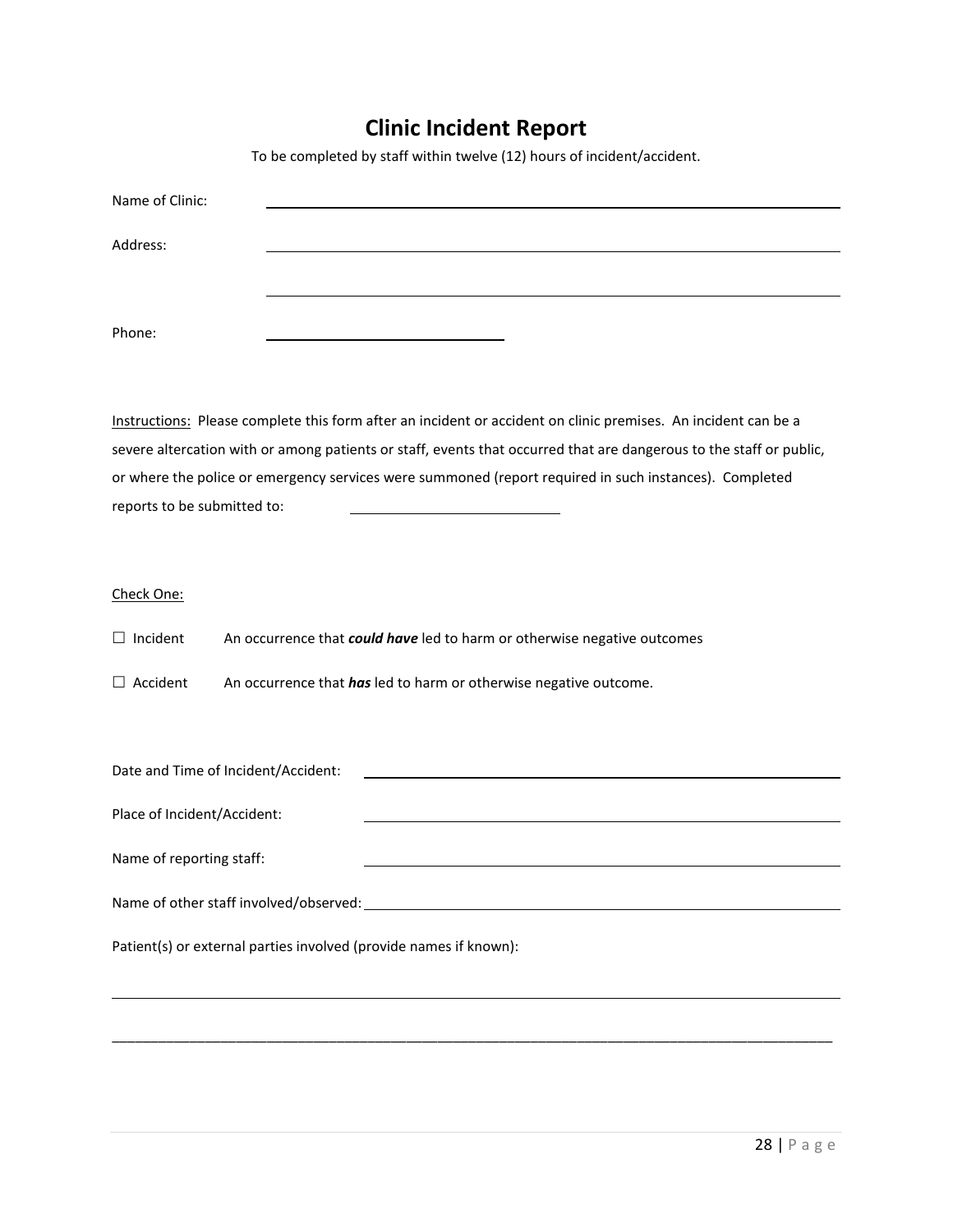# Clinic Incident Report

To be completed by staff within twelve (12) hours of incident/accident.

Name of Clinic: ______________________________

Address: ______________________________

______________________________

Phone: ______________________________

Instructions: Please complete this form after an incident or accident on clinic premises. An incident can be a severe altercation with or among patients or staff, events that occurred that are dangerous to the staff or public, or where the police or emergency services were summoned (report required in such instances). Completed reports to be submitted to: ______________________________

Check One:

☐ Incident An occurrence that ***could have*** led to harm or otherwise negative outcomes

☐ Accident An occurrence that ***has*** led to harm or otherwise negative outcome.

Date and Time of Incident/Accident: ______________________________

Place of Incident/Accident: ______________________________

Name of reporting staff: ______________________________

Name of other staff involved/observed: ______________________________

Patient(s) or external parties involved (provide names if known):

______________________________

______________________________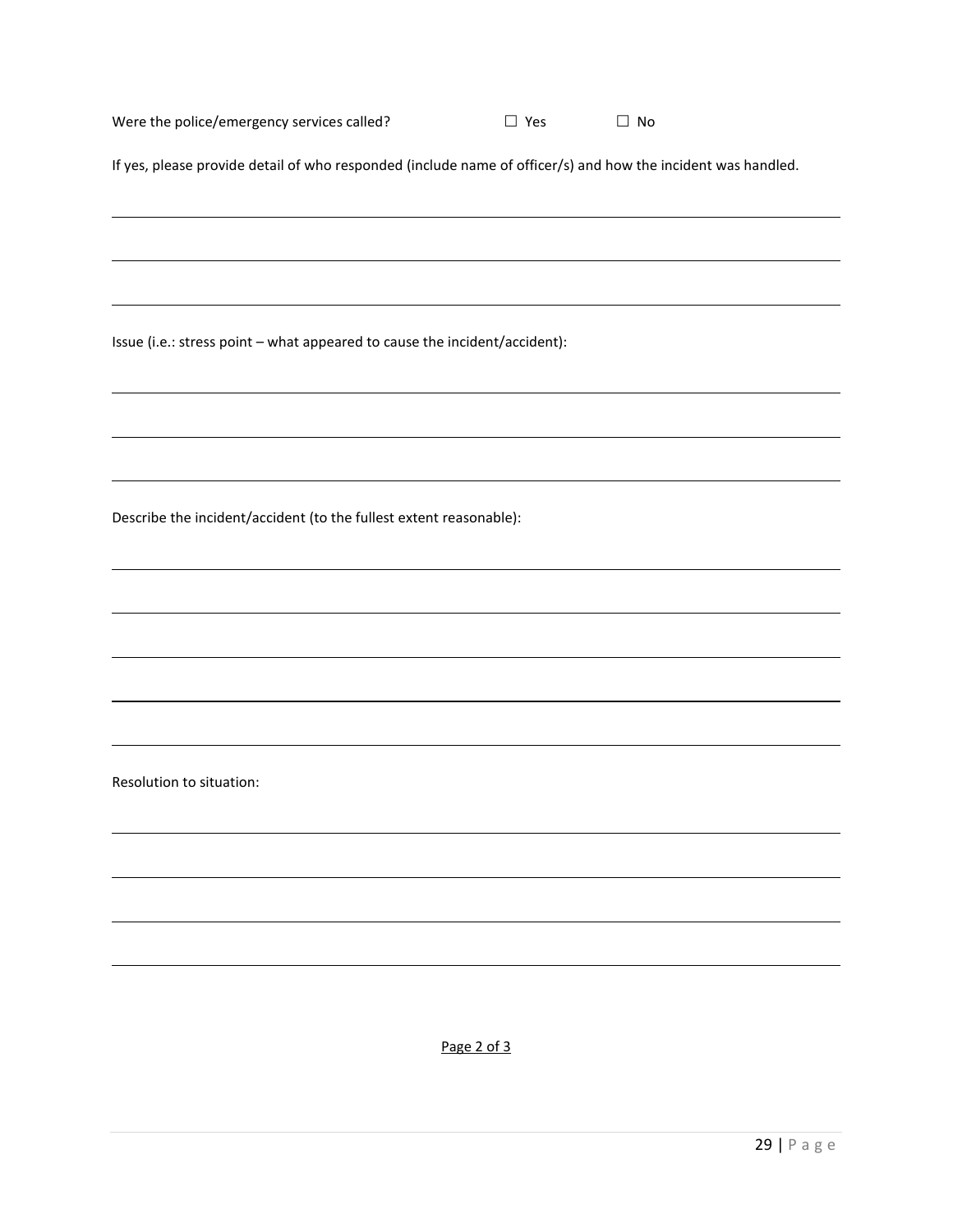Were the police/emergency services called? ☐ Yes ☐ No

If yes, please provide detail of who responded (include name of officer/s) and how the incident was handled.

\_\_\_\_\_\_\_\_\_\_\_\_\_\_\_\_\_\_\_\_\_\_\_\_\_\_\_\_\_\_\_\_\_\_\_\_\_\_\_\_\_\_\_\_\_\_\_\_\_\_\_\_\_\_\_\_\_\_\_\_\_\_\_\_\_\_\_\_\_\_\_\_\_\_\_\_\_\_

\_\_\_\_\_\_\_\_\_\_\_\_\_\_\_\_\_\_\_\_\_\_\_\_\_\_\_\_\_\_\_\_\_\_\_\_\_\_\_\_\_\_\_\_\_\_\_\_\_\_\_\_\_\_\_\_\_\_\_\_\_\_\_\_\_\_\_\_\_\_\_\_\_\_\_\_\_\_

\_\_\_\_\_\_\_\_\_\_\_\_\_\_\_\_\_\_\_\_\_\_\_\_\_\_\_\_\_\_\_\_\_\_\_\_\_\_\_\_\_\_\_\_\_\_\_\_\_\_\_\_\_\_\_\_\_\_\_\_\_\_\_\_\_\_\_\_\_\_\_\_\_\_\_\_\_\_

Issue (i.e.: stress point – what appeared to cause the incident/accident):

\_\_\_\_\_\_\_\_\_\_\_\_\_\_\_\_\_\_\_\_\_\_\_\_\_\_\_\_\_\_\_\_\_\_\_\_\_\_\_\_\_\_\_\_\_\_\_\_\_\_\_\_\_\_\_\_\_\_\_\_\_\_\_\_\_\_\_\_\_\_\_\_\_\_\_\_\_\_

\_\_\_\_\_\_\_\_\_\_\_\_\_\_\_\_\_\_\_\_\_\_\_\_\_\_\_\_\_\_\_\_\_\_\_\_\_\_\_\_\_\_\_\_\_\_\_\_\_\_\_\_\_\_\_\_\_\_\_\_\_\_\_\_\_\_\_\_\_\_\_\_\_\_\_\_\_\_

\_\_\_\_\_\_\_\_\_\_\_\_\_\_\_\_\_\_\_\_\_\_\_\_\_\_\_\_\_\_\_\_\_\_\_\_\_\_\_\_\_\_\_\_\_\_\_\_\_\_\_\_\_\_\_\_\_\_\_\_\_\_\_\_\_\_\_\_\_\_\_\_\_\_\_\_\_\_

Describe the incident/accident (to the fullest extent reasonable):

\_\_\_\_\_\_\_\_\_\_\_\_\_\_\_\_\_\_\_\_\_\_\_\_\_\_\_\_\_\_\_\_\_\_\_\_\_\_\_\_\_\_\_\_\_\_\_\_\_\_\_\_\_\_\_\_\_\_\_\_\_\_\_\_\_\_\_\_\_\_\_\_\_\_\_\_\_\_

\_\_\_\_\_\_\_\_\_\_\_\_\_\_\_\_\_\_\_\_\_\_\_\_\_\_\_\_\_\_\_\_\_\_\_\_\_\_\_\_\_\_\_\_\_\_\_\_\_\_\_\_\_\_\_\_\_\_\_\_\_\_\_\_\_\_\_\_\_\_\_\_\_\_\_\_\_\_

\_\_\_\_\_\_\_\_\_\_\_\_\_\_\_\_\_\_\_\_\_\_\_\_\_\_\_\_\_\_\_\_\_\_\_\_\_\_\_\_\_\_\_\_\_\_\_\_\_\_\_\_\_\_\_\_\_\_\_\_\_\_\_\_\_\_\_\_\_\_\_\_\_\_\_\_\_\_

\_\_\_\_\_\_\_\_\_\_\_\_\_\_\_\_\_\_\_\_\_\_\_\_\_\_\_\_\_\_\_\_\_\_\_\_\_\_\_\_\_\_\_\_\_\_\_\_\_\_\_\_\_\_\_\_\_\_\_\_\_\_\_\_\_\_\_\_\_\_\_\_\_\_\_\_\_\_

\_\_\_\_\_\_\_\_\_\_\_\_\_\_\_\_\_\_\_\_\_\_\_\_\_\_\_\_\_\_\_\_\_\_\_\_\_\_\_\_\_\_\_\_\_\_\_\_\_\_\_\_\_\_\_\_\_\_\_\_\_\_\_\_\_\_\_\_\_\_\_\_\_\_\_\_\_\_

Resolution to situation:

\_\_\_\_\_\_\_\_\_\_\_\_\_\_\_\_\_\_\_\_\_\_\_\_\_\_\_\_\_\_\_\_\_\_\_\_\_\_\_\_\_\_\_\_\_\_\_\_\_\_\_\_\_\_\_\_\_\_\_\_\_\_\_\_\_\_\_\_\_\_\_\_\_\_\_\_\_\_

\_\_\_\_\_\_\_\_\_\_\_\_\_\_\_\_\_\_\_\_\_\_\_\_\_\_\_\_\_\_\_\_\_\_\_\_\_\_\_\_\_\_\_\_\_\_\_\_\_\_\_\_\_\_\_\_\_\_\_\_\_\_\_\_\_\_\_\_\_\_\_\_\_\_\_\_\_\_

\_\_\_\_\_\_\_\_\_\_\_\_\_\_\_\_\_\_\_\_\_\_\_\_\_\_\_\_\_\_\_\_\_\_\_\_\_\_\_\_\_\_\_\_\_\_\_\_\_\_\_\_\_\_\_\_\_\_\_\_\_\_\_\_\_\_\_\_\_\_\_\_\_\_\_\_\_\_

\_\_\_\_\_\_\_\_\_\_\_\_\_\_\_\_\_\_\_\_\_\_\_\_\_\_\_\_\_\_\_\_\_\_\_\_\_\_\_\_\_\_\_\_\_\_\_\_\_\_\_\_\_\_\_\_\_\_\_\_\_\_\_\_\_\_\_\_\_\_\_\_\_\_\_\_\_\_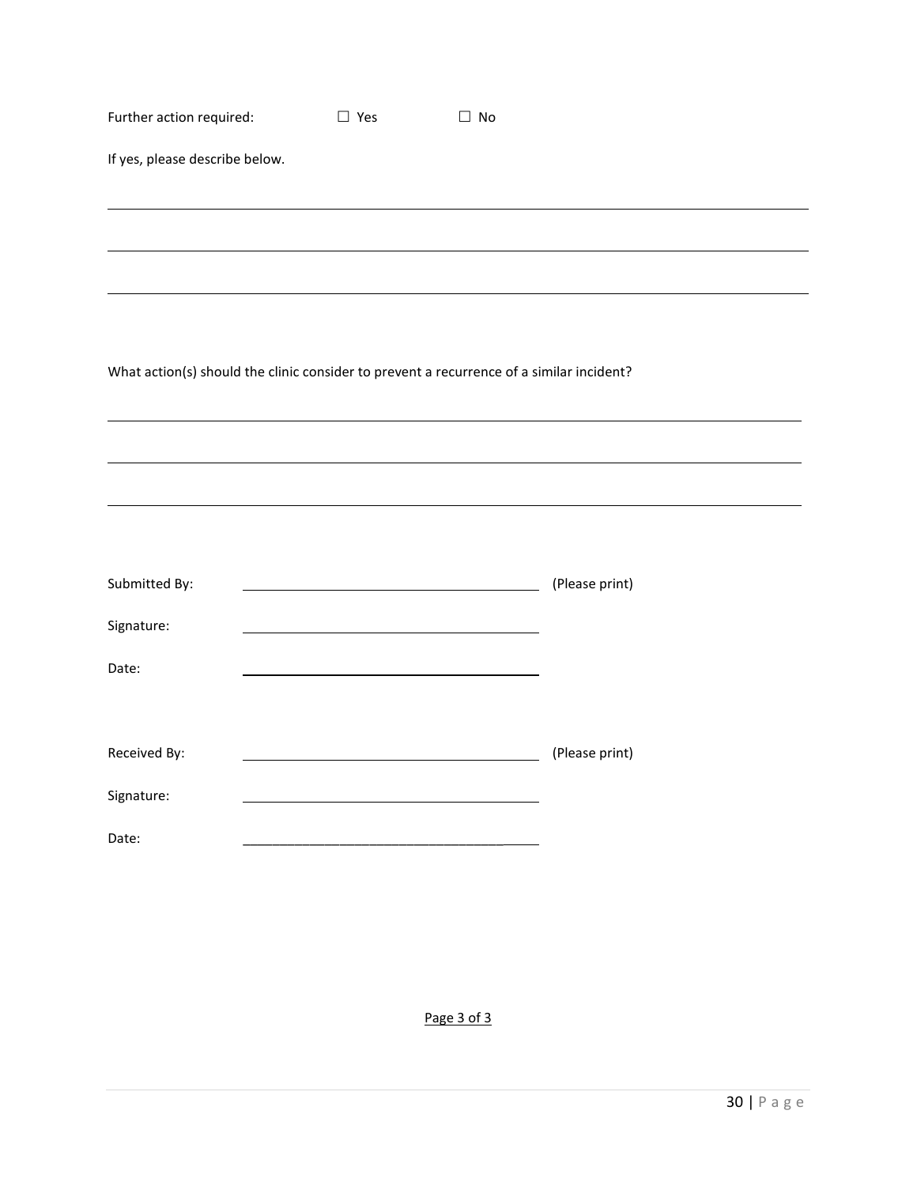Further action required: ☐ Yes ☐ No

If yes, please describe below.

______________________________________________________________________________

______________________________________________________________________________

______________________________________________________________________________

What action(s) should the clinic consider to prevent a recurrence of a similar incident?

______________________________________________________________________________

______________________________________________________________________________

______________________________________________________________________________

Submitted By: ___________________________________ (Please print)

Signature: ___________________________________

Date: ___________________________________

Received By: ___________________________________ (Please print)

Signature: ___________________________________

Date: ___________________________________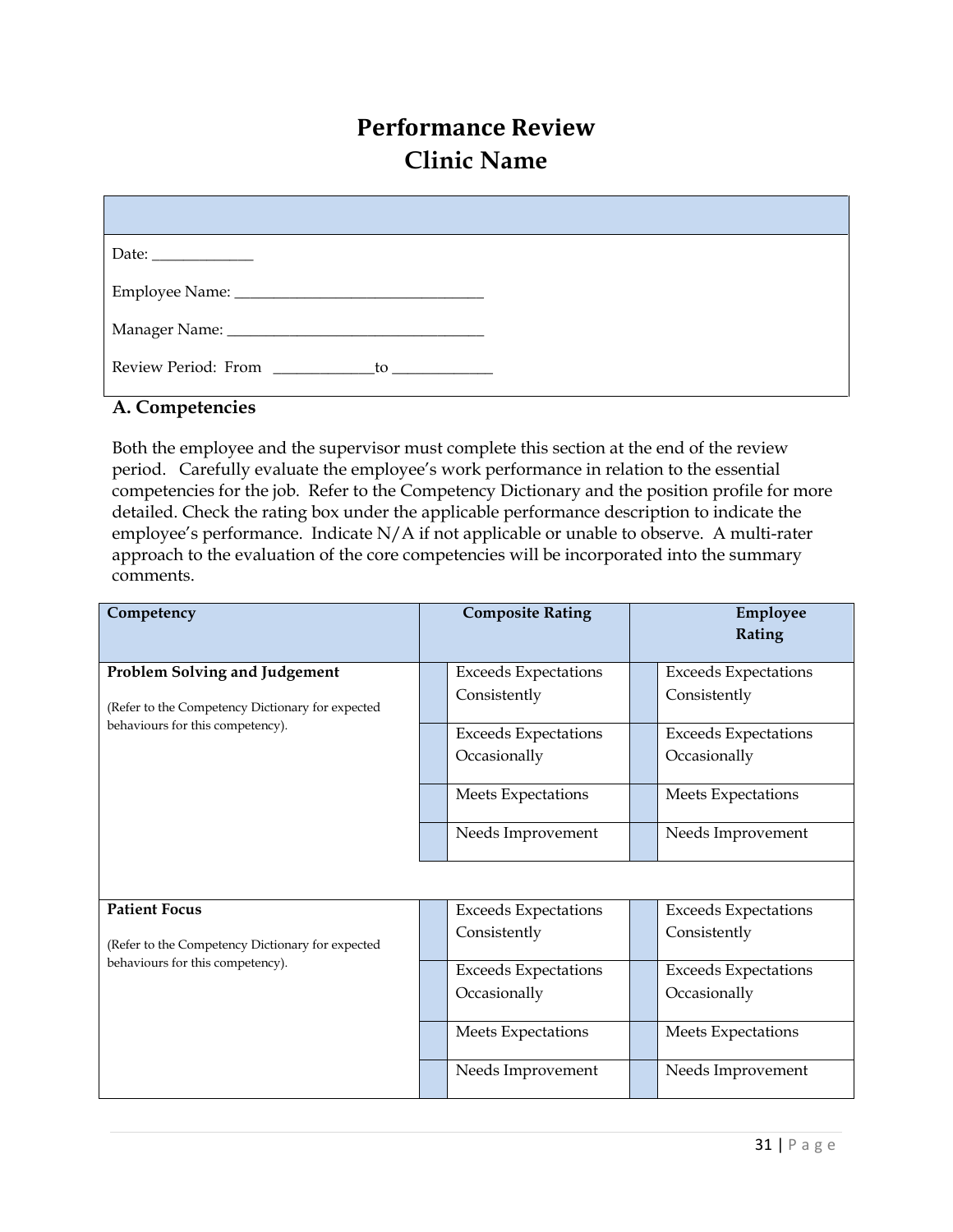# Performance Review
## Clinic Name

| |
|---|
| Date: _____________ |
| Employee Name: ________________________________ |
| Manager Name: _________________________________ |
| Review Period: From _____________to _____________ |

### A. Competencies

Both the employee and the supervisor must complete this section at the end of the review period. Carefully evaluate the employee's work performance in relation to the essential competencies for the job. Refer to the Competency Dictionary and the position profile for more detailed. Check the rating box under the applicable performance description to indicate the employee's performance. Indicate N/A if not applicable or unable to observe. A multi-rater approach to the evaluation of the core competencies will be incorporated into the summary comments.

| Competency | | Composite Rating | | Employee Rating |
|---|---|---|---|---|
| **Problem Solving and Judgement**<br><br>(Refer to the Competency Dictionary for expected behaviours for this competency). | | Exceeds Expectations Consistently | | Exceeds Expectations Consistently |
| | | Exceeds Expectations Occasionally | | Exceeds Expectations Occasionally |
| | | Meets Expectations | | Meets Expectations |
| | | Needs Improvement | | Needs Improvement |
| | | | | |
| **Patient Focus**<br><br>(Refer to the Competency Dictionary for expected behaviours for this competency). | | Exceeds Expectations Consistently | | Exceeds Expectations Consistently |
| | | Exceeds Expectations Occasionally | | Exceeds Expectations Occasionally |
| | | Meets Expectations | | Meets Expectations |
| | | Needs Improvement | | Needs Improvement |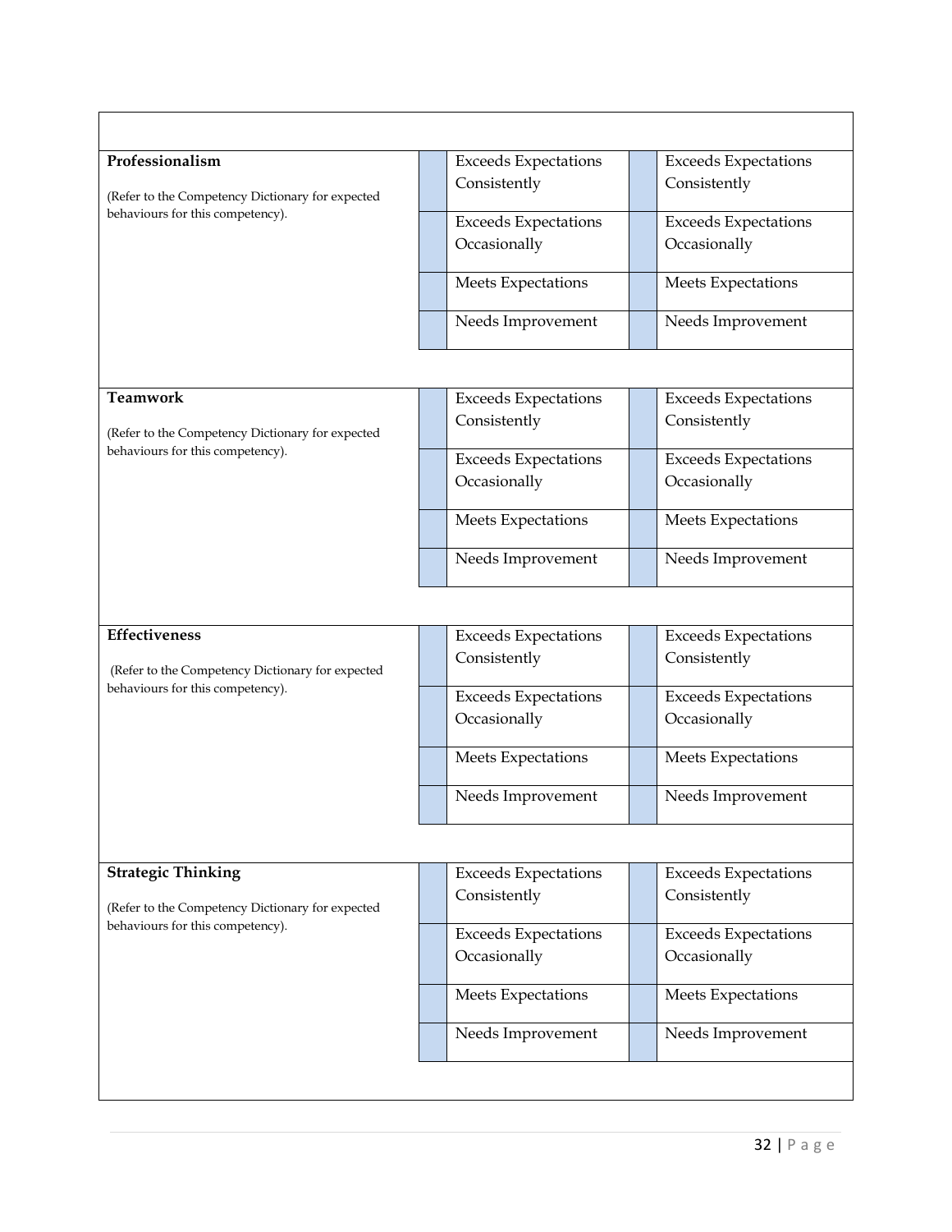| | | | | |
|---|---|---|---|---|
| **Professionalism**<br><br>(Refer to the Competency Dictionary for expected behaviours for this competency). | | Exceeds Expectations Consistently | | Exceeds Expectations Consistently |
| | | Exceeds Expectations Occasionally | | Exceeds Expectations Occasionally |
| | | Meets Expectations | | Meets Expectations |
| | | Needs Improvement | | Needs Improvement |
| **Teamwork**<br><br>(Refer to the Competency Dictionary for expected behaviours for this competency). | | Exceeds Expectations Consistently | | Exceeds Expectations Consistently |
| | | Exceeds Expectations Occasionally | | Exceeds Expectations Occasionally |
| | | Meets Expectations | | Meets Expectations |
| | | Needs Improvement | | Needs Improvement |
| **Effectiveness**<br><br>(Refer to the Competency Dictionary for expected behaviours for this competency). | | Exceeds Expectations Consistently | | Exceeds Expectations Consistently |
| | | Exceeds Expectations Occasionally | | Exceeds Expectations Occasionally |
| | | Meets Expectations | | Meets Expectations |
| | | Needs Improvement | | Needs Improvement |
| **Strategic Thinking**<br><br>(Refer to the Competency Dictionary for expected behaviours for this competency). | | Exceeds Expectations Consistently | | Exceeds Expectations Consistently |
| | | Exceeds Expectations Occasionally | | Exceeds Expectations Occasionally |
| | | Meets Expectations | | Meets Expectations |
| | | Needs Improvement | | Needs Improvement |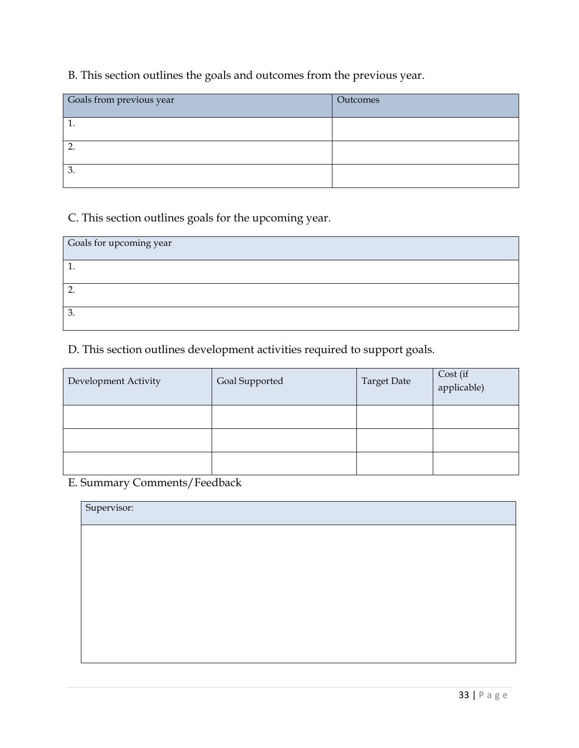B. This section outlines the goals and outcomes from the previous year.

| Goals from previous year | Outcomes |
|---|---|
| 1. | |
| 2. | |
| 3. | |

C. This section outlines goals for the upcoming year.

| Goals for upcoming year |
|---|
| 1. |
| 2. |
| 3. |

D. This section outlines development activities required to support goals.

| Development Activity | Goal Supported | Target Date | Cost (if applicable) |
|---|---|---|---|
| | | | |
| | | | |
| | | | |

E. Summary Comments/Feedback

| Supervisor: |
|---|
| |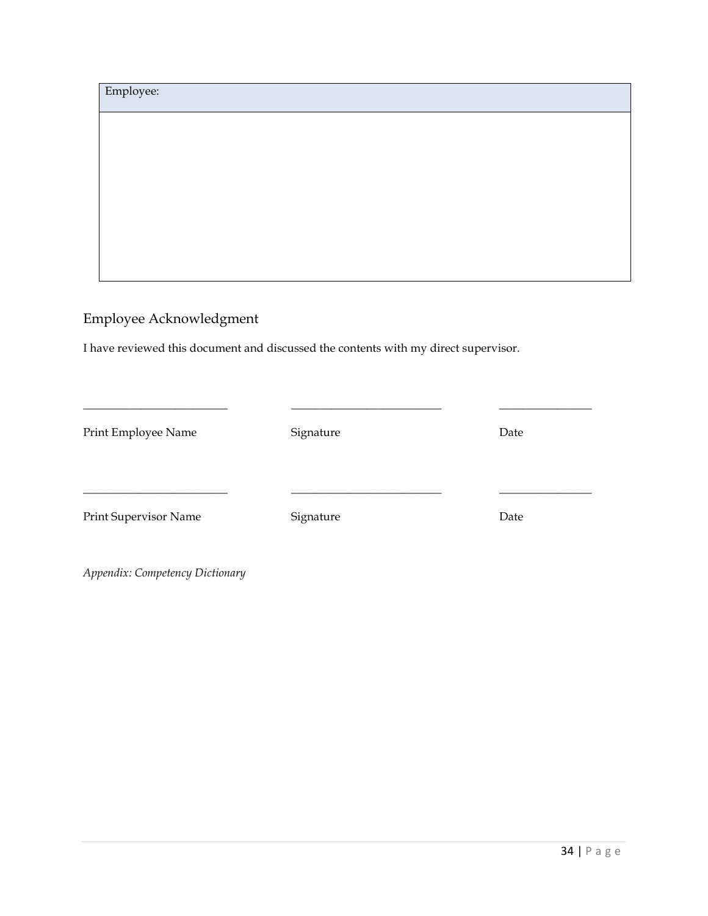| Employee: |
| --- |
| |

## Employee Acknowledgment

I have reviewed this document and discussed the contents with my direct supervisor.

| \_\_\_\_\_\_\_\_\_\_\_\_\_\_\_\_\_\_\_\_\_\_\_\_\_\_\_ | \_\_\_\_\_\_\_\_\_\_\_\_\_\_\_\_\_\_\_\_\_\_\_\_\_\_\_\_ | \_\_\_\_\_\_\_\_\_\_\_\_\_\_\_\_\_ |
| --- | --- | --- |
| Print Employee Name | Signature | Date |
| \_\_\_\_\_\_\_\_\_\_\_\_\_\_\_\_\_\_\_\_\_\_\_\_\_\_\_ | \_\_\_\_\_\_\_\_\_\_\_\_\_\_\_\_\_\_\_\_\_\_\_\_\_\_\_\_ | \_\_\_\_\_\_\_\_\_\_\_\_\_\_\_\_\_ |
| Print Supervisor Name | Signature | Date |

*Appendix: Competency Dictionary*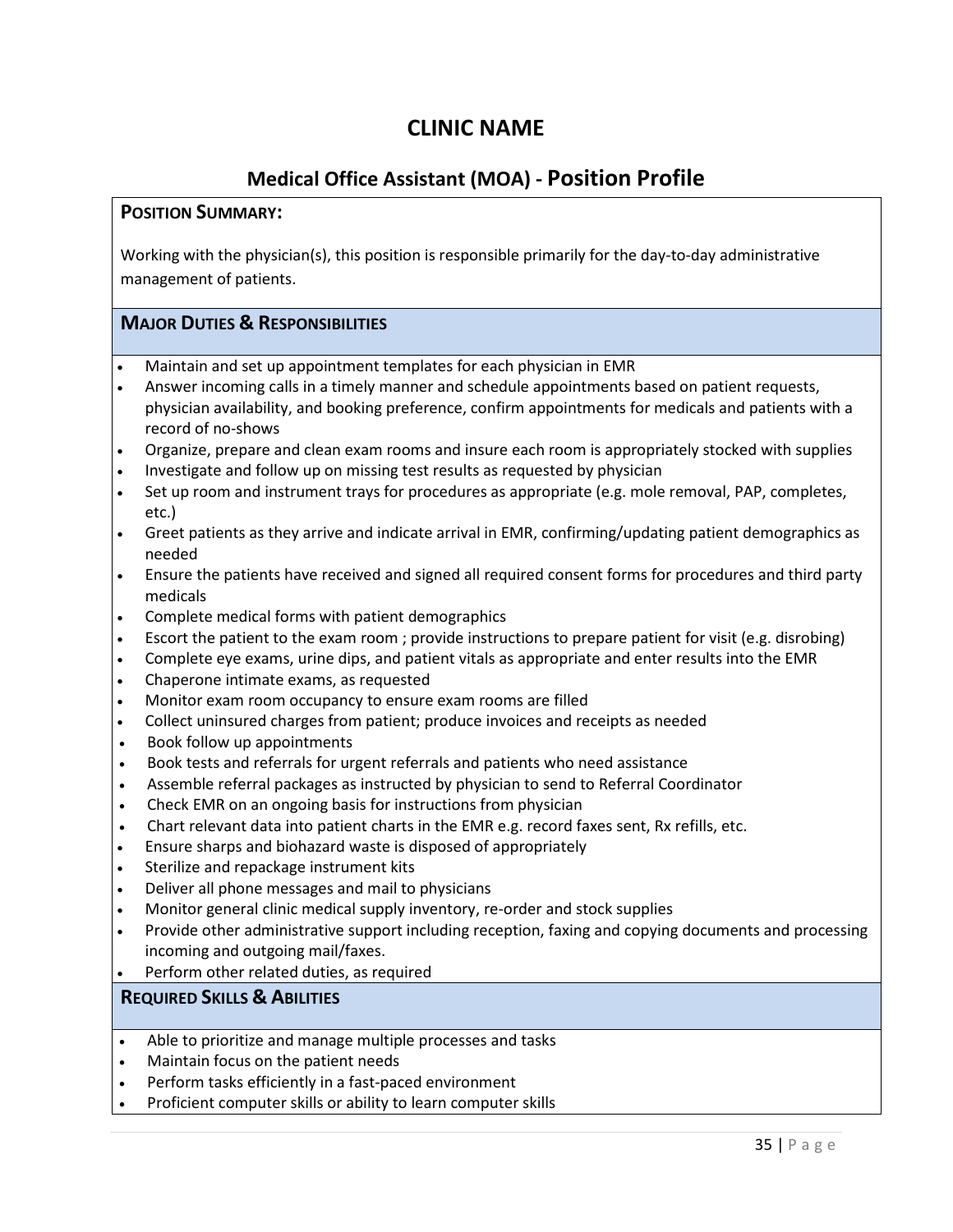# CLINIC NAME

## Medical Office Assistant (MOA) - Position Profile

**POSITION SUMMARY:**

Working with the physician(s), this position is responsible primarily for the day-to-day administrative management of patients.

### MAJOR DUTIES & RESPONSIBILITIES

- Maintain and set up appointment templates for each physician in EMR
- Answer incoming calls in a timely manner and schedule appointments based on patient requests, physician availability, and booking preference, confirm appointments for medicals and patients with a record of no-shows
- Organize, prepare and clean exam rooms and insure each room is appropriately stocked with supplies
- Investigate and follow up on missing test results as requested by physician
- Set up room and instrument trays for procedures as appropriate (e.g. mole removal, PAP, completes, etc.)
- Greet patients as they arrive and indicate arrival in EMR, confirming/updating patient demographics as needed
- Ensure the patients have received and signed all required consent forms for procedures and third party medicals
- Complete medical forms with patient demographics
- Escort the patient to the exam room ; provide instructions to prepare patient for visit (e.g. disrobing)
- Complete eye exams, urine dips, and patient vitals as appropriate and enter results into the EMR
- Chaperone intimate exams, as requested
- Monitor exam room occupancy to ensure exam rooms are filled
- Collect uninsured charges from patient; produce invoices and receipts as needed
- Book follow up appointments
- Book tests and referrals for urgent referrals and patients who need assistance
- Assemble referral packages as instructed by physician to send to Referral Coordinator
- Check EMR on an ongoing basis for instructions from physician
- Chart relevant data into patient charts in the EMR e.g. record faxes sent, Rx refills, etc.
- Ensure sharps and biohazard waste is disposed of appropriately
- Sterilize and repackage instrument kits
- Deliver all phone messages and mail to physicians
- Monitor general clinic medical supply inventory, re-order and stock supplies
- Provide other administrative support including reception, faxing and copying documents and processing incoming and outgoing mail/faxes.
- Perform other related duties, as required

### REQUIRED SKILLS & ABILITIES

- Able to prioritize and manage multiple processes and tasks
- Maintain focus on the patient needs
- Perform tasks efficiently in a fast-paced environment
- Proficient computer skills or ability to learn computer skills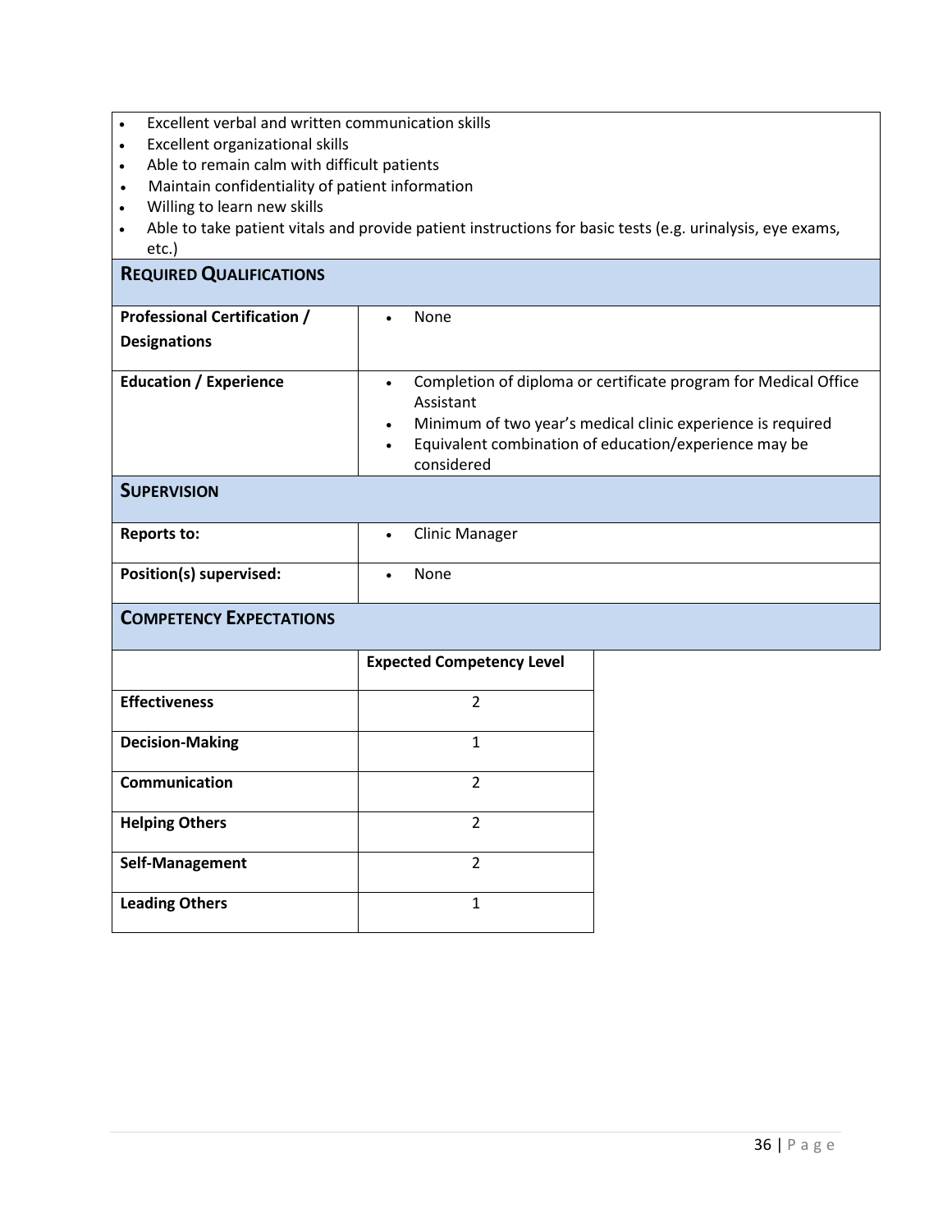- Excellent verbal and written communication skills
- Excellent organizational skills
- Able to remain calm with difficult patients
- Maintain confidentiality of patient information
- Willing to learn new skills
- Able to take patient vitals and provide patient instructions for basic tests (e.g. urinalysis, eye exams, etc.)

## Required Qualifications

| | |
|---|---|
| **Professional Certification / Designations** | • None |
| **Education / Experience** | • Completion of diploma or certificate program for Medical Office Assistant<br>• Minimum of two year's medical clinic experience is required<br>• Equivalent combination of education/experience may be considered |

## Supervision

| | |
|---|---|
| **Reports to:** | • Clinic Manager |
| **Position(s) supervised:** | • None |

## Competency Expectations

| | **Expected Competency Level** |
|---|---|
| **Effectiveness** | 2 |
| **Decision-Making** | 1 |
| **Communication** | 2 |
| **Helping Others** | 2 |
| **Self-Management** | 2 |
| **Leading Others** | 1 |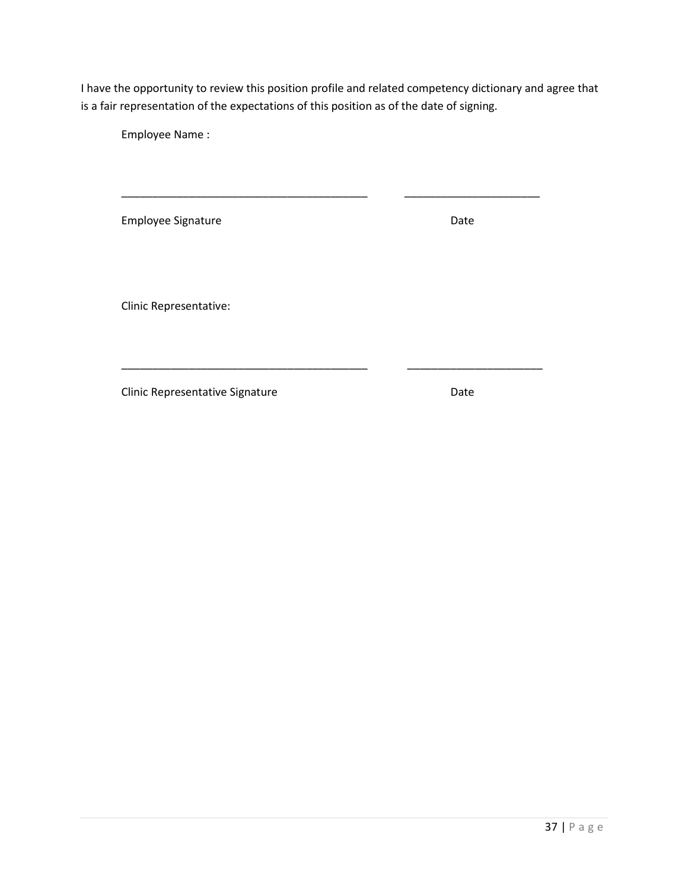I have the opportunity to review this position profile and related competency dictionary and agree that is a fair representation of the expectations of this position as of the date of signing.

Employee Name :

_________________________________________ ______________________

Employee Signature Date

Clinic Representative:

_________________________________________ ______________________

Clinic Representative Signature Date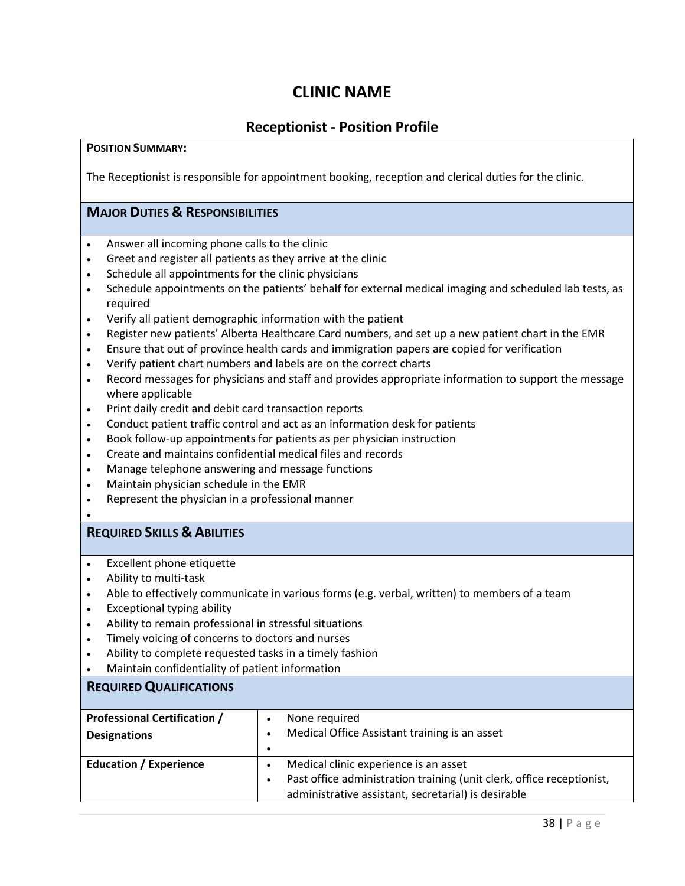# CLINIC NAME

## Receptionist - Position Profile

**POSITION SUMMARY:**

The Receptionist is responsible for appointment booking, reception and clerical duties for the clinic.

### MAJOR DUTIES & RESPONSIBILITIES

- Answer all incoming phone calls to the clinic
- Greet and register all patients as they arrive at the clinic
- Schedule all appointments for the clinic physicians
- Schedule appointments on the patients' behalf for external medical imaging and scheduled lab tests, as required
- Verify all patient demographic information with the patient
- Register new patients' Alberta Healthcare Card numbers, and set up a new patient chart in the EMR
- Ensure that out of province health cards and immigration papers are copied for verification
- Verify patient chart numbers and labels are on the correct charts
- Record messages for physicians and staff and provides appropriate information to support the message where applicable
- Print daily credit and debit card transaction reports
- Conduct patient traffic control and act as an information desk for patients
- Book follow-up appointments for patients as per physician instruction
- Create and maintains confidential medical files and records
- Manage telephone answering and message functions
- Maintain physician schedule in the EMR
- Represent the physician in a professional manner

### REQUIRED SKILLS & ABILITIES

- Excellent phone etiquette
- Ability to multi-task
- Able to effectively communicate in various forms (e.g. verbal, written) to members of a team
- Exceptional typing ability
- Ability to remain professional in stressful situations
- Timely voicing of concerns to doctors and nurses
- Ability to complete requested tasks in a timely fashion
- Maintain confidentiality of patient information

### REQUIRED QUALIFICATIONS

| | |
|---|---|
| **Professional Certification / Designations** | • None required<br>• Medical Office Assistant training is an asset |
| **Education / Experience** | • Medical clinic experience is an asset<br>• Past office administration training (unit clerk, office receptionist, administrative assistant, secretarial) is desirable |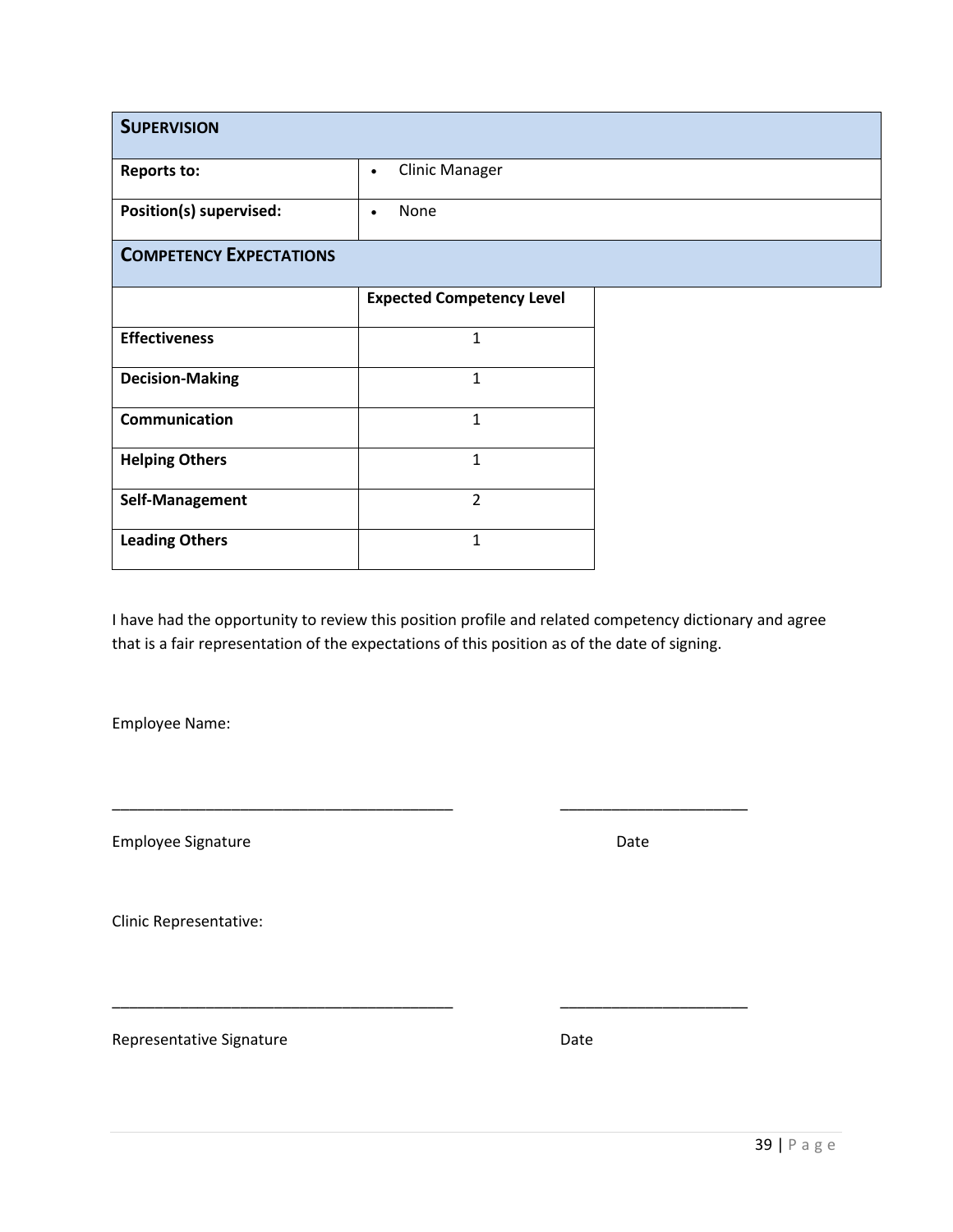| **SUPERVISION** | |
|---|---|
| **Reports to:** | • Clinic Manager |
| **Position(s) supervised:** | • None |

**COMPETENCY EXPECTATIONS**

| | **Expected Competency Level** |
|---|---|
| **Effectiveness** | 1 |
| **Decision-Making** | 1 |
| **Communication** | 1 |
| **Helping Others** | 1 |
| **Self-Management** | 2 |
| **Leading Others** | 1 |

I have had the opportunity to review this position profile and related competency dictionary and agree that is a fair representation of the expectations of this position as of the date of signing.

Employee Name:

\_\_\_\_\_\_\_\_\_\_\_\_\_\_\_\_\_\_\_\_\_\_\_\_\_\_\_\_\_\_\_\_\_\_\_\_\_\_\_\_ \_\_\_\_\_\_\_\_\_\_\_\_\_\_\_\_\_\_\_\_\_\_

Employee Signature Date

Clinic Representative:

\_\_\_\_\_\_\_\_\_\_\_\_\_\_\_\_\_\_\_\_\_\_\_\_\_\_\_\_\_\_\_\_\_\_\_\_\_\_\_\_ \_\_\_\_\_\_\_\_\_\_\_\_\_\_\_\_\_\_\_\_\_\_

Representative Signature Date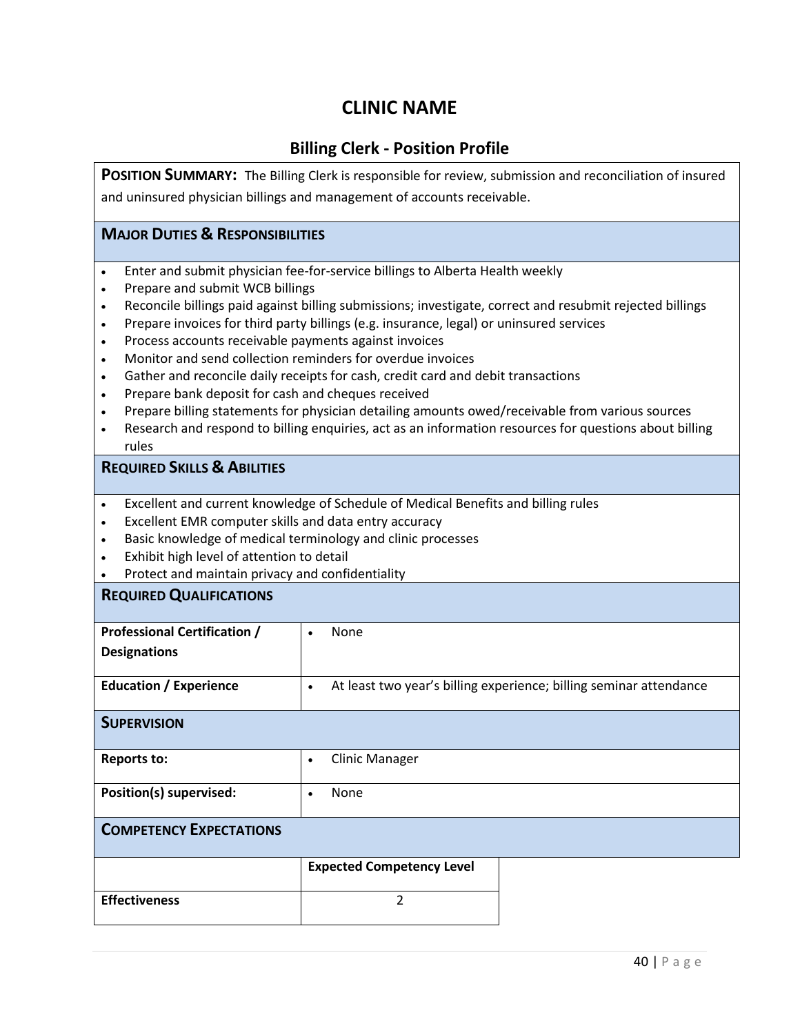# CLINIC NAME

## Billing Clerk - Position Profile

**POSITION SUMMARY:** The Billing Clerk is responsible for review, submission and reconciliation of insured and uninsured physician billings and management of accounts receivable.

### MAJOR DUTIES & RESPONSIBILITIES

- Enter and submit physician fee-for-service billings to Alberta Health weekly
- Prepare and submit WCB billings
- Reconcile billings paid against billing submissions; investigate, correct and resubmit rejected billings
- Prepare invoices for third party billings (e.g. insurance, legal) or uninsured services
- Process accounts receivable payments against invoices
- Monitor and send collection reminders for overdue invoices
- Gather and reconcile daily receipts for cash, credit card and debit transactions
- Prepare bank deposit for cash and cheques received
- Prepare billing statements for physician detailing amounts owed/receivable from various sources
- Research and respond to billing enquiries, act as an information resources for questions about billing rules

### REQUIRED SKILLS & ABILITIES

- Excellent and current knowledge of Schedule of Medical Benefits and billing rules
- Excellent EMR computer skills and data entry accuracy
- Basic knowledge of medical terminology and clinic processes
- Exhibit high level of attention to detail
- Protect and maintain privacy and confidentiality

### REQUIRED QUALIFICATIONS

| | |
|---|---|
| **Professional Certification / Designations** | • None |
| **Education / Experience** | • At least two year's billing experience; billing seminar attendance |

### SUPERVISION

| | |
|---|---|
| **Reports to:** | • Clinic Manager |
| **Position(s) supervised:** | • None |

### COMPETENCY EXPECTATIONS

| | **Expected Competency Level** |
|---|---|
| **Effectiveness** | 2 |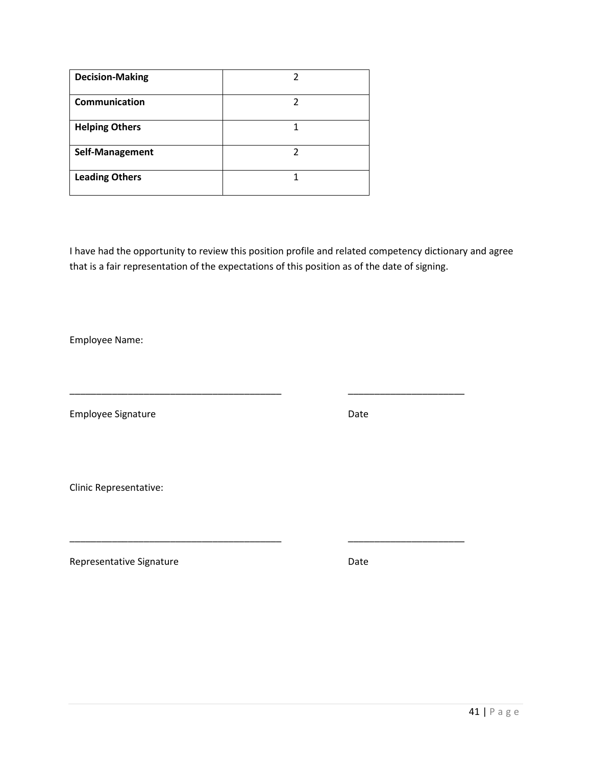| | |
|---|---|
| **Decision-Making** | 2 |
| **Communication** | 2 |
| **Helping Others** | 1 |
| **Self-Management** | 2 |
| **Leading Others** | 1 |

I have had the opportunity to review this position profile and related competency dictionary and agree that is a fair representation of the expectations of this position as of the date of signing.

Employee Name:

_________________________________________ ______________________

Employee Signature Date

Clinic Representative:

_________________________________________ ______________________

Representative Signature Date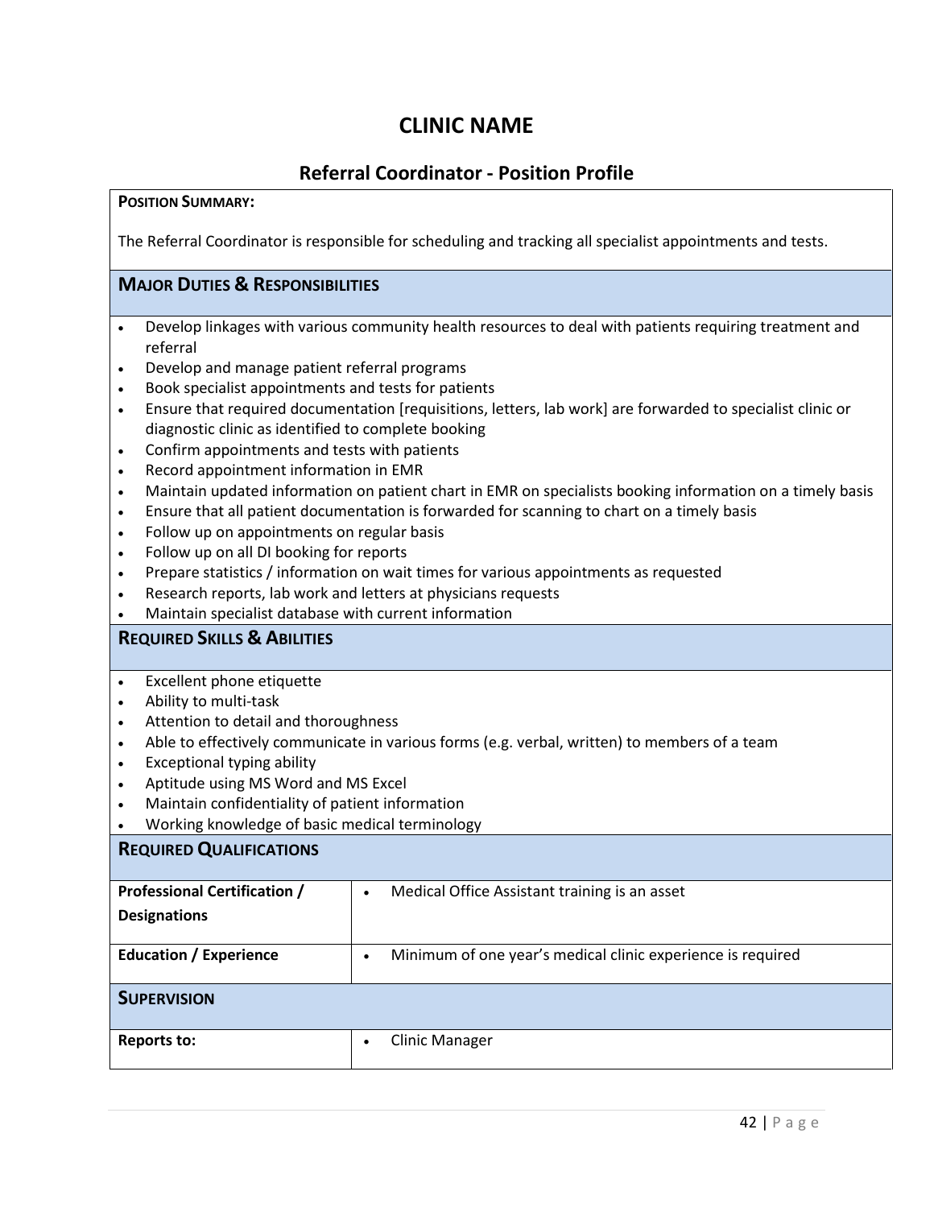# CLINIC NAME

## Referral Coordinator - Position Profile

**POSITION SUMMARY:**

The Referral Coordinator is responsible for scheduling and tracking all specialist appointments and tests.

### MAJOR DUTIES & RESPONSIBILITIES

- Develop linkages with various community health resources to deal with patients requiring treatment and referral
- Develop and manage patient referral programs
- Book specialist appointments and tests for patients
- Ensure that required documentation [requisitions, letters, lab work] are forwarded to specialist clinic or diagnostic clinic as identified to complete booking
- Confirm appointments and tests with patients
- Record appointment information in EMR
- Maintain updated information on patient chart in EMR on specialists booking information on a timely basis
- Ensure that all patient documentation is forwarded for scanning to chart on a timely basis
- Follow up on appointments on regular basis
- Follow up on all DI booking for reports
- Prepare statistics / information on wait times for various appointments as requested
- Research reports, lab work and letters at physicians requests
- Maintain specialist database with current information

### REQUIRED SKILLS & ABILITIES

- Excellent phone etiquette
- Ability to multi-task
- Attention to detail and thoroughness
- Able to effectively communicate in various forms (e.g. verbal, written) to members of a team
- Exceptional typing ability
- Aptitude using MS Word and MS Excel
- Maintain confidentiality of patient information
- Working knowledge of basic medical terminology

### REQUIRED QUALIFICATIONS

| | |
|---|---|
| **Professional Certification / Designations** | • Medical Office Assistant training is an asset |
| **Education / Experience** | • Minimum of one year's medical clinic experience is required |

### SUPERVISION

| | |
|---|---|
| **Reports to:** | • Clinic Manager |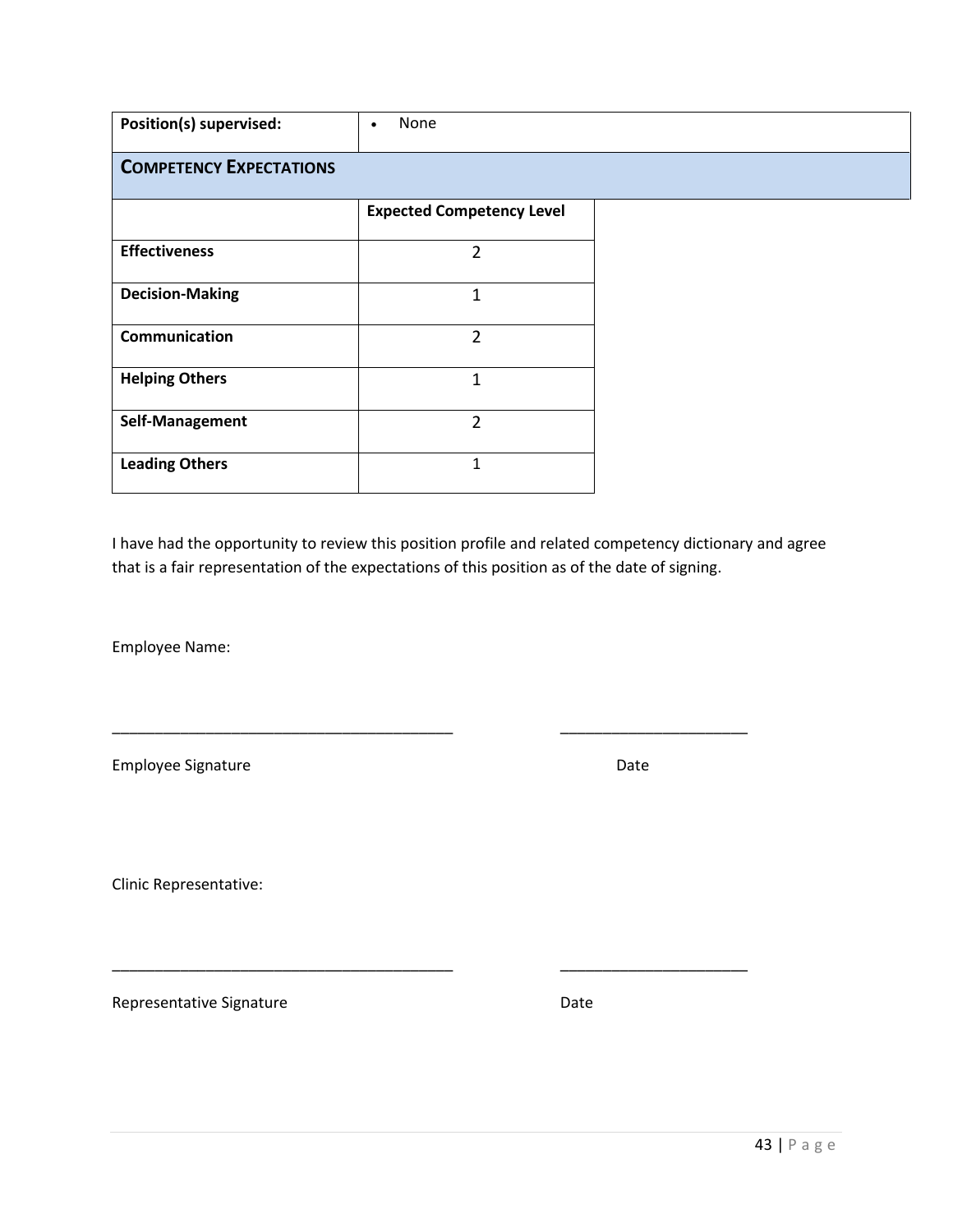| **Position(s) supervised:** | • None |
|---|---|
| **COMPETENCY EXPECTATIONS** | |

| | **Expected Competency Level** |
|---|---|
| **Effectiveness** | 2 |
| **Decision-Making** | 1 |
| **Communication** | 2 |
| **Helping Others** | 1 |
| **Self-Management** | 2 |
| **Leading Others** | 1 |

I have had the opportunity to review this position profile and related competency dictionary and agree that is a fair representation of the expectations of this position as of the date of signing.

Employee Name:

\_\_\_\_\_\_\_\_\_\_\_\_\_\_\_\_\_\_\_\_\_\_\_\_\_\_\_\_\_\_\_\_\_\_\_\_\_\_\_\_ \_\_\_\_\_\_\_\_\_\_\_\_\_\_\_\_\_\_\_\_\_\_

Employee Signature Date

Clinic Representative:

\_\_\_\_\_\_\_\_\_\_\_\_\_\_\_\_\_\_\_\_\_\_\_\_\_\_\_\_\_\_\_\_\_\_\_\_\_\_\_\_ \_\_\_\_\_\_\_\_\_\_\_\_\_\_\_\_\_\_\_\_\_\_

Representative Signature Date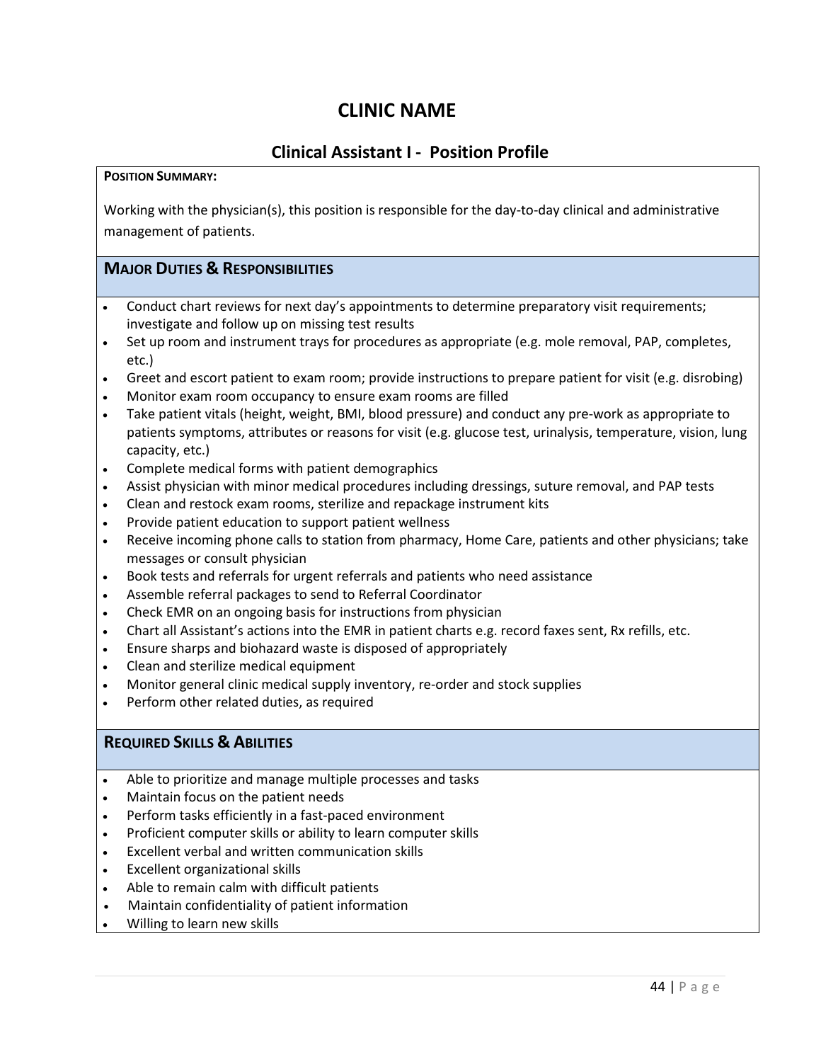# CLINIC NAME

## Clinical Assistant I - Position Profile

**POSITION SUMMARY:**

Working with the physician(s), this position is responsible for the day-to-day clinical and administrative management of patients.

### MAJOR DUTIES & RESPONSIBILITIES

- Conduct chart reviews for next day's appointments to determine preparatory visit requirements; investigate and follow up on missing test results
- Set up room and instrument trays for procedures as appropriate (e.g. mole removal, PAP, completes, etc.)
- Greet and escort patient to exam room; provide instructions to prepare patient for visit (e.g. disrobing)
- Monitor exam room occupancy to ensure exam rooms are filled
- Take patient vitals (height, weight, BMI, blood pressure) and conduct any pre-work as appropriate to patients symptoms, attributes or reasons for visit (e.g. glucose test, urinalysis, temperature, vision, lung capacity, etc.)
- Complete medical forms with patient demographics
- Assist physician with minor medical procedures including dressings, suture removal, and PAP tests
- Clean and restock exam rooms, sterilize and repackage instrument kits
- Provide patient education to support patient wellness
- Receive incoming phone calls to station from pharmacy, Home Care, patients and other physicians; take messages or consult physician
- Book tests and referrals for urgent referrals and patients who need assistance
- Assemble referral packages to send to Referral Coordinator
- Check EMR on an ongoing basis for instructions from physician
- Chart all Assistant's actions into the EMR in patient charts e.g. record faxes sent, Rx refills, etc.
- Ensure sharps and biohazard waste is disposed of appropriately
- Clean and sterilize medical equipment
- Monitor general clinic medical supply inventory, re-order and stock supplies
- Perform other related duties, as required

### REQUIRED SKILLS & ABILITIES

- Able to prioritize and manage multiple processes and tasks
- Maintain focus on the patient needs
- Perform tasks efficiently in a fast-paced environment
- Proficient computer skills or ability to learn computer skills
- Excellent verbal and written communication skills
- Excellent organizational skills
- Able to remain calm with difficult patients
- Maintain confidentiality of patient information
- Willing to learn new skills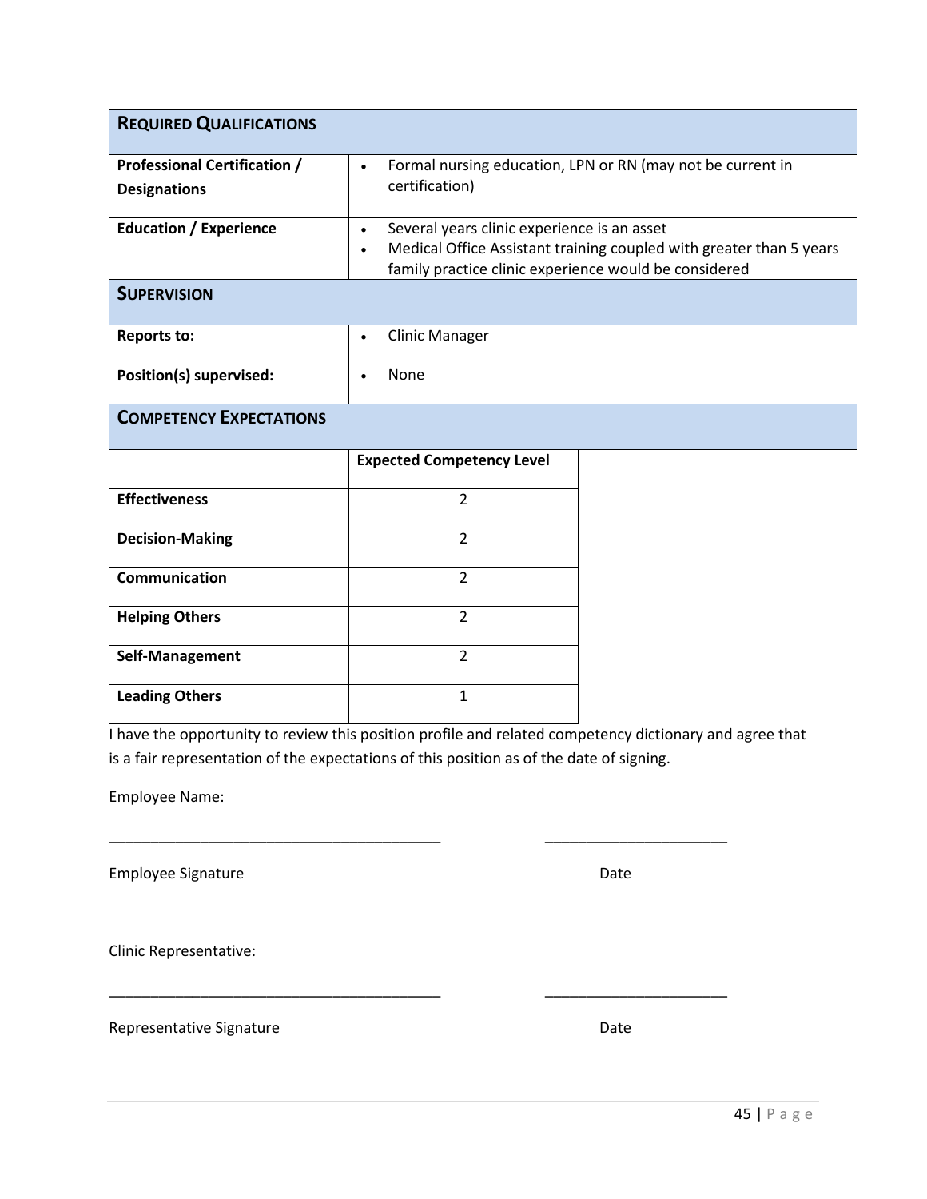| **REQUIRED QUALIFICATIONS** | |
|---|---|
| **Professional Certification / Designations** | • Formal nursing education, LPN or RN (may not be current in certification) |
| **Education / Experience** | • Several years clinic experience is an asset<br>• Medical Office Assistant training coupled with greater than 5 years family practice clinic experience would be considered |
| **SUPERVISION** | |
| **Reports to:** | • Clinic Manager |
| **Position(s) supervised:** | • None |

**COMPETENCY EXPECTATIONS**

| | **Expected Competency Level** |
|---|---|
| **Effectiveness** | 2 |
| **Decision-Making** | 2 |
| **Communication** | 2 |
| **Helping Others** | 2 |
| **Self-Management** | 2 |
| **Leading Others** | 1 |

I have the opportunity to review this position profile and related competency dictionary and agree that is a fair representation of the expectations of this position as of the date of signing.

Employee Name:

_________________________________________ ______________________

Employee Signature Date

Clinic Representative:

_________________________________________ ______________________

Representative Signature Date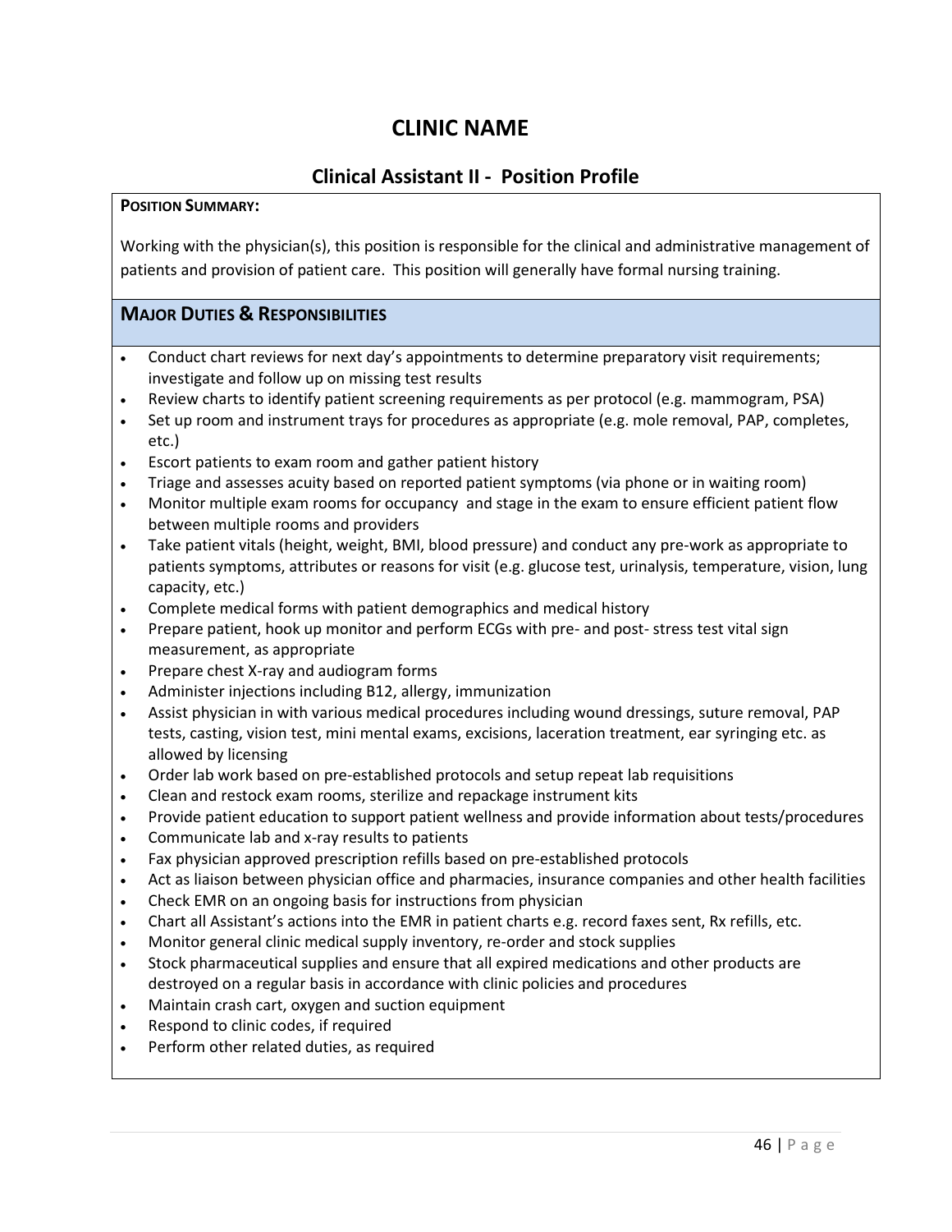# CLINIC NAME

## Clinical Assistant II - Position Profile

**POSITION SUMMARY:**

Working with the physician(s), this position is responsible for the clinical and administrative management of patients and provision of patient care. This position will generally have formal nursing training.

### MAJOR DUTIES & RESPONSIBILITIES

- Conduct chart reviews for next day's appointments to determine preparatory visit requirements; investigate and follow up on missing test results
- Review charts to identify patient screening requirements as per protocol (e.g. mammogram, PSA)
- Set up room and instrument trays for procedures as appropriate (e.g. mole removal, PAP, completes, etc.)
- Escort patients to exam room and gather patient history
- Triage and assesses acuity based on reported patient symptoms (via phone or in waiting room)
- Monitor multiple exam rooms for occupancy and stage in the exam to ensure efficient patient flow between multiple rooms and providers
- Take patient vitals (height, weight, BMI, blood pressure) and conduct any pre-work as appropriate to patients symptoms, attributes or reasons for visit (e.g. glucose test, urinalysis, temperature, vision, lung capacity, etc.)
- Complete medical forms with patient demographics and medical history
- Prepare patient, hook up monitor and perform ECGs with pre- and post- stress test vital sign measurement, as appropriate
- Prepare chest X-ray and audiogram forms
- Administer injections including B12, allergy, immunization
- Assist physician in with various medical procedures including wound dressings, suture removal, PAP tests, casting, vision test, mini mental exams, excisions, laceration treatment, ear syringing etc. as allowed by licensing
- Order lab work based on pre-established protocols and setup repeat lab requisitions
- Clean and restock exam rooms, sterilize and repackage instrument kits
- Provide patient education to support patient wellness and provide information about tests/procedures
- Communicate lab and x-ray results to patients
- Fax physician approved prescription refills based on pre-established protocols
- Act as liaison between physician office and pharmacies, insurance companies and other health facilities
- Check EMR on an ongoing basis for instructions from physician
- Chart all Assistant's actions into the EMR in patient charts e.g. record faxes sent, Rx refills, etc.
- Monitor general clinic medical supply inventory, re-order and stock supplies
- Stock pharmaceutical supplies and ensure that all expired medications and other products are destroyed on a regular basis in accordance with clinic policies and procedures
- Maintain crash cart, oxygen and suction equipment
- Respond to clinic codes, if required
- Perform other related duties, as required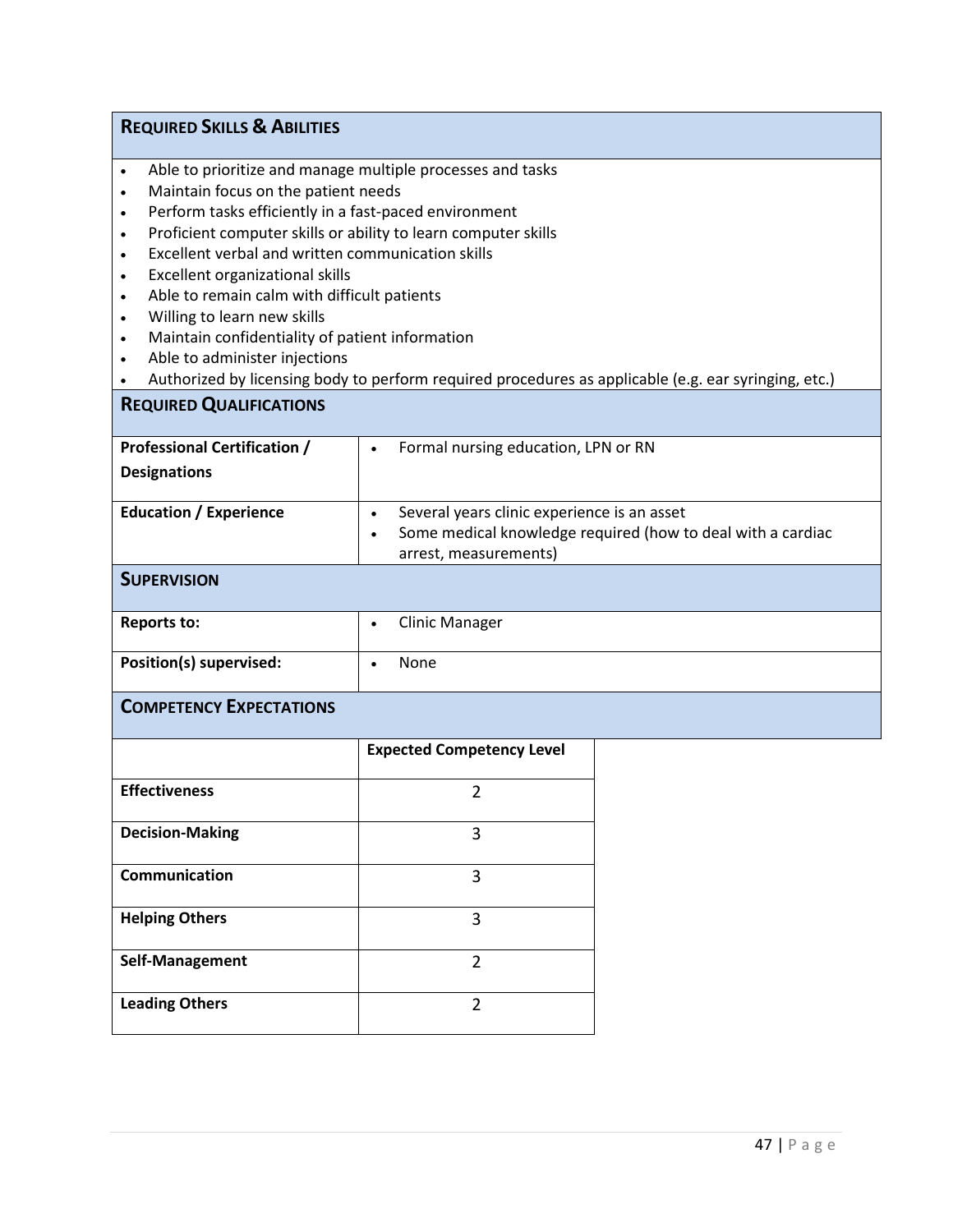## REQUIRED SKILLS & ABILITIES

- Able to prioritize and manage multiple processes and tasks
- Maintain focus on the patient needs
- Perform tasks efficiently in a fast-paced environment
- Proficient computer skills or ability to learn computer skills
- Excellent verbal and written communication skills
- Excellent organizational skills
- Able to remain calm with difficult patients
- Willing to learn new skills
- Maintain confidentiality of patient information
- Able to administer injections
- Authorized by licensing body to perform required procedures as applicable (e.g. ear syringing, etc.)

## REQUIRED QUALIFICATIONS

| | |
|---|---|
| **Professional Certification / Designations** | • Formal nursing education, LPN or RN |
| **Education / Experience** | • Several years clinic experience is an asset<br>• Some medical knowledge required (how to deal with a cardiac arrest, measurements) |

## SUPERVISION

| | |
|---|---|
| **Reports to:** | • Clinic Manager |
| **Position(s) supervised:** | • None |

## COMPETENCY EXPECTATIONS

| | Expected Competency Level |
|---|---|
| **Effectiveness** | 2 |
| **Decision-Making** | 3 |
| **Communication** | 3 |
| **Helping Others** | 3 |
| **Self-Management** | 2 |
| **Leading Others** | 2 |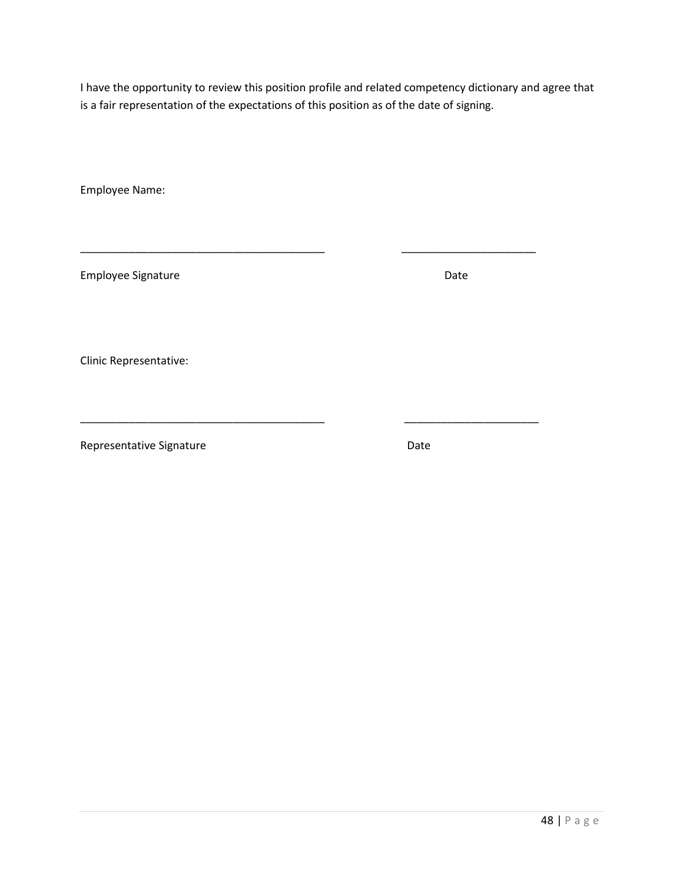I have the opportunity to review this position profile and related competency dictionary and agree that is a fair representation of the expectations of this position as of the date of signing.

Employee Name:

\_\_\_\_\_\_\_\_\_\_\_\_\_\_\_\_\_\_\_\_\_\_\_\_\_\_\_\_\_\_\_\_\_\_\_\_\_\_\_\_ \_\_\_\_\_\_\_\_\_\_\_\_\_\_\_\_\_\_\_\_\_\_

Employee Signature Date

Clinic Representative:

\_\_\_\_\_\_\_\_\_\_\_\_\_\_\_\_\_\_\_\_\_\_\_\_\_\_\_\_\_\_\_\_\_\_\_\_\_\_\_\_ \_\_\_\_\_\_\_\_\_\_\_\_\_\_\_\_\_\_\_\_\_\_

Representative Signature Date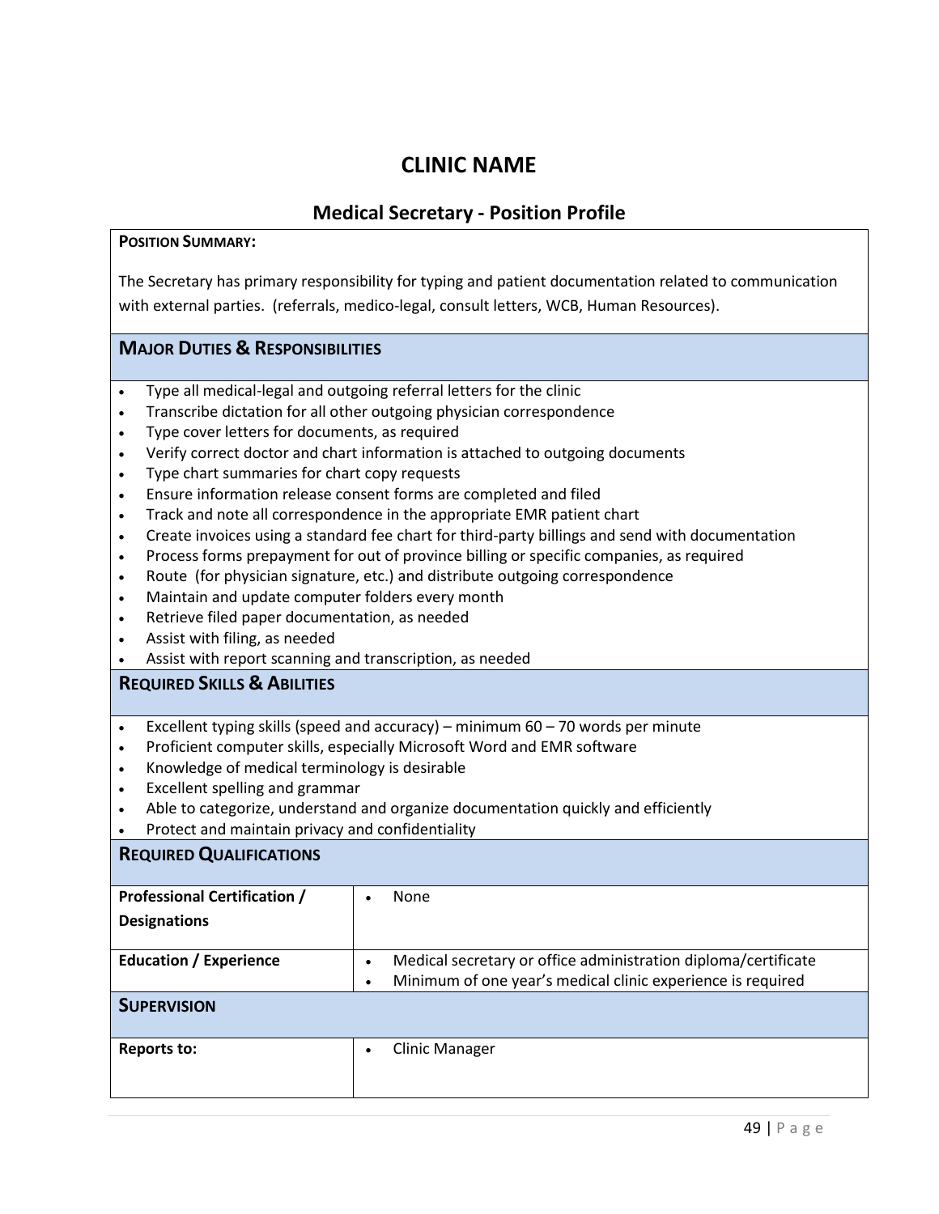# CLINIC NAME

## Medical Secretary - Position Profile

**POSITION SUMMARY:**

The Secretary has primary responsibility for typing and patient documentation related to communication with external parties. (referrals, medico-legal, consult letters, WCB, Human Resources).

### MAJOR DUTIES & RESPONSIBILITIES

- Type all medical-legal and outgoing referral letters for the clinic
- Transcribe dictation for all other outgoing physician correspondence
- Type cover letters for documents, as required
- Verify correct doctor and chart information is attached to outgoing documents
- Type chart summaries for chart copy requests
- Ensure information release consent forms are completed and filed
- Track and note all correspondence in the appropriate EMR patient chart
- Create invoices using a standard fee chart for third-party billings and send with documentation
- Process forms prepayment for out of province billing or specific companies, as required
- Route (for physician signature, etc.) and distribute outgoing correspondence
- Maintain and update computer folders every month
- Retrieve filed paper documentation, as needed
- Assist with filing, as needed
- Assist with report scanning and transcription, as needed

### REQUIRED SKILLS & ABILITIES

- Excellent typing skills (speed and accuracy) – minimum 60 – 70 words per minute
- Proficient computer skills, especially Microsoft Word and EMR software
- Knowledge of medical terminology is desirable
- Excellent spelling and grammar
- Able to categorize, understand and organize documentation quickly and efficiently
- Protect and maintain privacy and confidentiality

### REQUIRED QUALIFICATIONS

| | |
|---|---|
| **Professional Certification / Designations** | • None |
| **Education / Experience** | • Medical secretary or office administration diploma/certificate<br>• Minimum of one year's medical clinic experience is required |

### SUPERVISION

| | |
|---|---|
| **Reports to:** | • Clinic Manager |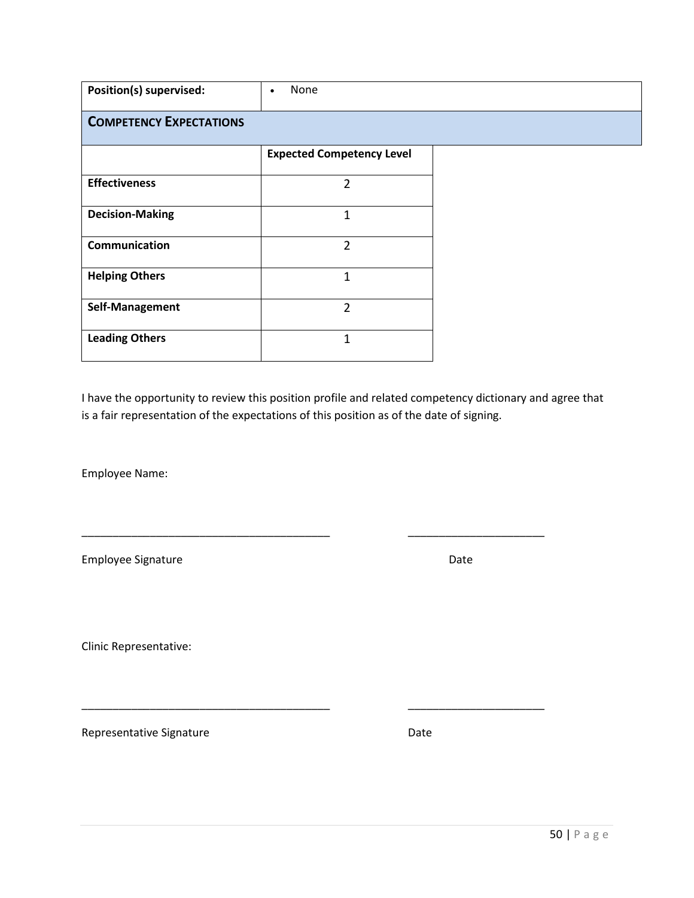| Position(s) supervised: | • None |
|---|---|

## COMPETENCY EXPECTATIONS

| | Expected Competency Level |
|---|---|
| **Effectiveness** | 2 |
| **Decision-Making** | 1 |
| **Communication** | 2 |
| **Helping Others** | 1 |
| **Self-Management** | 2 |
| **Leading Others** | 1 |

I have the opportunity to review this position profile and related competency dictionary and agree that is a fair representation of the expectations of this position as of the date of signing.

Employee Name:

_________________________________________ ______________________

Employee Signature Date

Clinic Representative:

_________________________________________ ______________________

Representative Signature Date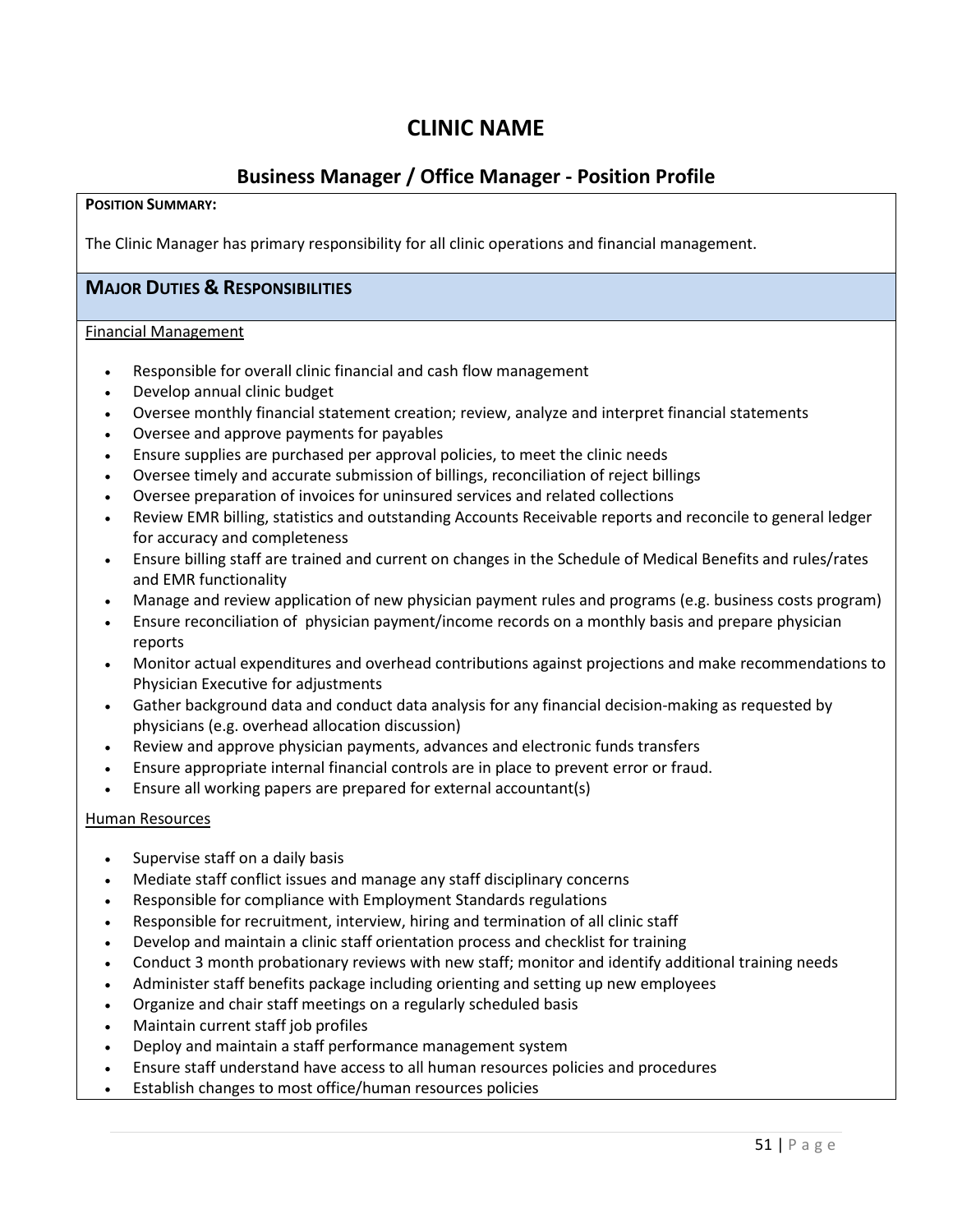# CLINIC NAME

## Business Manager / Office Manager - Position Profile

**POSITION SUMMARY:**

The Clinic Manager has primary responsibility for all clinic operations and financial management.

### MAJOR DUTIES & RESPONSIBILITIES

Financial Management

- Responsible for overall clinic financial and cash flow management
- Develop annual clinic budget
- Oversee monthly financial statement creation; review, analyze and interpret financial statements
- Oversee and approve payments for payables
- Ensure supplies are purchased per approval policies, to meet the clinic needs
- Oversee timely and accurate submission of billings, reconciliation of reject billings
- Oversee preparation of invoices for uninsured services and related collections
- Review EMR billing, statistics and outstanding Accounts Receivable reports and reconcile to general ledger for accuracy and completeness
- Ensure billing staff are trained and current on changes in the Schedule of Medical Benefits and rules/rates and EMR functionality
- Manage and review application of new physician payment rules and programs (e.g. business costs program)
- Ensure reconciliation of physician payment/income records on a monthly basis and prepare physician reports
- Monitor actual expenditures and overhead contributions against projections and make recommendations to Physician Executive for adjustments
- Gather background data and conduct data analysis for any financial decision-making as requested by physicians (e.g. overhead allocation discussion)
- Review and approve physician payments, advances and electronic funds transfers
- Ensure appropriate internal financial controls are in place to prevent error or fraud.
- Ensure all working papers are prepared for external accountant(s)

Human Resources

- Supervise staff on a daily basis
- Mediate staff conflict issues and manage any staff disciplinary concerns
- Responsible for compliance with Employment Standards regulations
- Responsible for recruitment, interview, hiring and termination of all clinic staff
- Develop and maintain a clinic staff orientation process and checklist for training
- Conduct 3 month probationary reviews with new staff; monitor and identify additional training needs
- Administer staff benefits package including orienting and setting up new employees
- Organize and chair staff meetings on a regularly scheduled basis
- Maintain current staff job profiles
- Deploy and maintain a staff performance management system
- Ensure staff understand have access to all human resources policies and procedures
- Establish changes to most office/human resources policies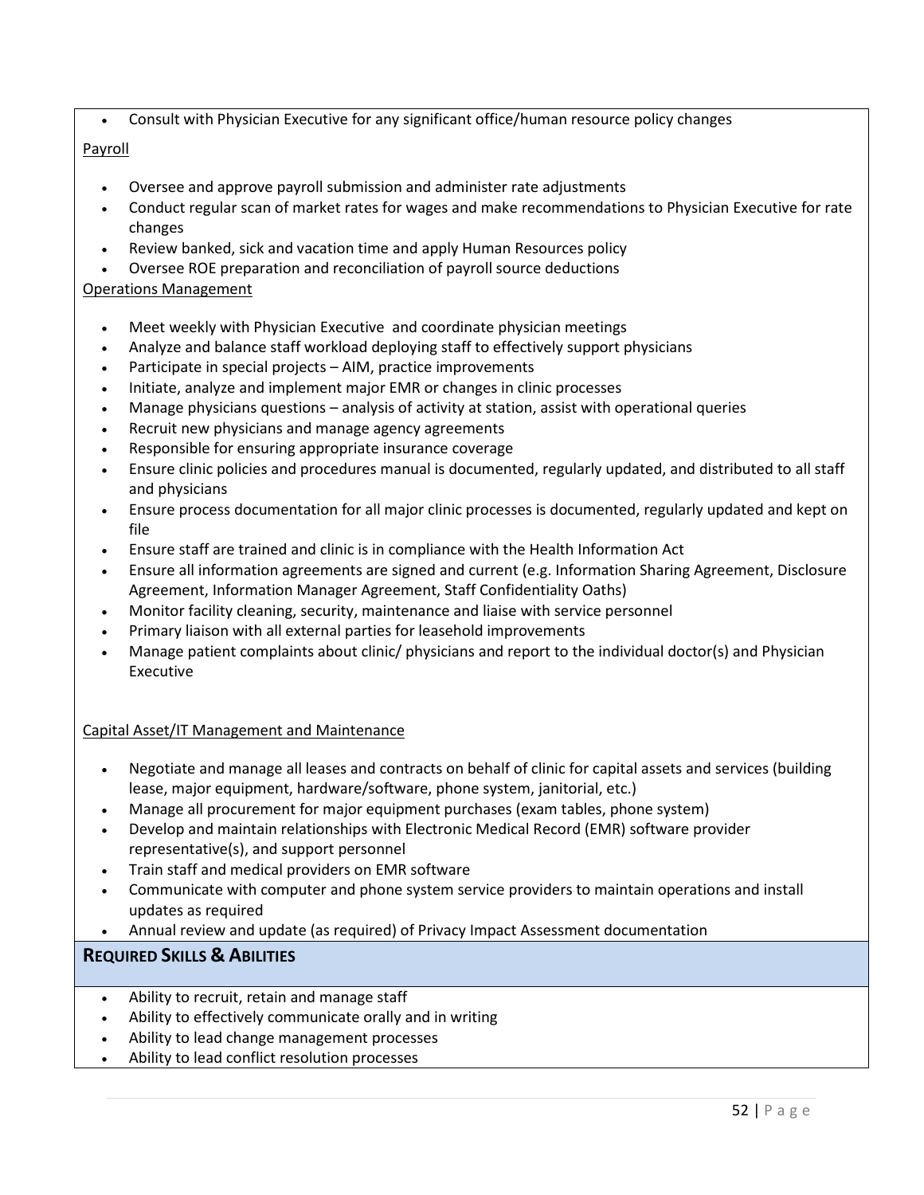- Consult with Physician Executive for any significant office/human resource policy changes

Payroll

- Oversee and approve payroll submission and administer rate adjustments
- Conduct regular scan of market rates for wages and make recommendations to Physician Executive for rate changes
- Review banked, sick and vacation time and apply Human Resources policy
- Oversee ROE preparation and reconciliation of payroll source deductions

Operations Management

- Meet weekly with Physician Executive and coordinate physician meetings
- Analyze and balance staff workload deploying staff to effectively support physicians
- Participate in special projects – AIM, practice improvements
- Initiate, analyze and implement major EMR or changes in clinic processes
- Manage physicians questions – analysis of activity at station, assist with operational queries
- Recruit new physicians and manage agency agreements
- Responsible for ensuring appropriate insurance coverage
- Ensure clinic policies and procedures manual is documented, regularly updated, and distributed to all staff and physicians
- Ensure process documentation for all major clinic processes is documented, regularly updated and kept on file
- Ensure staff are trained and clinic is in compliance with the Health Information Act
- Ensure all information agreements are signed and current (e.g. Information Sharing Agreement, Disclosure Agreement, Information Manager Agreement, Staff Confidentiality Oaths)
- Monitor facility cleaning, security, maintenance and liaise with service personnel
- Primary liaison with all external parties for leasehold improvements
- Manage patient complaints about clinic/ physicians and report to the individual doctor(s) and Physician Executive

Capital Asset/IT Management and Maintenance

- Negotiate and manage all leases and contracts on behalf of clinic for capital assets and services (building lease, major equipment, hardware/software, phone system, janitorial, etc.)
- Manage all procurement for major equipment purchases (exam tables, phone system)
- Develop and maintain relationships with Electronic Medical Record (EMR) software provider representative(s), and support personnel
- Train staff and medical providers on EMR software
- Communicate with computer and phone system service providers to maintain operations and install updates as required
- Annual review and update (as required) of Privacy Impact Assessment documentation

## REQUIRED SKILLS & ABILITIES

- Ability to recruit, retain and manage staff
- Ability to effectively communicate orally and in writing
- Ability to lead change management processes
- Ability to lead conflict resolution processes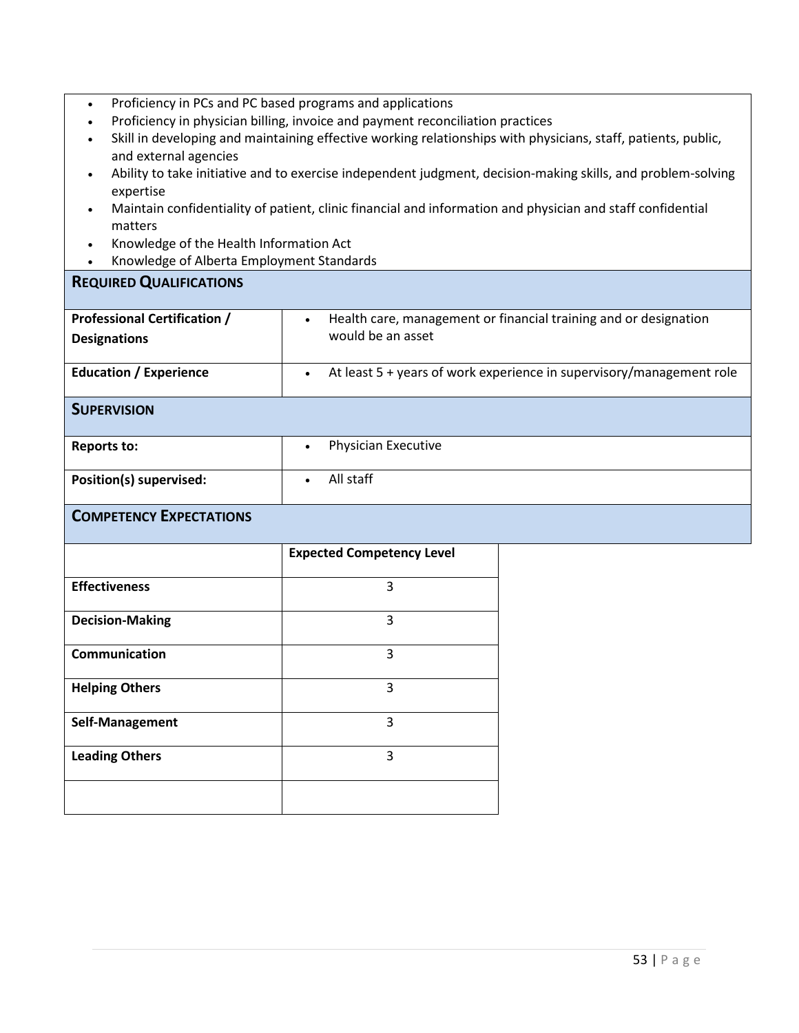- Proficiency in PCs and PC based programs and applications
- Proficiency in physician billing, invoice and payment reconciliation practices
- Skill in developing and maintaining effective working relationships with physicians, staff, patients, public, and external agencies
- Ability to take initiative and to exercise independent judgment, decision-making skills, and problem-solving expertise
- Maintain confidentiality of patient, clinic financial and information and physician and staff confidential matters
- Knowledge of the Health Information Act
- Knowledge of Alberta Employment Standards

## REQUIRED QUALIFICATIONS

| | |
|---|---|
| **Professional Certification / Designations** | • Health care, management or financial training and or designation would be an asset |
| **Education / Experience** | • At least 5 + years of work experience in supervisory/management role |

## SUPERVISION

| | |
|---|---|
| **Reports to:** | • Physician Executive |
| **Position(s) supervised:** | • All staff |

## COMPETENCY EXPECTATIONS

| | **Expected Competency Level** |
|---|---|
| **Effectiveness** | 3 |
| **Decision-Making** | 3 |
| **Communication** | 3 |
| **Helping Others** | 3 |
| **Self-Management** | 3 |
| **Leading Others** | 3 |
| | |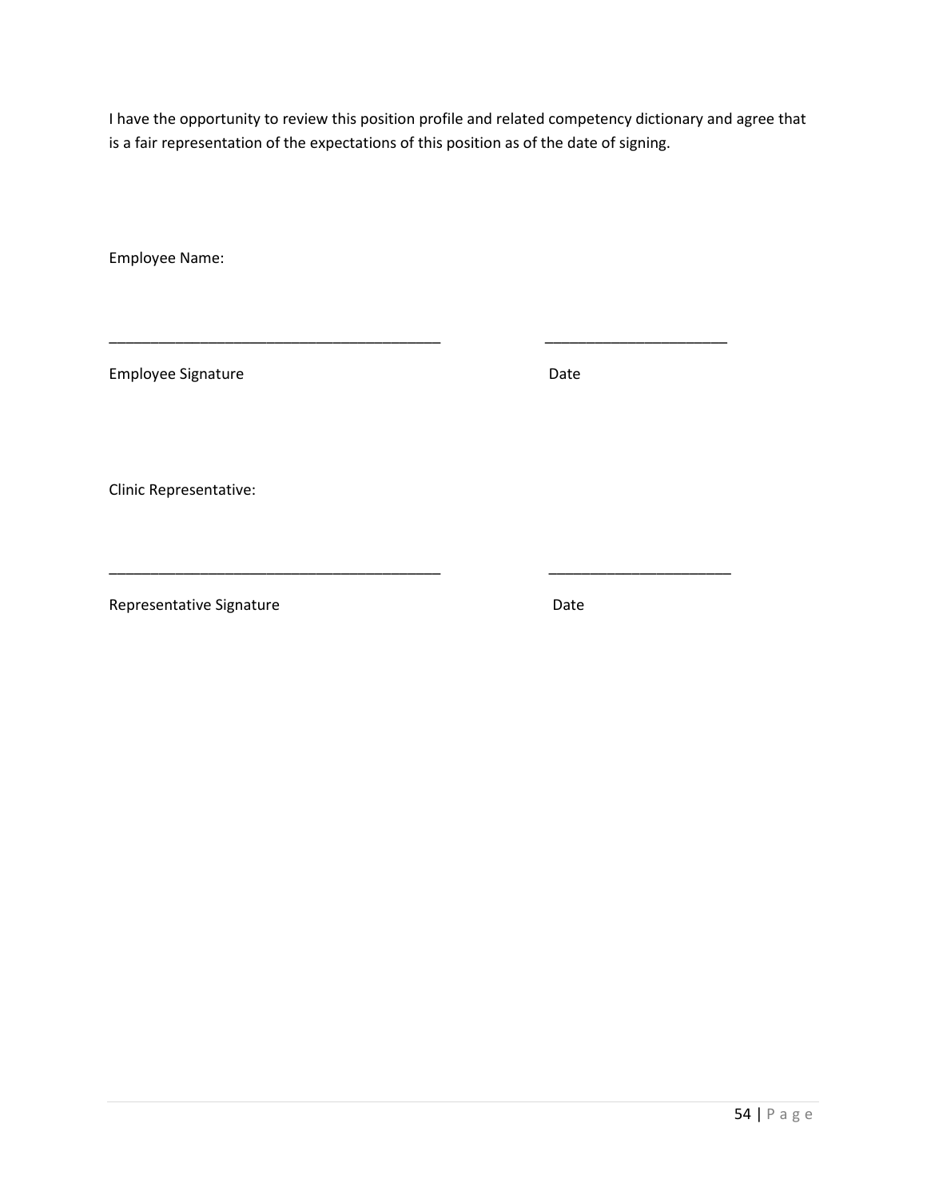I have the opportunity to review this position profile and related competency dictionary and agree that is a fair representation of the expectations of this position as of the date of signing.

Employee Name:

\_\_\_\_\_\_\_\_\_\_\_\_\_\_\_\_\_\_\_\_\_\_\_\_\_\_\_\_\_\_\_\_\_\_\_\_\_\_\_\_ \_\_\_\_\_\_\_\_\_\_\_\_\_\_\_\_\_\_\_\_\_\_

Employee Signature Date

Clinic Representative:

\_\_\_\_\_\_\_\_\_\_\_\_\_\_\_\_\_\_\_\_\_\_\_\_\_\_\_\_\_\_\_\_\_\_\_\_\_\_\_\_ \_\_\_\_\_\_\_\_\_\_\_\_\_\_\_\_\_\_\_\_\_\_

Representative Signature Date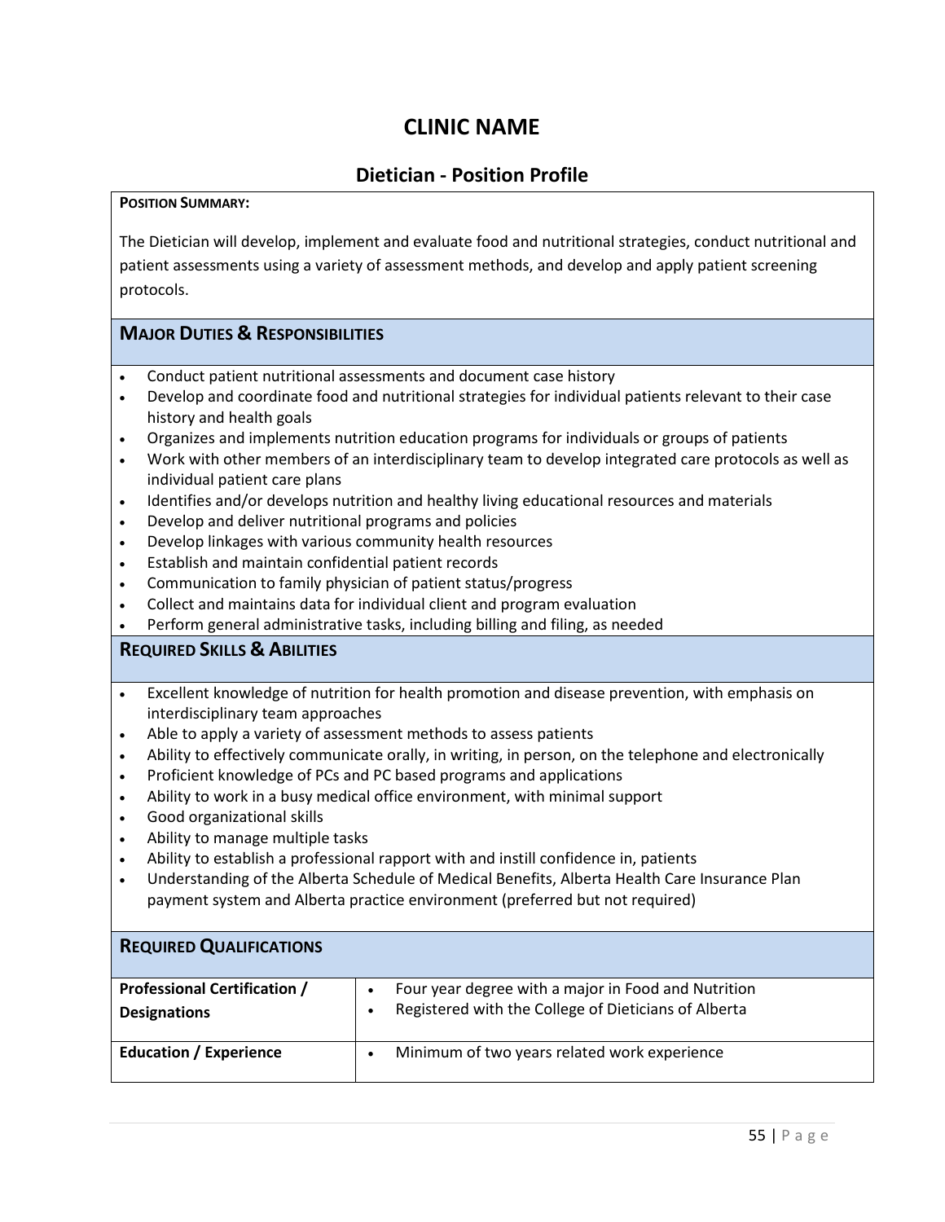# CLINIC NAME

## Dietician - Position Profile

**POSITION SUMMARY:**

The Dietician will develop, implement and evaluate food and nutritional strategies, conduct nutritional and patient assessments using a variety of assessment methods, and develop and apply patient screening protocols.

### MAJOR DUTIES & RESPONSIBILITIES

- Conduct patient nutritional assessments and document case history
- Develop and coordinate food and nutritional strategies for individual patients relevant to their case history and health goals
- Organizes and implements nutrition education programs for individuals or groups of patients
- Work with other members of an interdisciplinary team to develop integrated care protocols as well as individual patient care plans
- Identifies and/or develops nutrition and healthy living educational resources and materials
- Develop and deliver nutritional programs and policies
- Develop linkages with various community health resources
- Establish and maintain confidential patient records
- Communication to family physician of patient status/progress
- Collect and maintains data for individual client and program evaluation
- Perform general administrative tasks, including billing and filing, as needed

### REQUIRED SKILLS & ABILITIES

- Excellent knowledge of nutrition for health promotion and disease prevention, with emphasis on interdisciplinary team approaches
- Able to apply a variety of assessment methods to assess patients
- Ability to effectively communicate orally, in writing, in person, on the telephone and electronically
- Proficient knowledge of PCs and PC based programs and applications
- Ability to work in a busy medical office environment, with minimal support
- Good organizational skills
- Ability to manage multiple tasks
- Ability to establish a professional rapport with and instill confidence in, patients
- Understanding of the Alberta Schedule of Medical Benefits, Alberta Health Care Insurance Plan payment system and Alberta practice environment (preferred but not required)

### REQUIRED QUALIFICATIONS

| | |
|---|---|
| **Professional Certification / Designations** | • Four year degree with a major in Food and Nutrition<br>• Registered with the College of Dieticians of Alberta |
| **Education / Experience** | • Minimum of two years related work experience |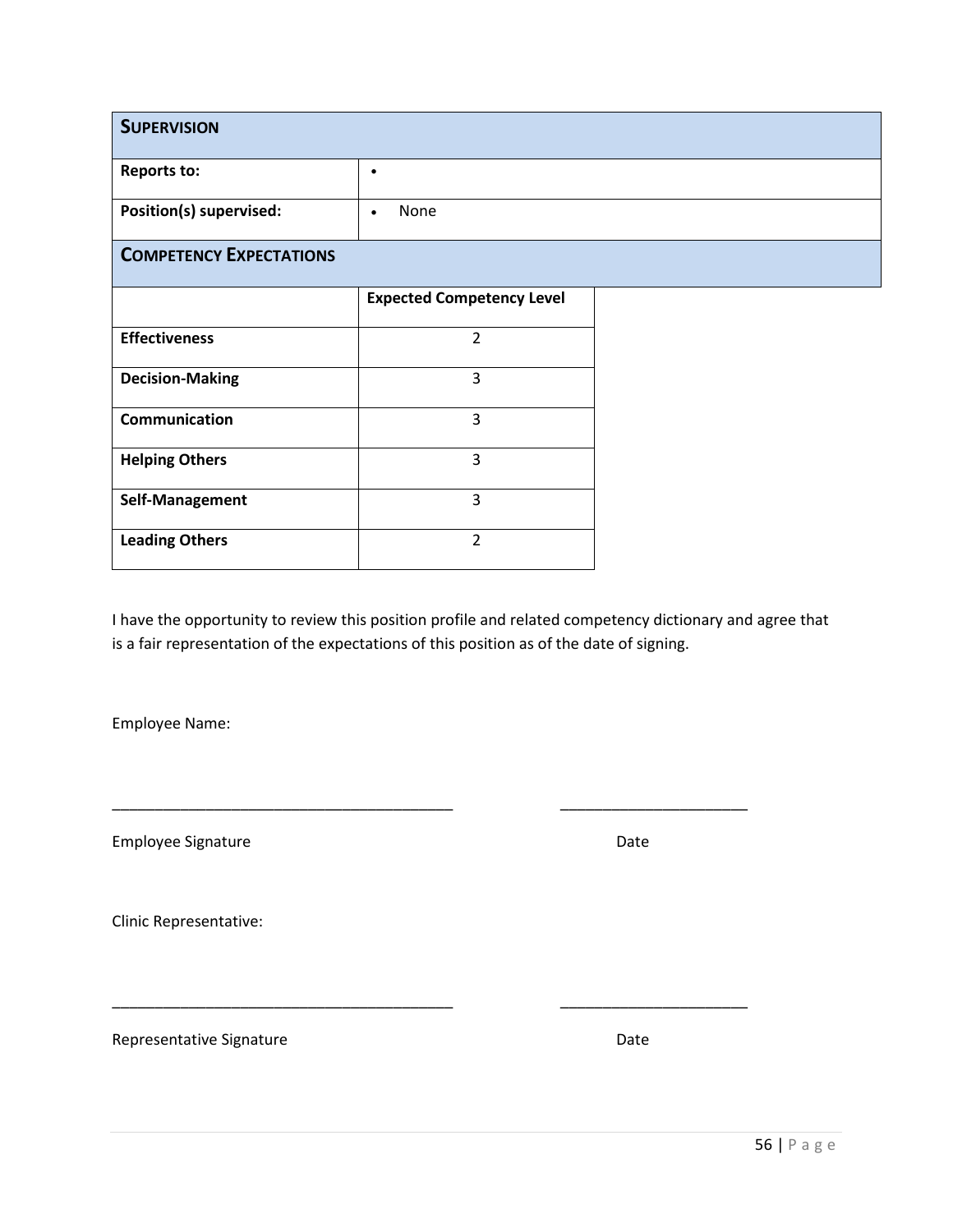| **SUPERVISION** | |
|---|---|
| **Reports to:** | • |
| **Position(s) supervised:** | • None |

| **COMPETENCY EXPECTATIONS** | |
|---|---|
| | **Expected Competency Level** |
| **Effectiveness** | 2 |
| **Decision-Making** | 3 |
| **Communication** | 3 |
| **Helping Others** | 3 |
| **Self-Management** | 3 |
| **Leading Others** | 2 |

I have the opportunity to review this position profile and related competency dictionary and agree that is a fair representation of the expectations of this position as of the date of signing.

Employee Name:

_________________________________________ ______________________

Employee Signature Date

Clinic Representative:

_________________________________________ ______________________

Representative Signature Date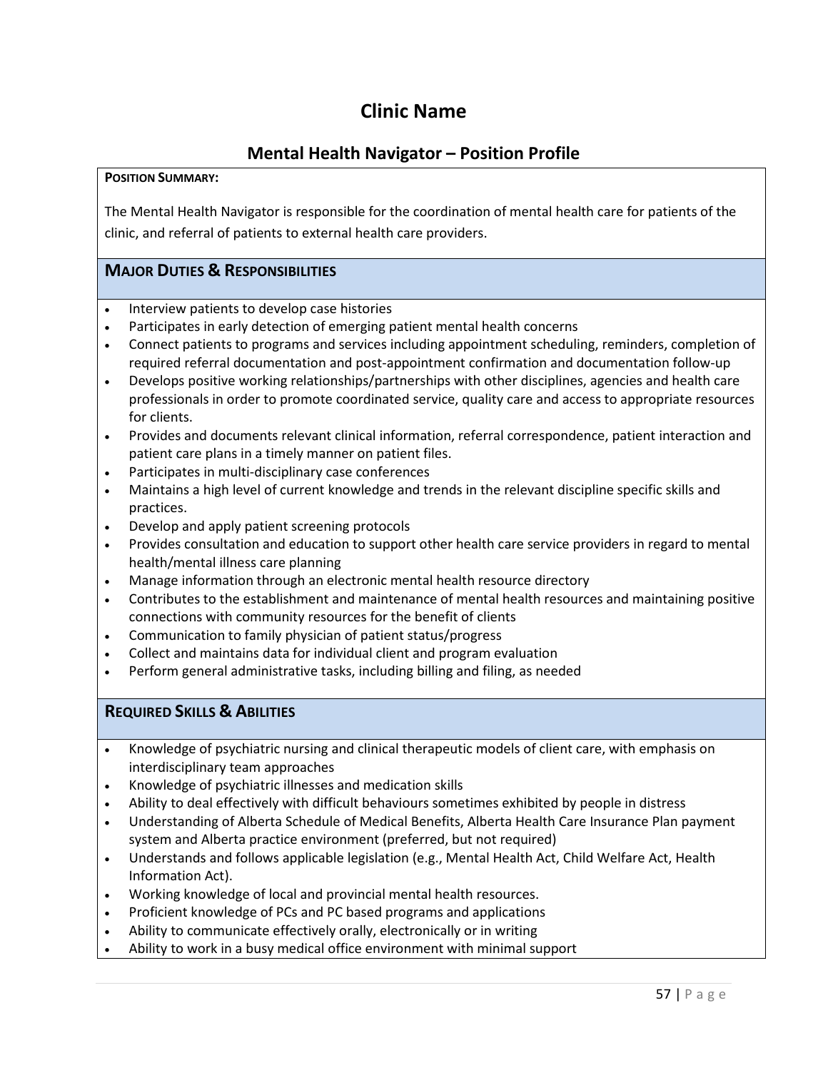# Clinic Name

## Mental Health Navigator – Position Profile

**POSITION SUMMARY:**

The Mental Health Navigator is responsible for the coordination of mental health care for patients of the clinic, and referral of patients to external health care providers.

### MAJOR DUTIES & RESPONSIBILITIES

- Interview patients to develop case histories
- Participates in early detection of emerging patient mental health concerns
- Connect patients to programs and services including appointment scheduling, reminders, completion of required referral documentation and post-appointment confirmation and documentation follow-up
- Develops positive working relationships/partnerships with other disciplines, agencies and health care professionals in order to promote coordinated service, quality care and access to appropriate resources for clients.
- Provides and documents relevant clinical information, referral correspondence, patient interaction and patient care plans in a timely manner on patient files.
- Participates in multi-disciplinary case conferences
- Maintains a high level of current knowledge and trends in the relevant discipline specific skills and practices.
- Develop and apply patient screening protocols
- Provides consultation and education to support other health care service providers in regard to mental health/mental illness care planning
- Manage information through an electronic mental health resource directory
- Contributes to the establishment and maintenance of mental health resources and maintaining positive connections with community resources for the benefit of clients
- Communication to family physician of patient status/progress
- Collect and maintains data for individual client and program evaluation
- Perform general administrative tasks, including billing and filing, as needed

### REQUIRED SKILLS & ABILITIES

- Knowledge of psychiatric nursing and clinical therapeutic models of client care, with emphasis on interdisciplinary team approaches
- Knowledge of psychiatric illnesses and medication skills
- Ability to deal effectively with difficult behaviours sometimes exhibited by people in distress
- Understanding of Alberta Schedule of Medical Benefits, Alberta Health Care Insurance Plan payment system and Alberta practice environment (preferred, but not required)
- Understands and follows applicable legislation (e.g., Mental Health Act, Child Welfare Act, Health Information Act).
- Working knowledge of local and provincial mental health resources.
- Proficient knowledge of PCs and PC based programs and applications
- Ability to communicate effectively orally, electronically or in writing
- Ability to work in a busy medical office environment with minimal support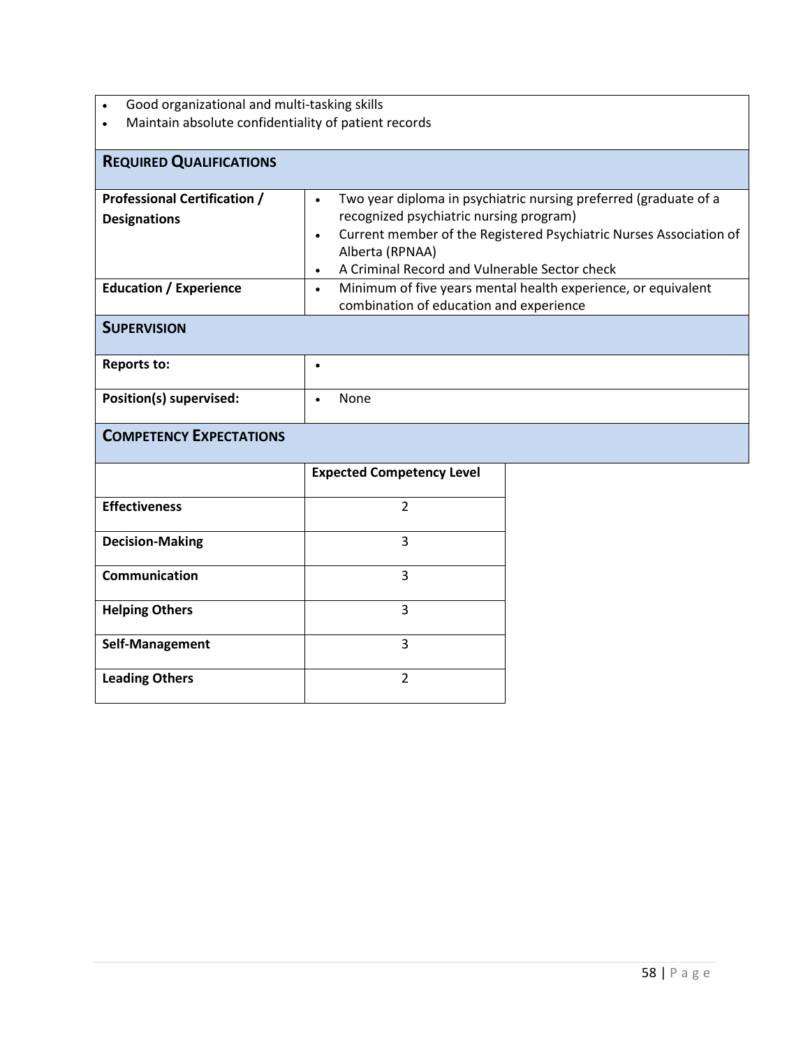- Good organizational and multi-tasking skills
- Maintain absolute confidentiality of patient records

## REQUIRED QUALIFICATIONS

| | |
|---|---|
| **Professional Certification / Designations** | • Two year diploma in psychiatric nursing preferred (graduate of a recognized psychiatric nursing program)<br>• Current member of the Registered Psychiatric Nurses Association of Alberta (RPNAA)<br>• A Criminal Record and Vulnerable Sector check |
| **Education / Experience** | • Minimum of five years mental health experience, or equivalent combination of education and experience |

## SUPERVISION

| | |
|---|---|
| **Reports to:** | • |
| **Position(s) supervised:** | • None |

## COMPETENCY EXPECTATIONS

| | Expected Competency Level |
|---|---|
| **Effectiveness** | 2 |
| **Decision-Making** | 3 |
| **Communication** | 3 |
| **Helping Others** | 3 |
| **Self-Management** | 3 |
| **Leading Others** | 2 |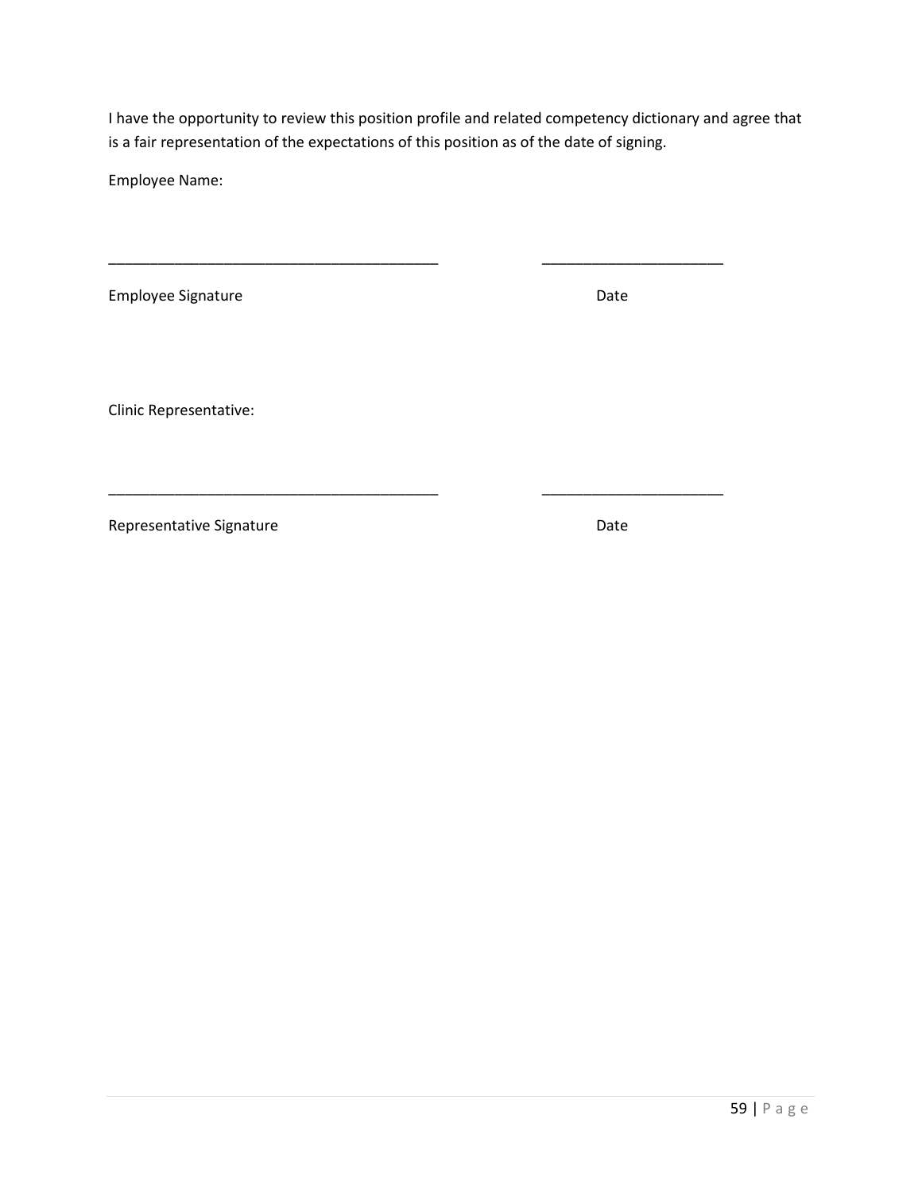I have the opportunity to review this position profile and related competency dictionary and agree that is a fair representation of the expectations of this position as of the date of signing.

Employee Name:

_________________________________________ ______________________

Employee Signature Date

Clinic Representative:

_________________________________________ ______________________

Representative Signature Date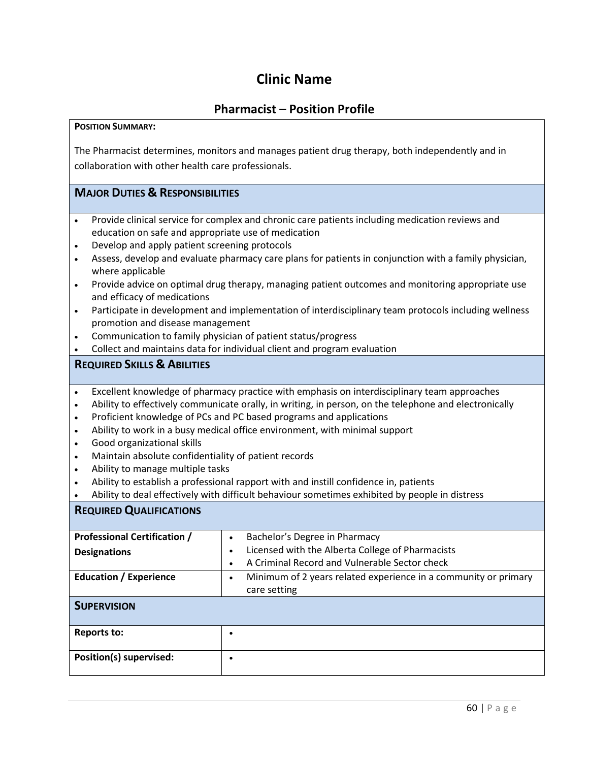# Clinic Name

## Pharmacist – Position Profile

**POSITION SUMMARY:**

The Pharmacist determines, monitors and manages patient drug therapy, both independently and in collaboration with other health care professionals.

### MAJOR DUTIES & RESPONSIBILITIES

- Provide clinical service for complex and chronic care patients including medication reviews and education on safe and appropriate use of medication
- Develop and apply patient screening protocols
- Assess, develop and evaluate pharmacy care plans for patients in conjunction with a family physician, where applicable
- Provide advice on optimal drug therapy, managing patient outcomes and monitoring appropriate use and efficacy of medications
- Participate in development and implementation of interdisciplinary team protocols including wellness promotion and disease management
- Communication to family physician of patient status/progress
- Collect and maintains data for individual client and program evaluation

### REQUIRED SKILLS & ABILITIES

- Excellent knowledge of pharmacy practice with emphasis on interdisciplinary team approaches
- Ability to effectively communicate orally, in writing, in person, on the telephone and electronically
- Proficient knowledge of PCs and PC based programs and applications
- Ability to work in a busy medical office environment, with minimal support
- Good organizational skills
- Maintain absolute confidentiality of patient records
- Ability to manage multiple tasks
- Ability to establish a professional rapport with and instill confidence in, patients
- Ability to deal effectively with difficult behaviour sometimes exhibited by people in distress

### REQUIRED QUALIFICATIONS

| | |
|---|---|
| **Professional Certification / Designations** | • Bachelor's Degree in Pharmacy<br>• Licensed with the Alberta College of Pharmacists<br>• A Criminal Record and Vulnerable Sector check |
| **Education / Experience** | • Minimum of 2 years related experience in a community or primary care setting |

### SUPERVISION

| | |
|---|---|
| **Reports to:** | • |
| **Position(s) supervised:** | • |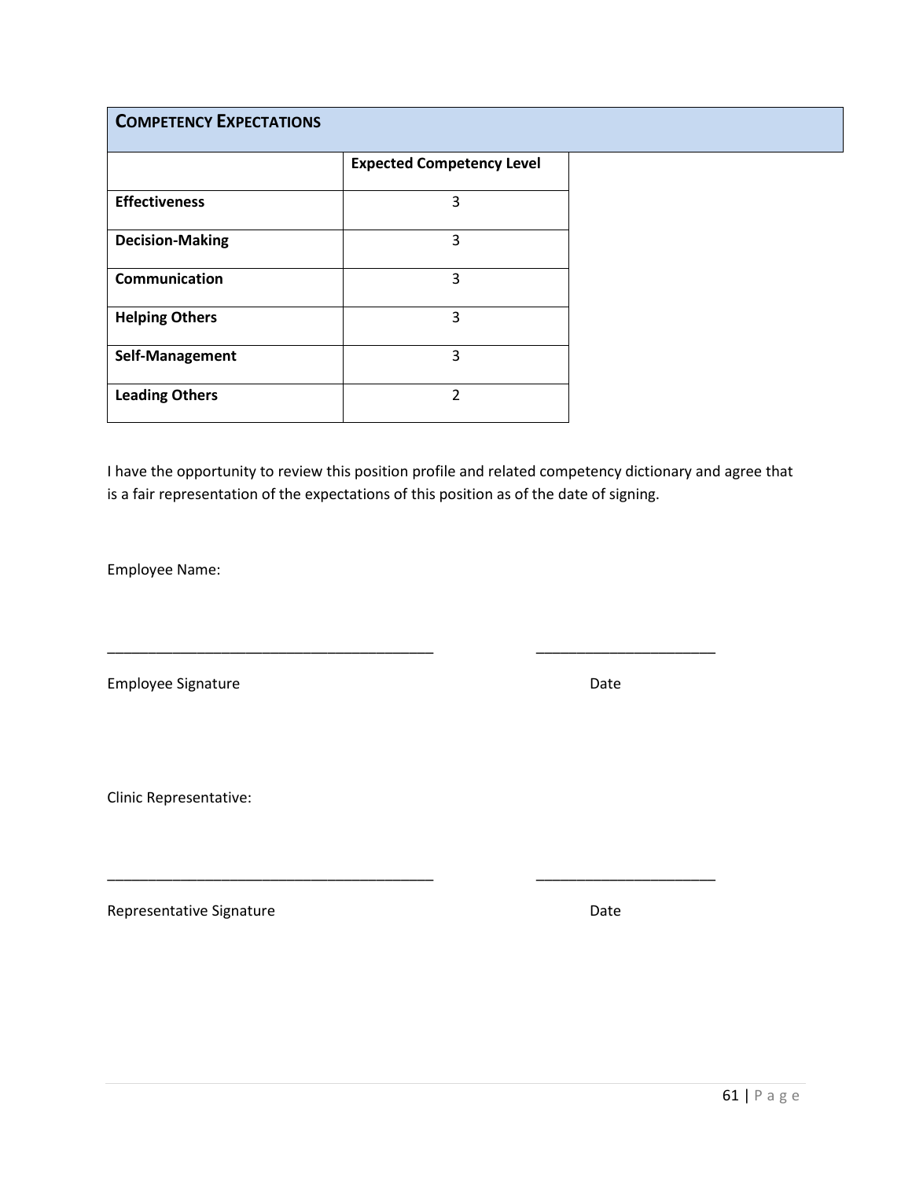## Competency Expectations

| | Expected Competency Level |
|---|---|
| **Effectiveness** | 3 |
| **Decision-Making** | 3 |
| **Communication** | 3 |
| **Helping Others** | 3 |
| **Self-Management** | 3 |
| **Leading Others** | 2 |

I have the opportunity to review this position profile and related competency dictionary and agree that is a fair representation of the expectations of this position as of the date of signing.

Employee Name:

________________________________________ ______________________

Employee Signature Date

Clinic Representative:

________________________________________ ______________________

Representative Signature Date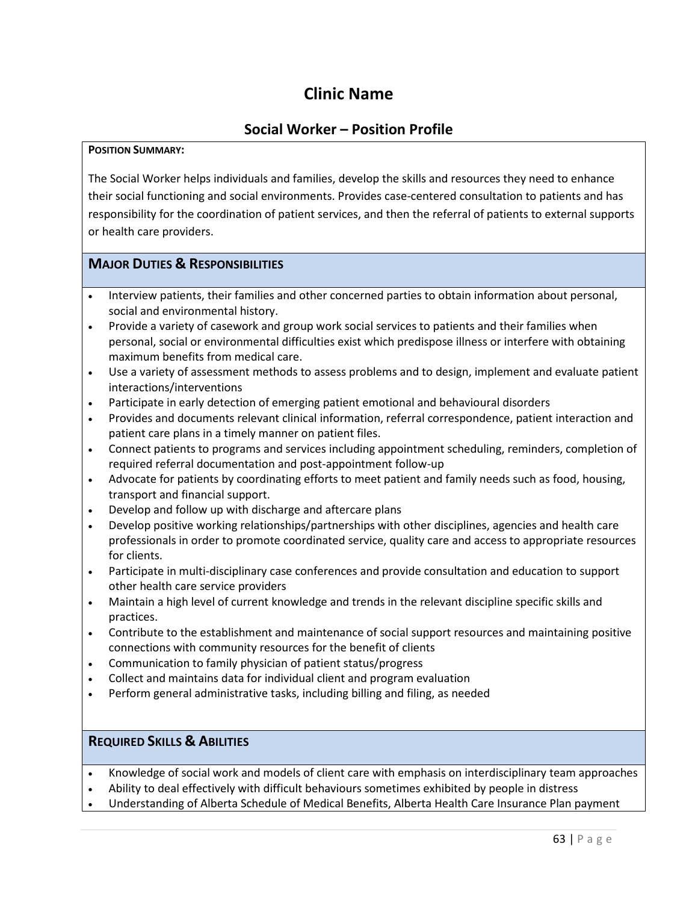# Clinic Name

## Social Worker – Position Profile

**POSITION SUMMARY:**

The Social Worker helps individuals and families, develop the skills and resources they need to enhance their social functioning and social environments. Provides case-centered consultation to patients and has responsibility for the coordination of patient services, and then the referral of patients to external supports or health care providers.

### MAJOR DUTIES & RESPONSIBILITIES

- Interview patients, their families and other concerned parties to obtain information about personal, social and environmental history.
- Provide a variety of casework and group work social services to patients and their families when personal, social or environmental difficulties exist which predispose illness or interfere with obtaining maximum benefits from medical care.
- Use a variety of assessment methods to assess problems and to design, implement and evaluate patient interactions/interventions
- Participate in early detection of emerging patient emotional and behavioural disorders
- Provides and documents relevant clinical information, referral correspondence, patient interaction and patient care plans in a timely manner on patient files.
- Connect patients to programs and services including appointment scheduling, reminders, completion of required referral documentation and post-appointment follow-up
- Advocate for patients by coordinating efforts to meet patient and family needs such as food, housing, transport and financial support.
- Develop and follow up with discharge and aftercare plans
- Develop positive working relationships/partnerships with other disciplines, agencies and health care professionals in order to promote coordinated service, quality care and access to appropriate resources for clients.
- Participate in multi-disciplinary case conferences and provide consultation and education to support other health care service providers
- Maintain a high level of current knowledge and trends in the relevant discipline specific skills and practices.
- Contribute to the establishment and maintenance of social support resources and maintaining positive connections with community resources for the benefit of clients
- Communication to family physician of patient status/progress
- Collect and maintains data for individual client and program evaluation
- Perform general administrative tasks, including billing and filing, as needed

### REQUIRED SKILLS & ABILITIES

- Knowledge of social work and models of client care with emphasis on interdisciplinary team approaches
- Ability to deal effectively with difficult behaviours sometimes exhibited by people in distress
- Understanding of Alberta Schedule of Medical Benefits, Alberta Health Care Insurance Plan payment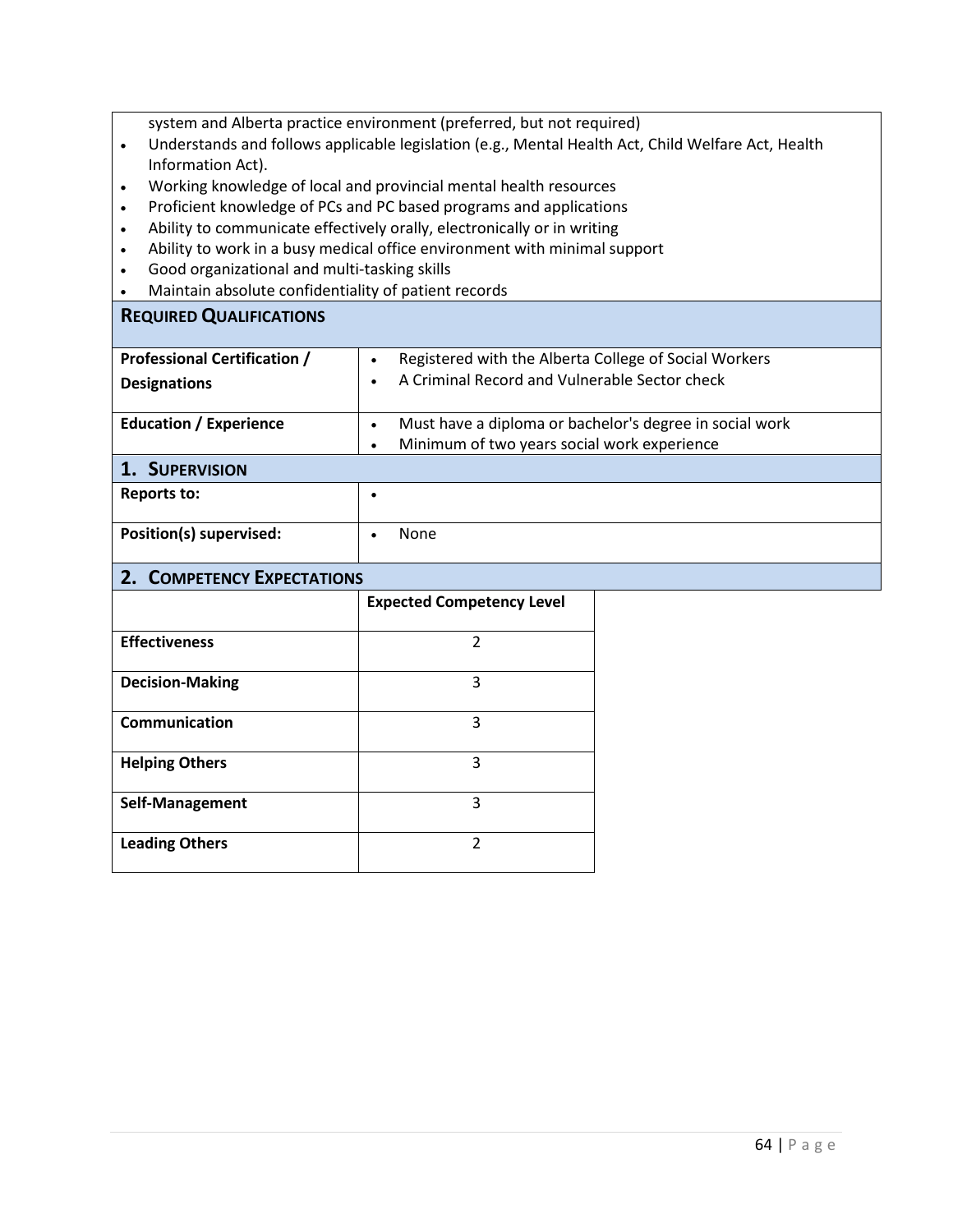system and Alberta practice environment (preferred, but not required)

- Understands and follows applicable legislation (e.g., Mental Health Act, Child Welfare Act, Health Information Act).
- Working knowledge of local and provincial mental health resources
- Proficient knowledge of PCs and PC based programs and applications
- Ability to communicate effectively orally, electronically or in writing
- Ability to work in a busy medical office environment with minimal support
- Good organizational and multi-tasking skills
- Maintain absolute confidentiality of patient records

## REQUIRED QUALIFICATIONS

| | |
|---|---|
| **Professional Certification / Designations** | • Registered with the Alberta College of Social Workers<br>• A Criminal Record and Vulnerable Sector check |
| **Education / Experience** | • Must have a diploma or bachelor's degree in social work<br>• Minimum of two years social work experience |

## 1. SUPERVISION

| | |
|---|---|
| **Reports to:** | • |
| **Position(s) supervised:** | • None |

## 2. COMPETENCY EXPECTATIONS

| | **Expected Competency Level** |
|---|---|
| **Effectiveness** | 2 |
| **Decision-Making** | 3 |
| **Communication** | 3 |
| **Helping Others** | 3 |
| **Self-Management** | 3 |
| **Leading Others** | 2 |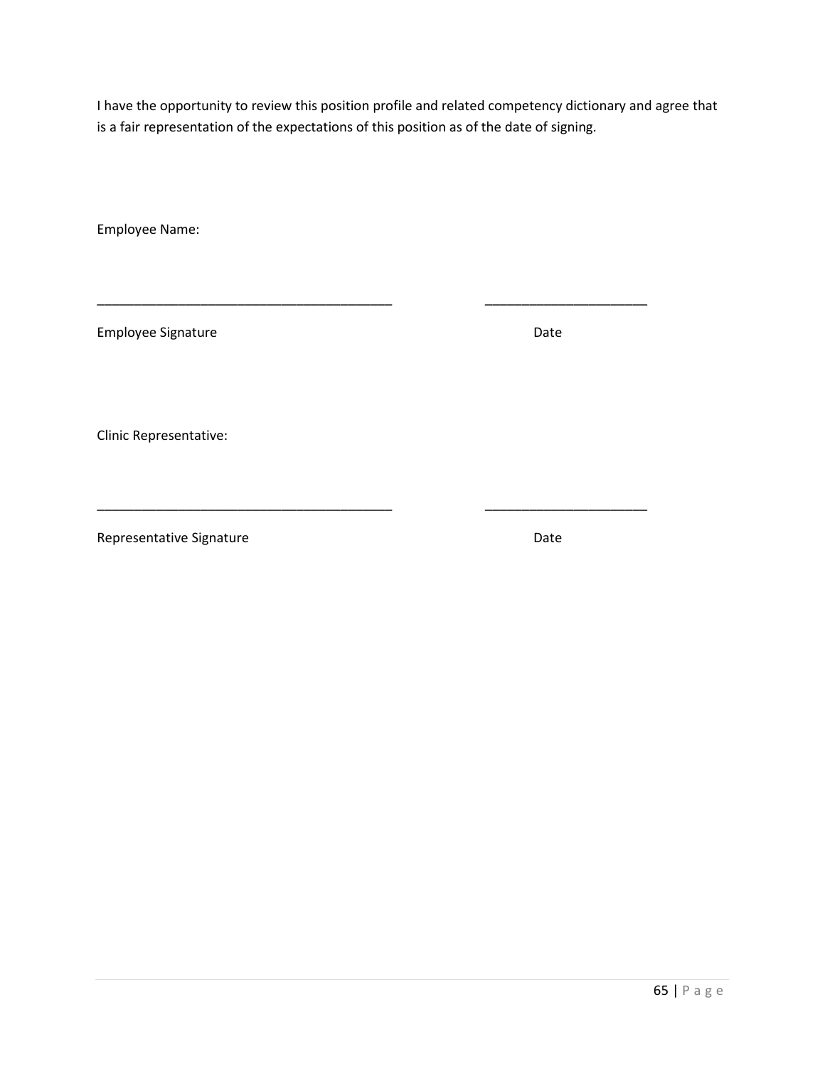I have the opportunity to review this position profile and related competency dictionary and agree that is a fair representation of the expectations of this position as of the date of signing.

Employee Name:

_________________________________________ ______________________

Employee Signature Date

Clinic Representative:

_________________________________________ ______________________

Representative Signature Date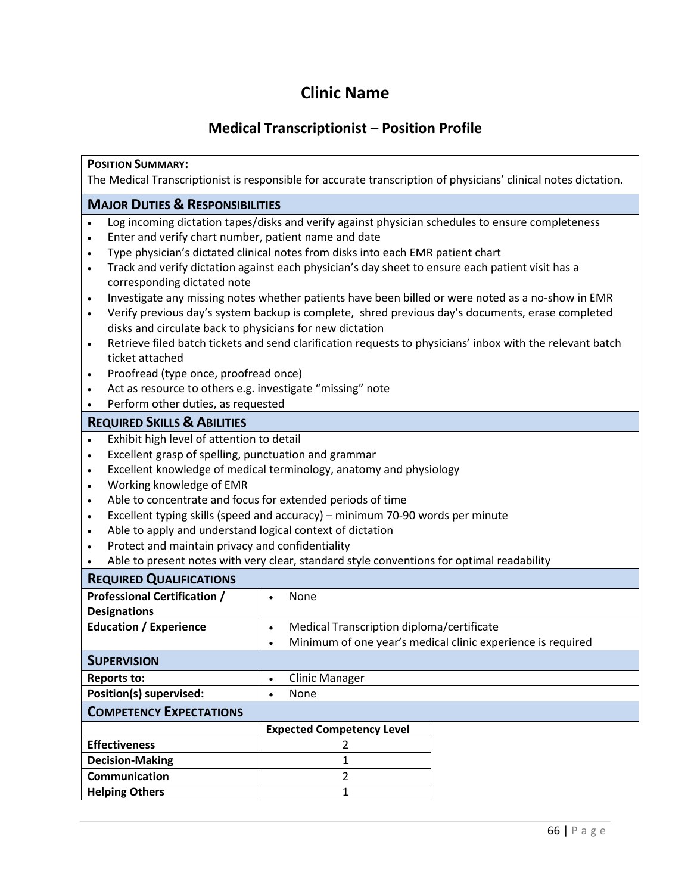# Clinic Name

## Medical Transcriptionist – Position Profile

**POSITION SUMMARY:**
The Medical Transcriptionist is responsible for accurate transcription of physicians' clinical notes dictation.

### MAJOR DUTIES & RESPONSIBILITIES

- Log incoming dictation tapes/disks and verify against physician schedules to ensure completeness
- Enter and verify chart number, patient name and date
- Type physician's dictated clinical notes from disks into each EMR patient chart
- Track and verify dictation against each physician's day sheet to ensure each patient visit has a corresponding dictated note
- Investigate any missing notes whether patients have been billed or were noted as a no-show in EMR
- Verify previous day's system backup is complete, shred previous day's documents, erase completed disks and circulate back to physicians for new dictation
- Retrieve filed batch tickets and send clarification requests to physicians' inbox with the relevant batch ticket attached
- Proofread (type once, proofread once)
- Act as resource to others e.g. investigate "missing" note
- Perform other duties, as requested

### REQUIRED SKILLS & ABILITIES

- Exhibit high level of attention to detail
- Excellent grasp of spelling, punctuation and grammar
- Excellent knowledge of medical terminology, anatomy and physiology
- Working knowledge of EMR
- Able to concentrate and focus for extended periods of time
- Excellent typing skills (speed and accuracy) – minimum 70-90 words per minute
- Able to apply and understand logical context of dictation
- Protect and maintain privacy and confidentiality
- Able to present notes with very clear, standard style conventions for optimal readability

### REQUIRED QUALIFICATIONS

| | |
|---|---|
| **Professional Certification / Designations** | • None |
| **Education / Experience** | • Medical Transcription diploma/certificate<br>• Minimum of one year's medical clinic experience is required |

### SUPERVISION

| | |
|---|---|
| **Reports to:** | • Clinic Manager |
| **Position(s) supervised:** | • None |

### COMPETENCY EXPECTATIONS

| | Expected Competency Level |
|---|---|
| **Effectiveness** | 2 |
| **Decision-Making** | 1 |
| **Communication** | 2 |
| **Helping Others** | 1 |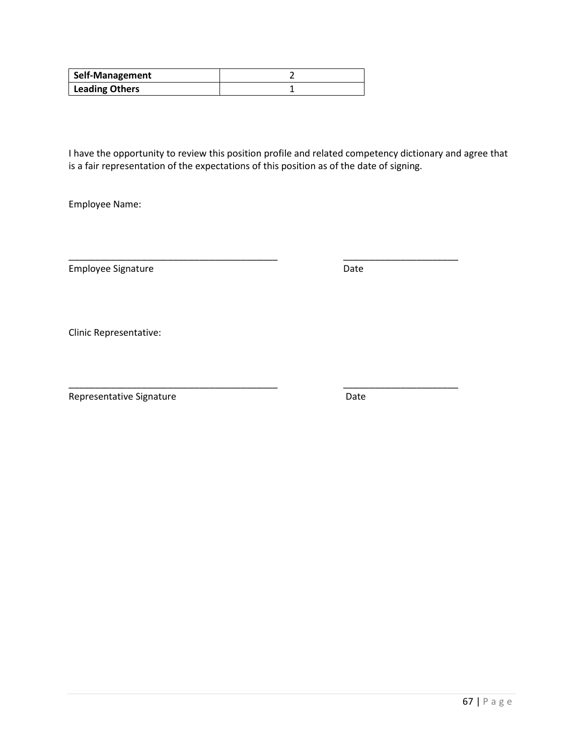| **Self-Management** | 2 |
| --- | --- |
| **Leading Others** | 1 |

I have the opportunity to review this position profile and related competency dictionary and agree that is a fair representation of the expectations of this position as of the date of signing.

Employee Name:

___________________________________________ \_\_\_\_\_\_\_\_\_\_\_\_\_\_\_\_\_\_\_\_\_\_\_

Employee Signature Date

Clinic Representative:

___________________________________________ \_\_\_\_\_\_\_\_\_\_\_\_\_\_\_\_\_\_\_\_\_\_\_

Representative Signature Date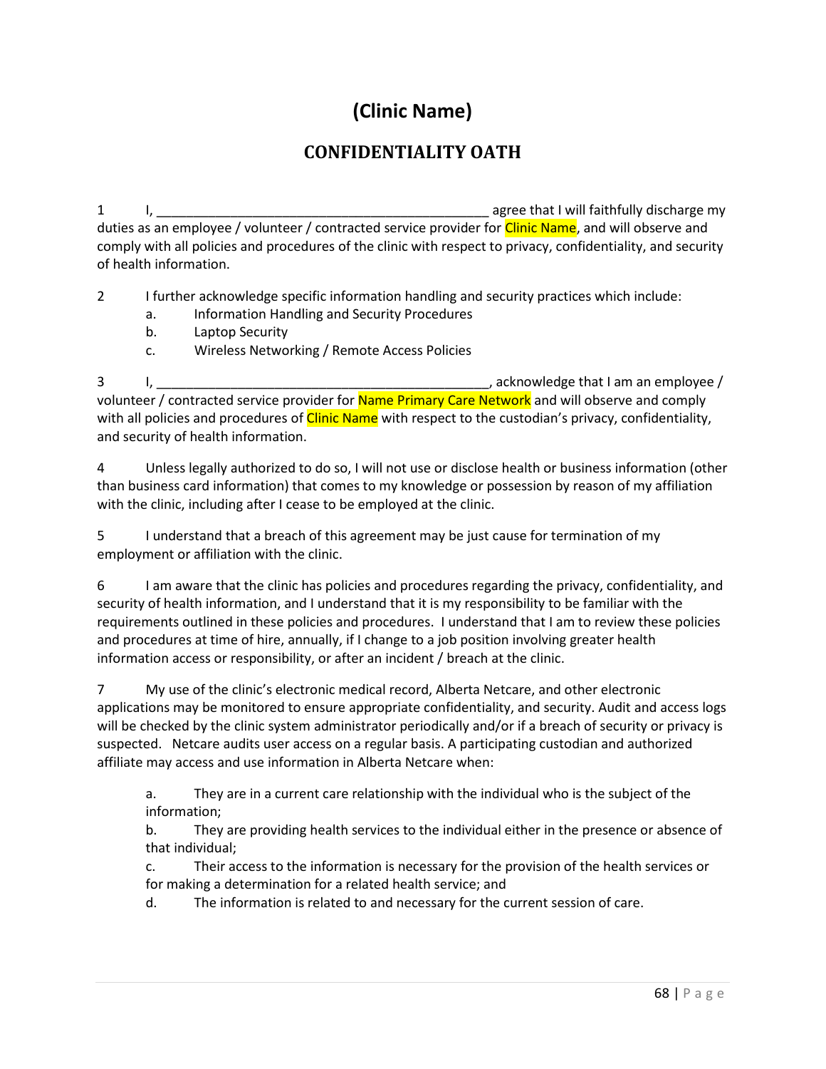# (Clinic Name)

## CONFIDENTIALITY OATH

1 I, _____________________________________________ agree that I will faithfully discharge my duties as an employee / volunteer / contracted service provider for Clinic Name, and will observe and comply with all policies and procedures of the clinic with respect to privacy, confidentiality, and security of health information.

2 I further acknowledge specific information handling and security practices which include:

a. Information Handling and Security Procedures
b. Laptop Security
c. Wireless Networking / Remote Access Policies

3 I, _____________________________________________, acknowledge that I am an employee / volunteer / contracted service provider for Name Primary Care Network and will observe and comply with all policies and procedures of Clinic Name with respect to the custodian's privacy, confidentiality, and security of health information.

4 Unless legally authorized to do so, I will not use or disclose health or business information (other than business card information) that comes to my knowledge or possession by reason of my affiliation with the clinic, including after I cease to be employed at the clinic.

5 I understand that a breach of this agreement may be just cause for termination of my employment or affiliation with the clinic.

6 I am aware that the clinic has policies and procedures regarding the privacy, confidentiality, and security of health information, and I understand that it is my responsibility to be familiar with the requirements outlined in these policies and procedures. I understand that I am to review these policies and procedures at time of hire, annually, if I change to a job position involving greater health information access or responsibility, or after an incident / breach at the clinic.

7 My use of the clinic's electronic medical record, Alberta Netcare, and other electronic applications may be monitored to ensure appropriate confidentiality, and security. Audit and access logs will be checked by the clinic system administrator periodically and/or if a breach of security or privacy is suspected. Netcare audits user access on a regular basis. A participating custodian and authorized affiliate may access and use information in Alberta Netcare when:

a. They are in a current care relationship with the individual who is the subject of the information;
b. They are providing health services to the individual either in the presence or absence of that individual;
c. Their access to the information is necessary for the provision of the health services or for making a determination for a related health service; and
d. The information is related to and necessary for the current session of care.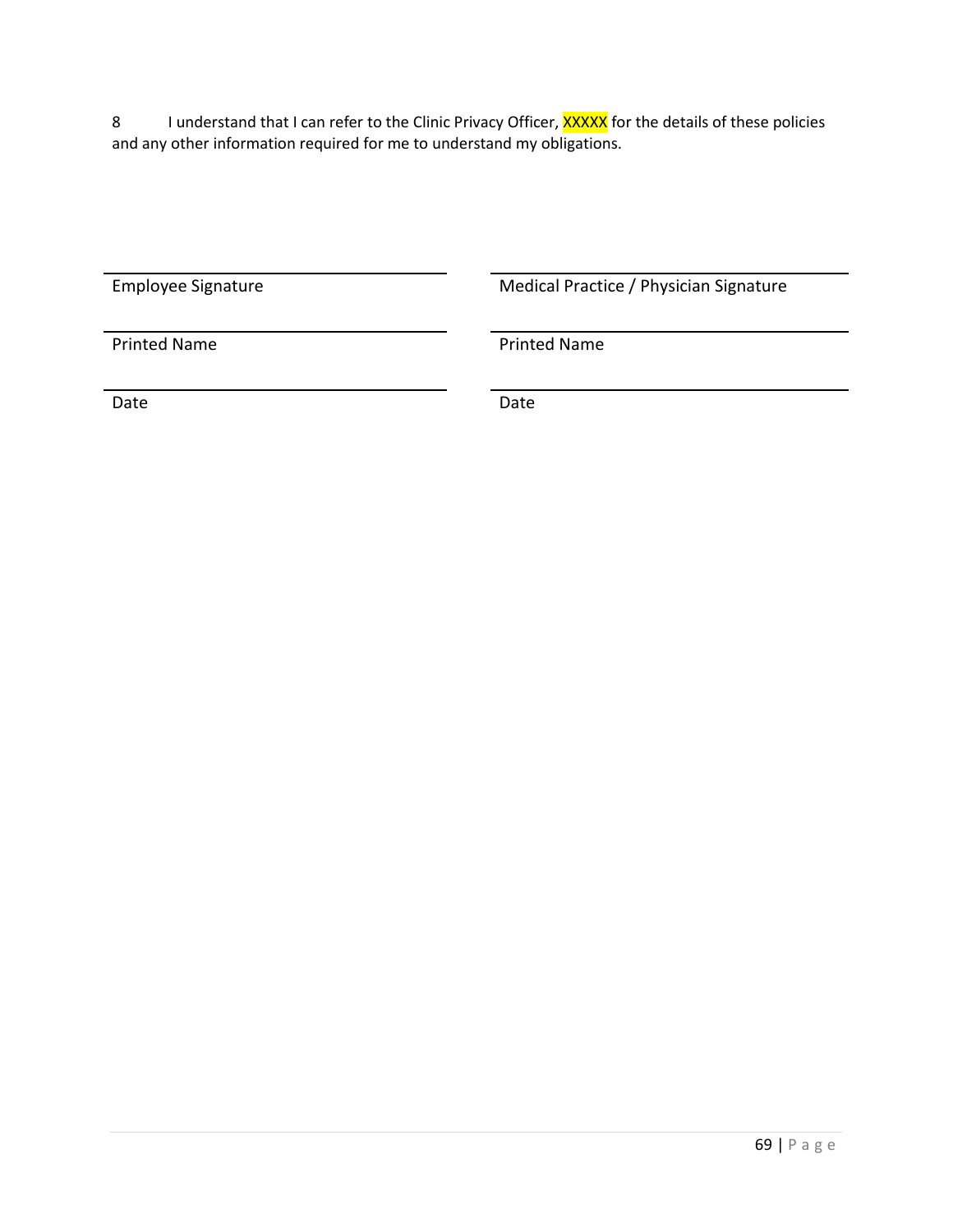8 I understand that I can refer to the Clinic Privacy Officer, XXXXX for the details of these policies and any other information required for me to understand my obligations.

| | |
|---|---|
| Employee Signature | Medical Practice / Physician Signature |
| Printed Name | Printed Name |
| Date | Date |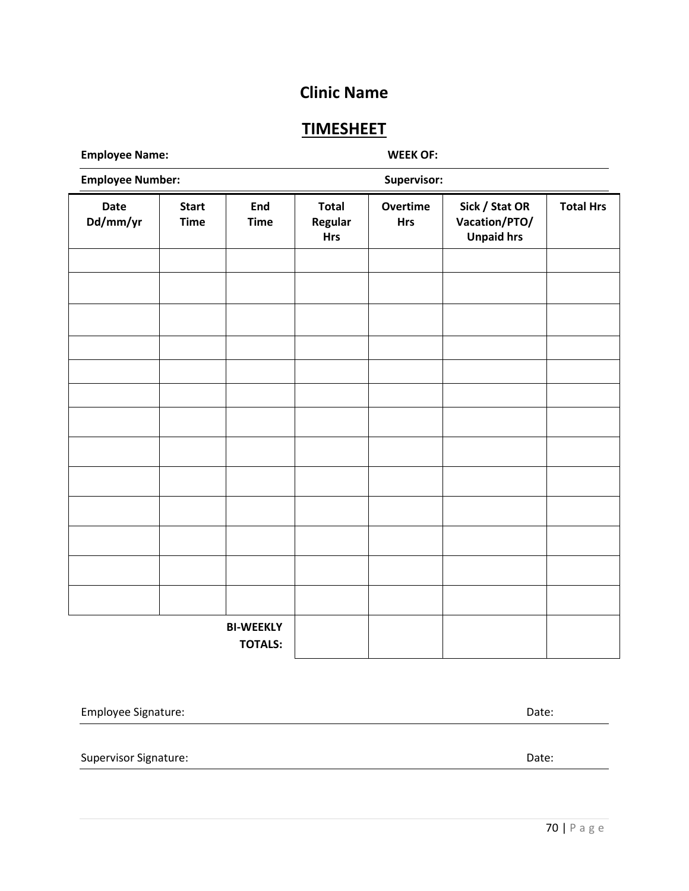## Clinic Name

## TIMESHEET

**Employee Name:** **WEEK OF:**

**Employee Number:** **Supervisor:**

| Date Dd/mm/yr | Start Time | End Time | Total Regular Hrs | Overtime Hrs | Sick / Stat OR Vacation/PTO/ Unpaid hrs | Total Hrs |
|---|---|---|---|---|---|---|
| | | | | | | |
| | | | | | | |
| | | | | | | |
| | | | | | | |
| | | | | | | |
| | | | | | | |
| | | | | | | |
| | | | | | | |
| | | | | | | |
| | | | | | | |
| | | | | | | |
| | | | | | | |
| | | | | | | |
| | | **BI-WEEKLY TOTALS:** | | | | |

Employee Signature: Date:

Supervisor Signature: Date: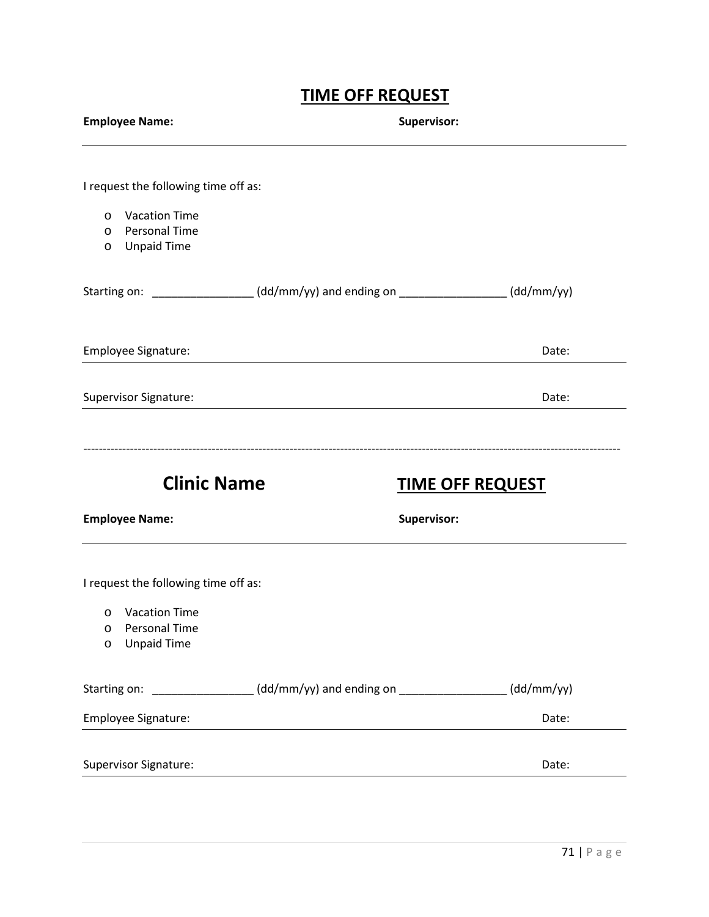# TIME OFF REQUEST

**Employee Name:** **Supervisor:**

---

I request the following time off as:

- Vacation Time
- Personal Time
- Unpaid Time

Starting on: ________________ (dd/mm/yy) and ending on _________________ (dd/mm/yy)

Employee Signature: Date:

---

Supervisor Signature: Date:

---

------------------------------------------------------------------------------------------------------------------------------------

## Clinic Name

# TIME OFF REQUEST

**Employee Name:** **Supervisor:**

---

I request the following time off as:

- Vacation Time
- Personal Time
- Unpaid Time

Starting on: ________________ (dd/mm/yy) and ending on _________________ (dd/mm/yy)

Employee Signature: Date:

---

Supervisor Signature: Date:

---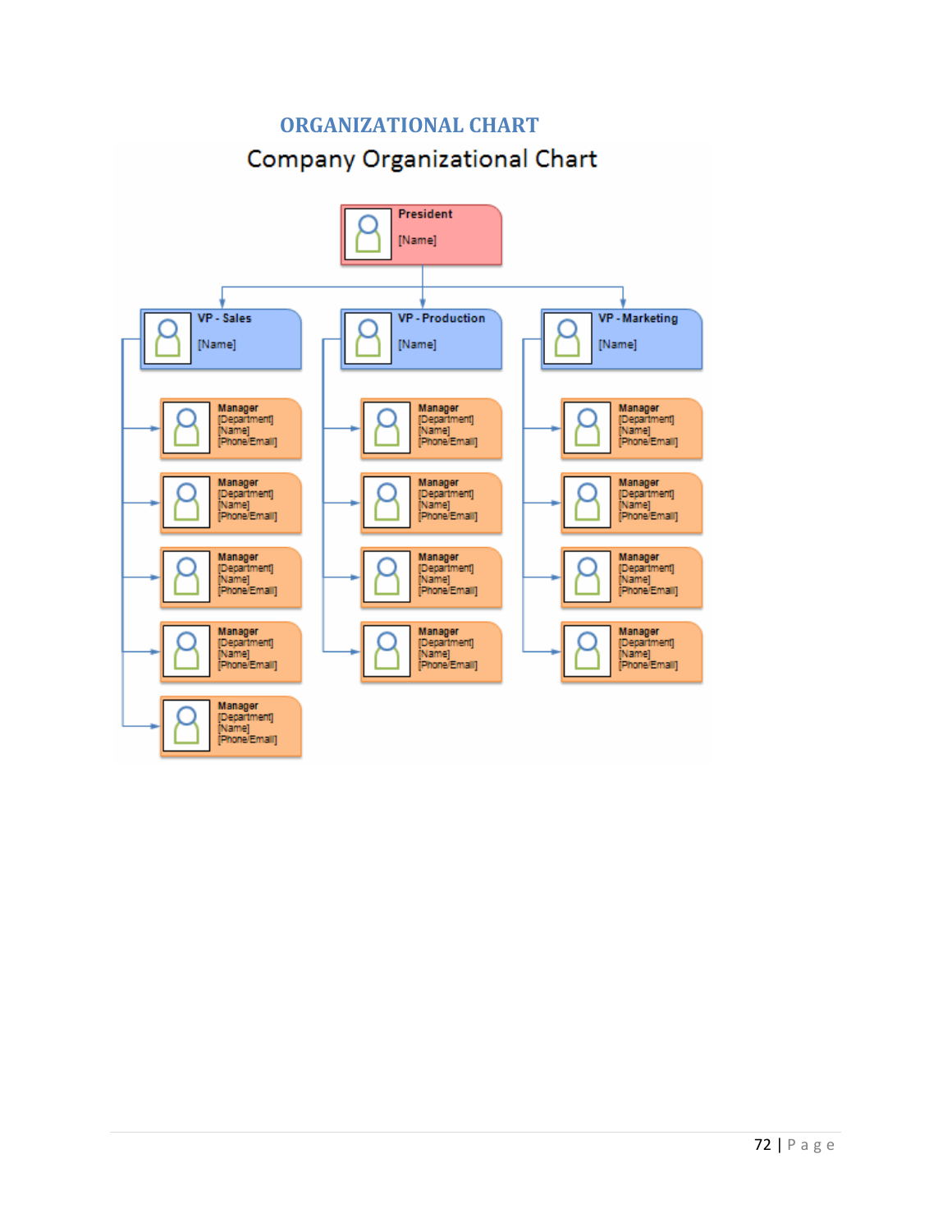## ORGANIZATIONAL CHART

### Company Organizational Chart

- **President**
  [Name]
  - **VP - Sales**
    [Name]
    - **Manager** [Department] [Name] [Phone/Email]
    - **Manager** [Department] [Name] [Phone/Email]
    - **Manager** [Department] [Name] [Phone/Email]
    - **Manager** [Department] [Name] [Phone/Email]
    - **Manager** [Department] [Name] [Phone/Email]
  - **VP - Production**
    [Name]
    - **Manager** [Department] [Name] [Phone/Email]
    - **Manager** [Department] [Name] [Phone/Email]
    - **Manager** [Department] [Name] [Phone/Email]
    - **Manager** [Department] [Name] [Phone/Email]
  - **VP - Marketing**
    [Name]
    - **Manager** [Department] [Name] [Phone/Email]
    - **Manager** [Department] [Name] [Phone/Email]
    - **Manager** [Department] [Name] [Phone/Email]
    - **Manager** [Department] [Name] [Phone/Email]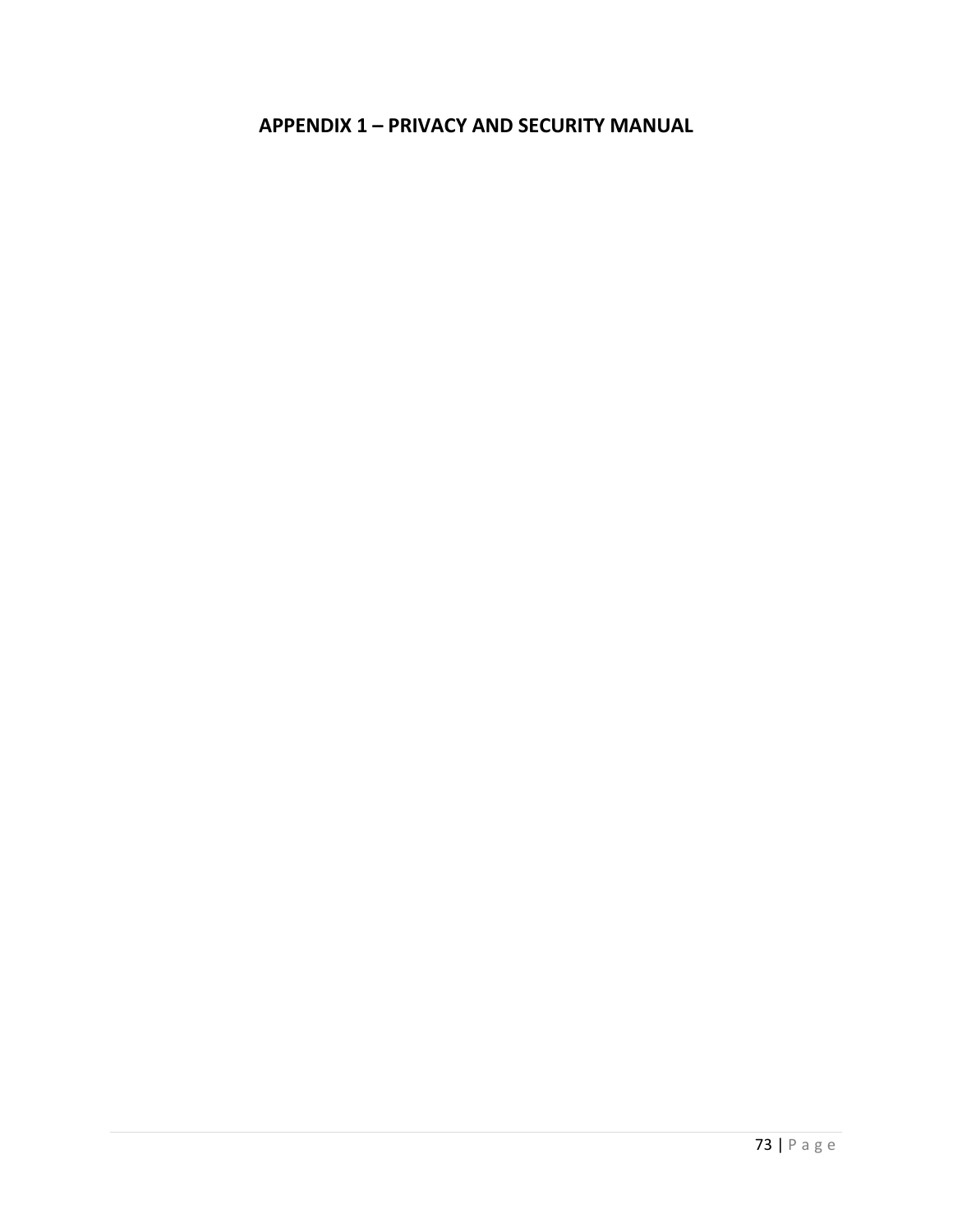# APPENDIX 1 – PRIVACY AND SECURITY MANUAL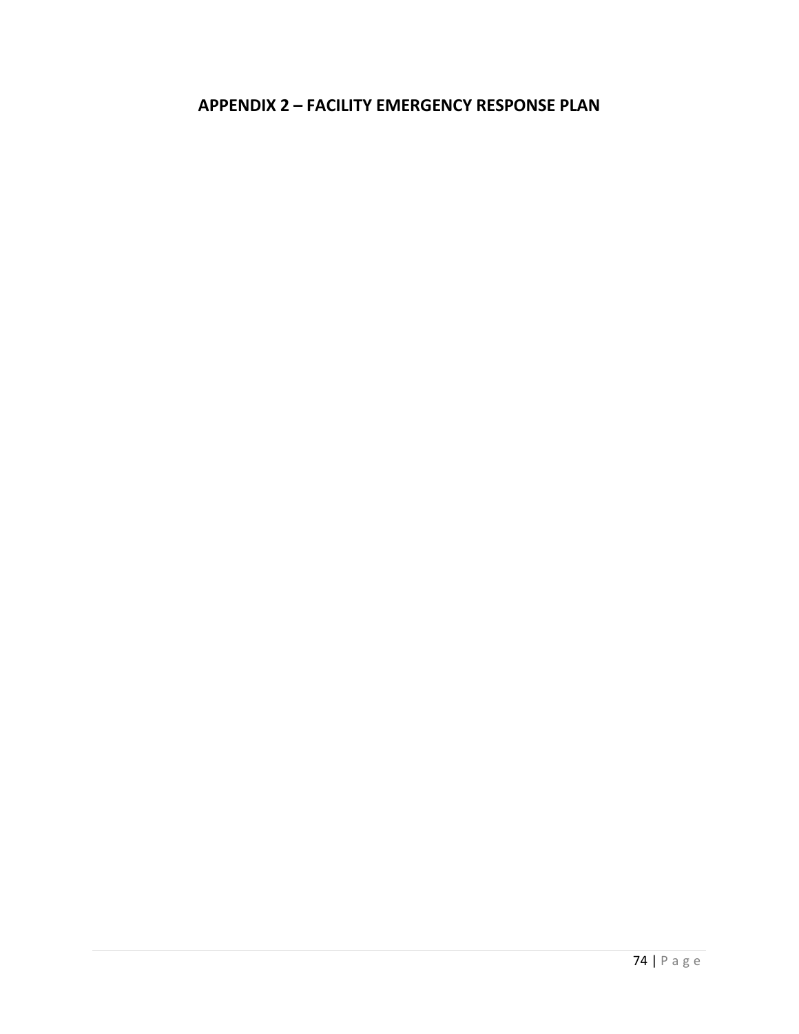# APPENDIX 2 – FACILITY EMERGENCY RESPONSE PLAN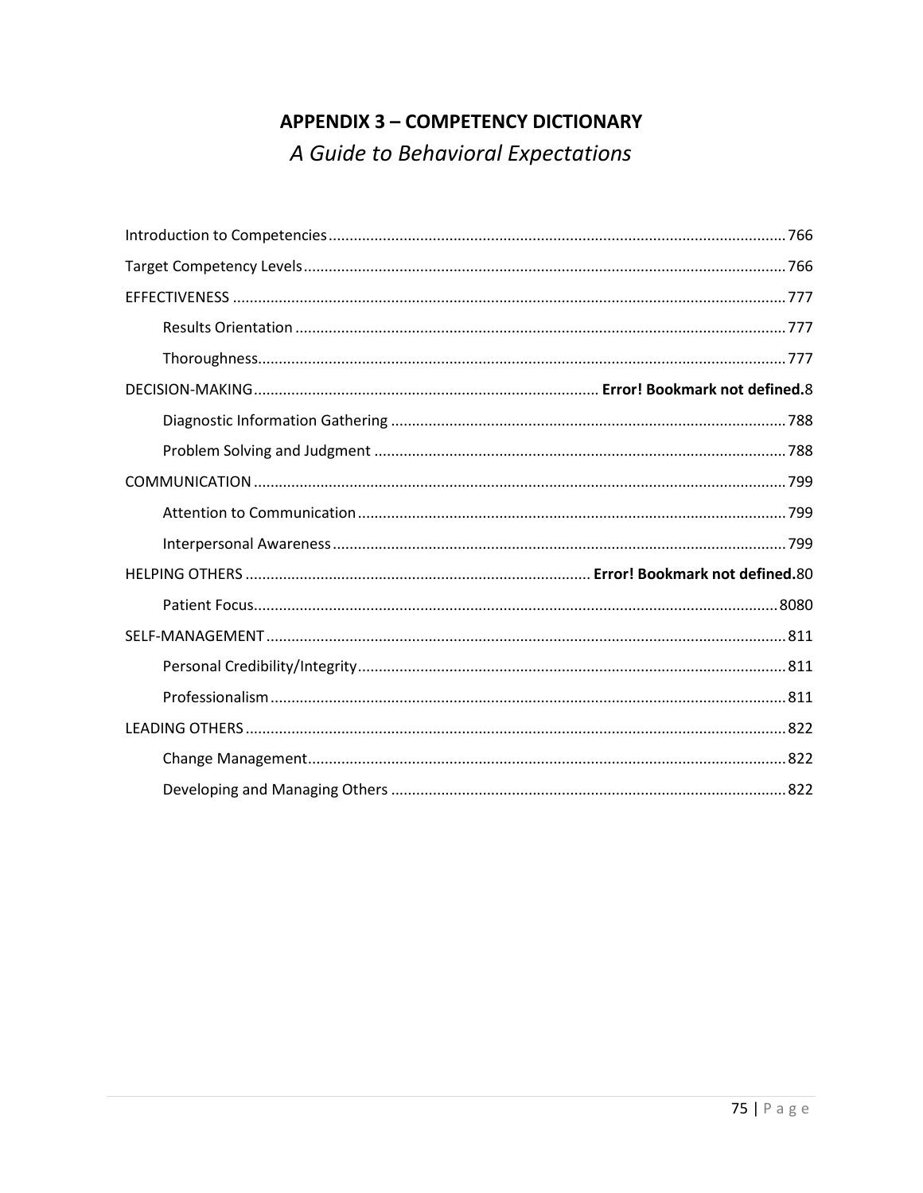# APPENDIX 3 – COMPETENCY DICTIONARY

*A Guide to Behavioral Expectations*

Introduction to Competencies............................................................................................................766

Target Competency Levels..................................................................................................................766

EFFECTIVENESS ....................................................................................................................................777

- Results Orientation .....................................................................................................................777
- Thoroughness.............................................................................................................................777

DECISION-MAKING................................................................................. **Error! Bookmark not defined.**8

- Diagnostic Information Gathering ..............................................................................................788
- Problem Solving and Judgment ..................................................................................................788

COMMUNICATION ...............................................................................................................................799

- Attention to Communication......................................................................................................799
- Interpersonal Awareness............................................................................................................799

HELPING OTHERS .................................................................................. **Error! Bookmark not defined.**80

- Patient Focus.............................................................................................................................8080

SELF-MANAGEMENT............................................................................................................................811

- Personal Credibility/Integrity......................................................................................................811
- Professionalism...........................................................................................................................811

LEADING OTHERS .................................................................................................................................822

- Change Management..................................................................................................................822
- Developing and Managing Others ..............................................................................................822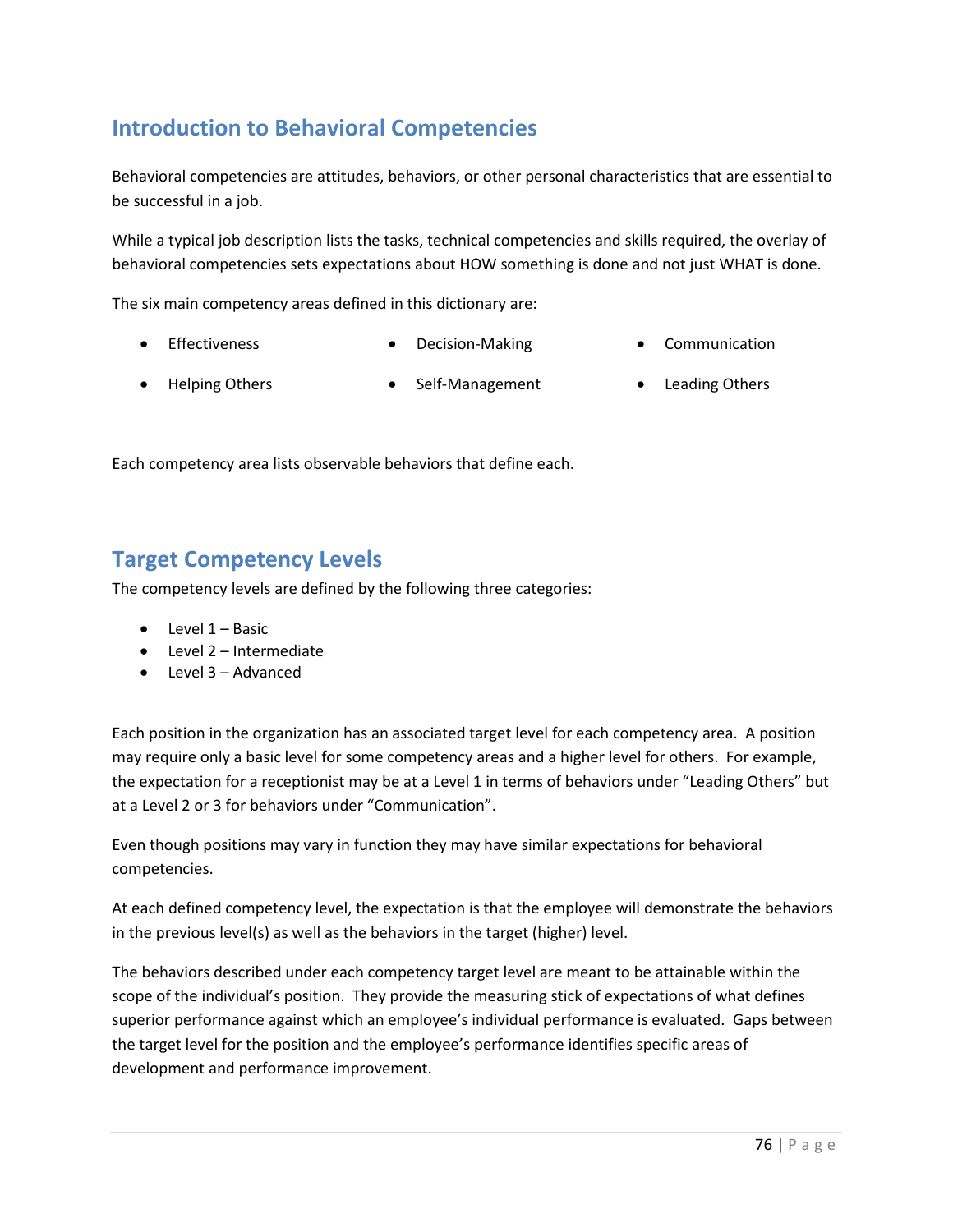## Introduction to Behavioral Competencies

Behavioral competencies are attitudes, behaviors, or other personal characteristics that are essential to be successful in a job.

While a typical job description lists the tasks, technical competencies and skills required, the overlay of behavioral competencies sets expectations about HOW something is done and not just WHAT is done.

The six main competency areas defined in this dictionary are:

- Effectiveness
- Decision-Making
- Communication
- Helping Others
- Self-Management
- Leading Others

Each competency area lists observable behaviors that define each.

## Target Competency Levels

The competency levels are defined by the following three categories:

- Level 1 – Basic
- Level 2 – Intermediate
- Level 3 – Advanced

Each position in the organization has an associated target level for each competency area. A position may require only a basic level for some competency areas and a higher level for others. For example, the expectation for a receptionist may be at a Level 1 in terms of behaviors under "Leading Others" but at a Level 2 or 3 for behaviors under "Communication".

Even though positions may vary in function they may have similar expectations for behavioral competencies.

At each defined competency level, the expectation is that the employee will demonstrate the behaviors in the previous level(s) as well as the behaviors in the target (higher) level.

The behaviors described under each competency target level are meant to be attainable within the scope of the individual's position. They provide the measuring stick of expectations of what defines superior performance against which an employee's individual performance is evaluated. Gaps between the target level for the position and the employee's performance identifies specific areas of development and performance improvement.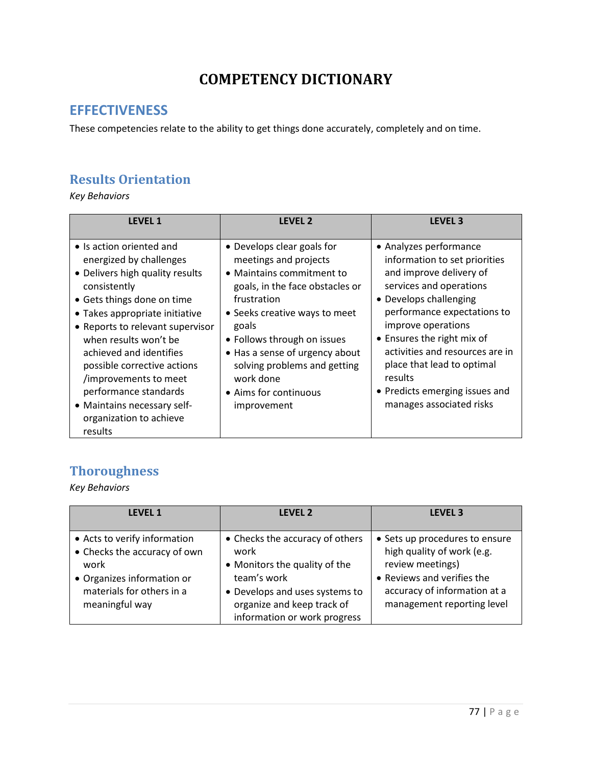# COMPETENCY DICTIONARY

## EFFECTIVENESS

These competencies relate to the ability to get things done accurately, completely and on time.

### Results Orientation

*Key Behaviors*

| LEVEL 1 | LEVEL 2 | LEVEL 3 |
|---|---|---|
| • Is action oriented and energized by challenges<br>• Delivers high quality results consistently<br>• Gets things done on time<br>• Takes appropriate initiative<br>• Reports to relevant supervisor when results won't be achieved and identifies possible corrective actions /improvements to meet performance standards<br>• Maintains necessary self-organization to achieve results | • Develops clear goals for meetings and projects<br>• Maintains commitment to goals, in the face obstacles or frustration<br>• Seeks creative ways to meet goals<br>• Follows through on issues<br>• Has a sense of urgency about solving problems and getting work done<br>• Aims for continuous improvement | • Analyzes performance information to set priorities and improve delivery of services and operations<br>• Develops challenging performance expectations to improve operations<br>• Ensures the right mix of activities and resources are in place that lead to optimal results<br>• Predicts emerging issues and manages associated risks |

### Thoroughness

*Key Behaviors*

| LEVEL 1 | LEVEL 2 | LEVEL 3 |
|---|---|---|
| • Acts to verify information<br>• Checks the accuracy of own work<br>• Organizes information or materials for others in a meaningful way | • Checks the accuracy of others work<br>• Monitors the quality of the team's work<br>• Develops and uses systems to organize and keep track of information or work progress | • Sets up procedures to ensure high quality of work (e.g. review meetings)<br>• Reviews and verifies the accuracy of information at a management reporting level |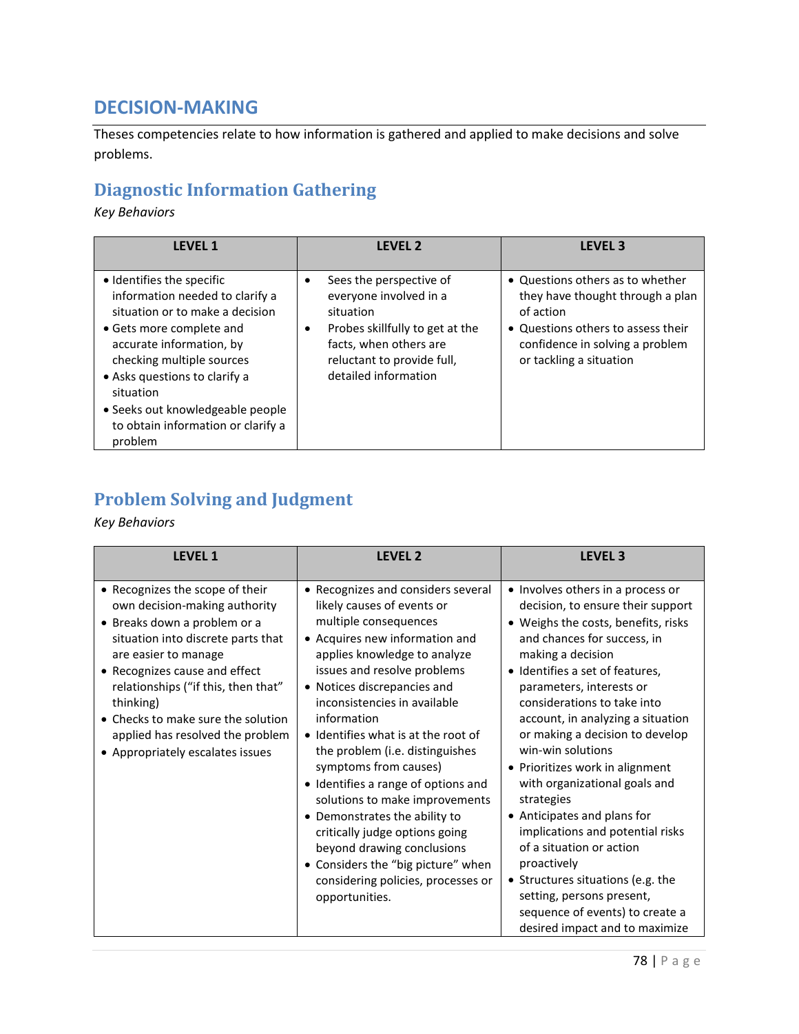# DECISION-MAKING

Theses competencies relate to how information is gathered and applied to make decisions and solve problems.

## Diagnostic Information Gathering

*Key Behaviors*

| LEVEL 1 | LEVEL 2 | LEVEL 3 |
|---|---|---|
| • Identifies the specific information needed to clarify a situation or to make a decision<br>• Gets more complete and accurate information, by checking multiple sources<br>• Asks questions to clarify a situation<br>• Seeks out knowledgeable people to obtain information or clarify a problem | • Sees the perspective of everyone involved in a situation<br>• Probes skillfully to get at the facts, when others are reluctant to provide full, detailed information | • Questions others as to whether they have thought through a plan of action<br>• Questions others to assess their confidence in solving a problem or tackling a situation |

## Problem Solving and Judgment

*Key Behaviors*

| LEVEL 1 | LEVEL 2 | LEVEL 3 |
|---|---|---|
| • Recognizes the scope of their own decision-making authority<br>• Breaks down a problem or a situation into discrete parts that are easier to manage<br>• Recognizes cause and effect relationships ("if this, then that" thinking)<br>• Checks to make sure the solution applied has resolved the problem<br>• Appropriately escalates issues | • Recognizes and considers several likely causes of events or multiple consequences<br>• Acquires new information and applies knowledge to analyze issues and resolve problems<br>• Notices discrepancies and inconsistencies in available information<br>• Identifies what is at the root of the problem (i.e. distinguishes symptoms from causes)<br>• Identifies a range of options and solutions to make improvements<br>• Demonstrates the ability to critically judge options going beyond drawing conclusions<br>• Considers the "big picture" when considering policies, processes or opportunities. | • Involves others in a process or decision, to ensure their support<br>• Weighs the costs, benefits, risks and chances for success, in making a decision<br>• Identifies a set of features, parameters, interests or considerations to take into account, in analyzing a situation or making a decision to develop win-win solutions<br>• Prioritizes work in alignment with organizational goals and strategies<br>• Anticipates and plans for implications and potential risks of a situation or action proactively<br>• Structures situations (e.g. the setting, persons present, sequence of events) to create a desired impact and to maximize |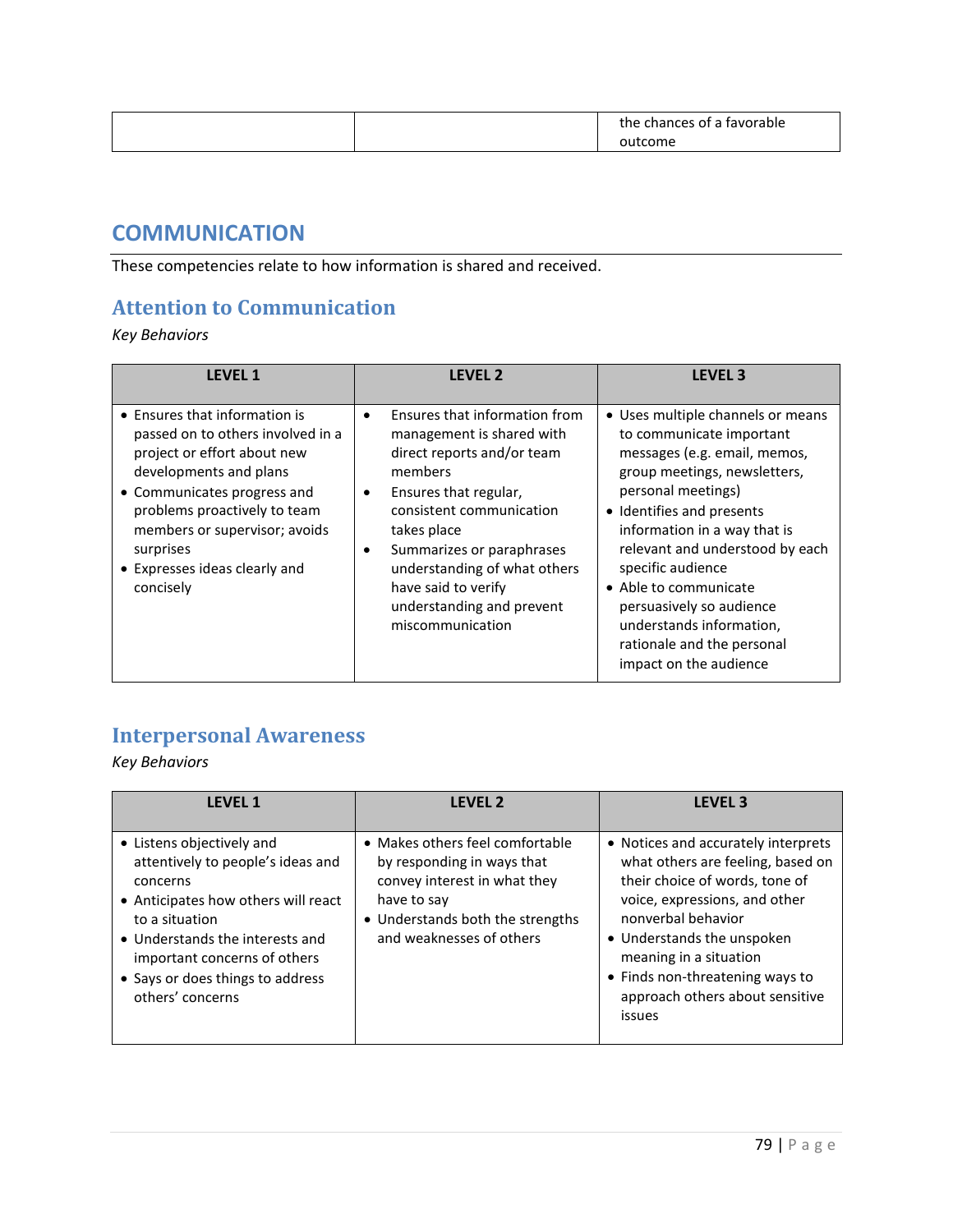| | | the chances of a favorable outcome |
|---|---|---|

## COMMUNICATION

These competencies relate to how information is shared and received.

### Attention to Communication

*Key Behaviors*

| LEVEL 1 | LEVEL 2 | LEVEL 3 |
|---|---|---|
| • Ensures that information is passed on to others involved in a project or effort about new developments and plans<br>• Communicates progress and problems proactively to team members or supervisor; avoids surprises<br>• Expresses ideas clearly and concisely | • Ensures that information from management is shared with direct reports and/or team members<br>• Ensures that regular, consistent communication takes place<br>• Summarizes or paraphrases understanding of what others have said to verify understanding and prevent miscommunication | • Uses multiple channels or means to communicate important messages (e.g. email, memos, group meetings, newsletters, personal meetings)<br>• Identifies and presents information in a way that is relevant and understood by each specific audience<br>• Able to communicate persuasively so audience understands information, rationale and the personal impact on the audience |

### Interpersonal Awareness

*Key Behaviors*

| LEVEL 1 | LEVEL 2 | LEVEL 3 |
|---|---|---|
| • Listens objectively and attentively to people's ideas and concerns<br>• Anticipates how others will react to a situation<br>• Understands the interests and important concerns of others<br>• Says or does things to address others' concerns | • Makes others feel comfortable by responding in ways that convey interest in what they have to say<br>• Understands both the strengths and weaknesses of others | • Notices and accurately interprets what others are feeling, based on their choice of words, tone of voice, expressions, and other nonverbal behavior<br>• Understands the unspoken meaning in a situation<br>• Finds non-threatening ways to approach others about sensitive issues |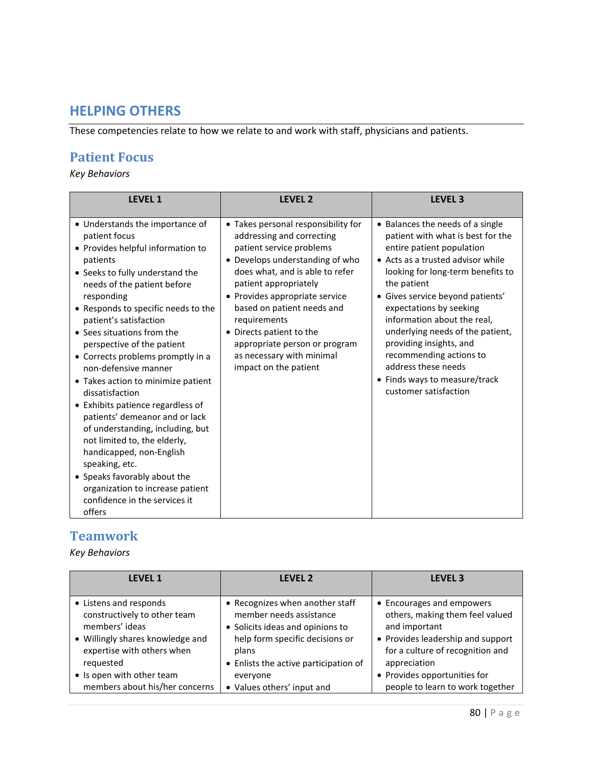## HELPING OTHERS

These competencies relate to how we relate to and work with staff, physicians and patients.

### Patient Focus

*Key Behaviors*

| LEVEL 1 | LEVEL 2 | LEVEL 3 |
|---|---|---|
| • Understands the importance of patient focus<br>• Provides helpful information to patients<br>• Seeks to fully understand the needs of the patient before responding<br>• Responds to specific needs to the patient's satisfaction<br>• Sees situations from the perspective of the patient<br>• Corrects problems promptly in a non-defensive manner<br>• Takes action to minimize patient dissatisfaction<br>• Exhibits patience regardless of patients' demeanor and or lack of understanding, including, but not limited to, the elderly, handicapped, non-English speaking, etc.<br>• Speaks favorably about the organization to increase patient confidence in the services it offers | • Takes personal responsibility for addressing and correcting patient service problems<br>• Develops understanding of who does what, and is able to refer patient appropriately<br>• Provides appropriate service based on patient needs and requirements<br>• Directs patient to the appropriate person or program as necessary with minimal impact on the patient | • Balances the needs of a single patient with what is best for the entire patient population<br>• Acts as a trusted advisor while looking for long-term benefits to the patient<br>• Gives service beyond patients' expectations by seeking information about the real, underlying needs of the patient, providing insights, and recommending actions to address these needs<br>• Finds ways to measure/track customer satisfaction |

### Teamwork

*Key Behaviors*

| LEVEL 1 | LEVEL 2 | LEVEL 3 |
|---|---|---|
| • Listens and responds constructively to other team members' ideas<br>• Willingly shares knowledge and expertise with others when requested<br>• Is open with other team members about his/her concerns | • Recognizes when another staff member needs assistance<br>• Solicits ideas and opinions to help form specific decisions or plans<br>• Enlists the active participation of everyone<br>• Values others' input and | • Encourages and empowers others, making them feel valued and important<br>• Provides leadership and support for a culture of recognition and appreciation<br>• Provides opportunities for people to learn to work together |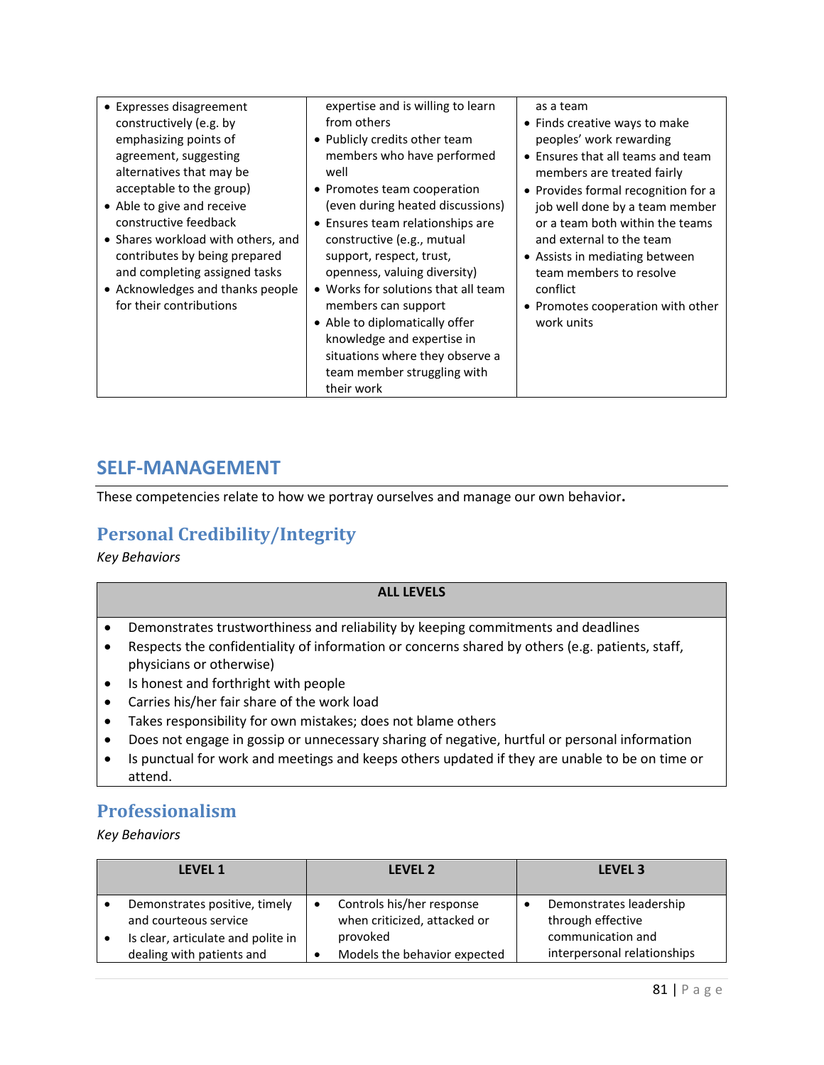| | | |
|---|---|---|
| • Expresses disagreement constructively (e.g. by emphasizing points of agreement, suggesting alternatives that may be acceptable to the group)<br>• Able to give and receive constructive feedback<br>• Shares workload with others, and contributes by being prepared and completing assigned tasks<br>• Acknowledges and thanks people for their contributions | expertise and is willing to learn from others<br>• Publicly credits other team members who have performed well<br>• Promotes team cooperation (even during heated discussions)<br>• Ensures team relationships are constructive (e.g., mutual support, respect, trust, openness, valuing diversity)<br>• Works for solutions that all team members can support<br>• Able to diplomatically offer knowledge and expertise in situations where they observe a team member struggling with their work | as a team<br>• Finds creative ways to make peoples' work rewarding<br>• Ensures that all teams and team members are treated fairly<br>• Provides formal recognition for a job well done by a team member or a team both within the teams and external to the team<br>• Assists in mediating between team members to resolve conflict<br>• Promotes cooperation with other work units |

# SELF-MANAGEMENT

These competencies relate to how we portray ourselves and manage our own behavior**.**

## Personal Credibility/Integrity

*Key Behaviors*

| ALL LEVELS |
|---|
| • Demonstrates trustworthiness and reliability by keeping commitments and deadlines<br>• Respects the confidentiality of information or concerns shared by others (e.g. patients, staff, physicians or otherwise)<br>• Is honest and forthright with people<br>• Carries his/her fair share of the work load<br>• Takes responsibility for own mistakes; does not blame others<br>• Does not engage in gossip or unnecessary sharing of negative, hurtful or personal information<br>• Is punctual for work and meetings and keeps others updated if they are unable to be on time or attend. |

## Professionalism

*Key Behaviors*

| LEVEL 1 | LEVEL 2 | LEVEL 3 |
|---|---|---|
| • Demonstrates positive, timely and courteous service<br>• Is clear, articulate and polite in dealing with patients and | • Controls his/her response when criticized, attacked or provoked<br>• Models the behavior expected | • Demonstrates leadership through effective communication and interpersonal relationships |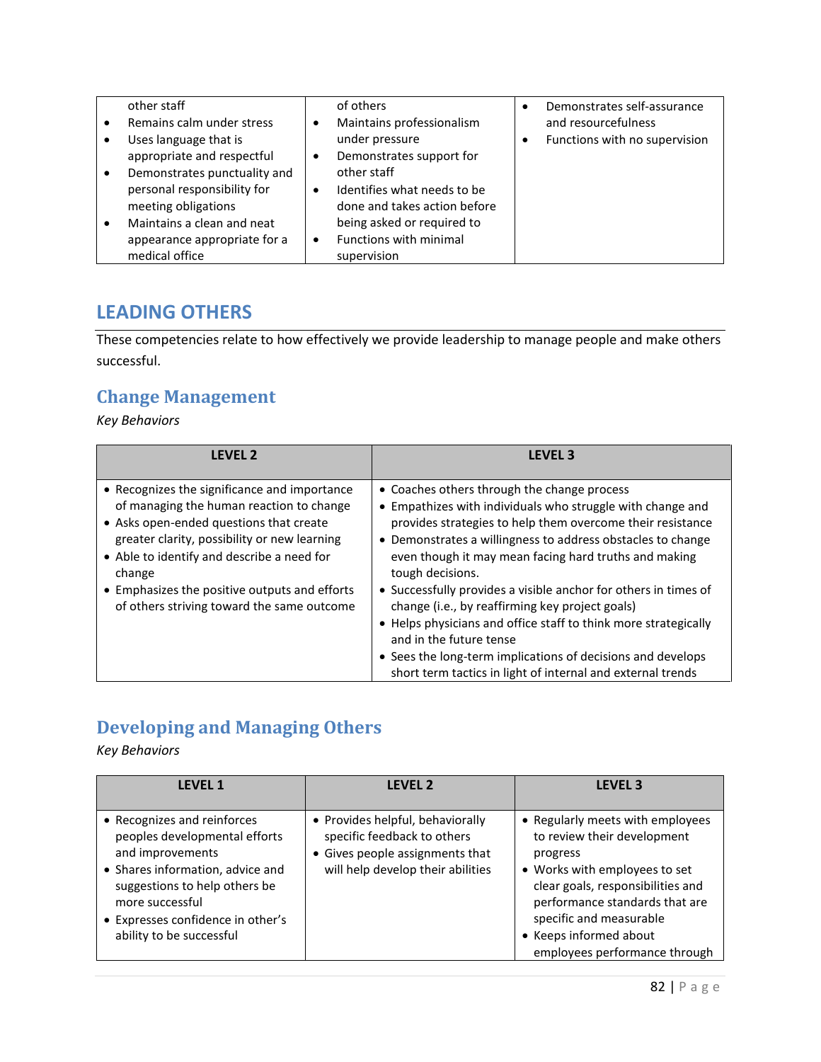| | | |
|---|---|---|
| other staff<br>• Remains calm under stress<br>• Uses language that is appropriate and respectful<br>• Demonstrates punctuality and personal responsibility for meeting obligations<br>• Maintains a clean and neat appearance appropriate for a medical office | of others<br>• Maintains professionalism under pressure<br>• Demonstrates support for other staff<br>• Identifies what needs to be done and takes action before being asked or required to<br>• Functions with minimal supervision | • Demonstrates self-assurance and resourcefulness<br>• Functions with no supervision |

## LEADING OTHERS

These competencies relate to how effectively we provide leadership to manage people and make others successful.

### Change Management

*Key Behaviors*

| LEVEL 2 | LEVEL 3 |
|---|---|
| • Recognizes the significance and importance of managing the human reaction to change<br>• Asks open-ended questions that create greater clarity, possibility or new learning<br>• Able to identify and describe a need for change<br>• Emphasizes the positive outputs and efforts of others striving toward the same outcome | • Coaches others through the change process<br>• Empathizes with individuals who struggle with change and provides strategies to help them overcome their resistance<br>• Demonstrates a willingness to address obstacles to change even though it may mean facing hard truths and making tough decisions.<br>• Successfully provides a visible anchor for others in times of change (i.e., by reaffirming key project goals)<br>• Helps physicians and office staff to think more strategically and in the future tense<br>• Sees the long-term implications of decisions and develops short term tactics in light of internal and external trends |

### Developing and Managing Others

*Key Behaviors*

| LEVEL 1 | LEVEL 2 | LEVEL 3 |
|---|---|---|
| • Recognizes and reinforces peoples developmental efforts and improvements<br>• Shares information, advice and suggestions to help others be more successful<br>• Expresses confidence in other's ability to be successful | • Provides helpful, behaviorally specific feedback to others<br>• Gives people assignments that will help develop their abilities | • Regularly meets with employees to review their development progress<br>• Works with employees to set clear goals, responsibilities and performance standards that are specific and measurable<br>• Keeps informed about employees performance through |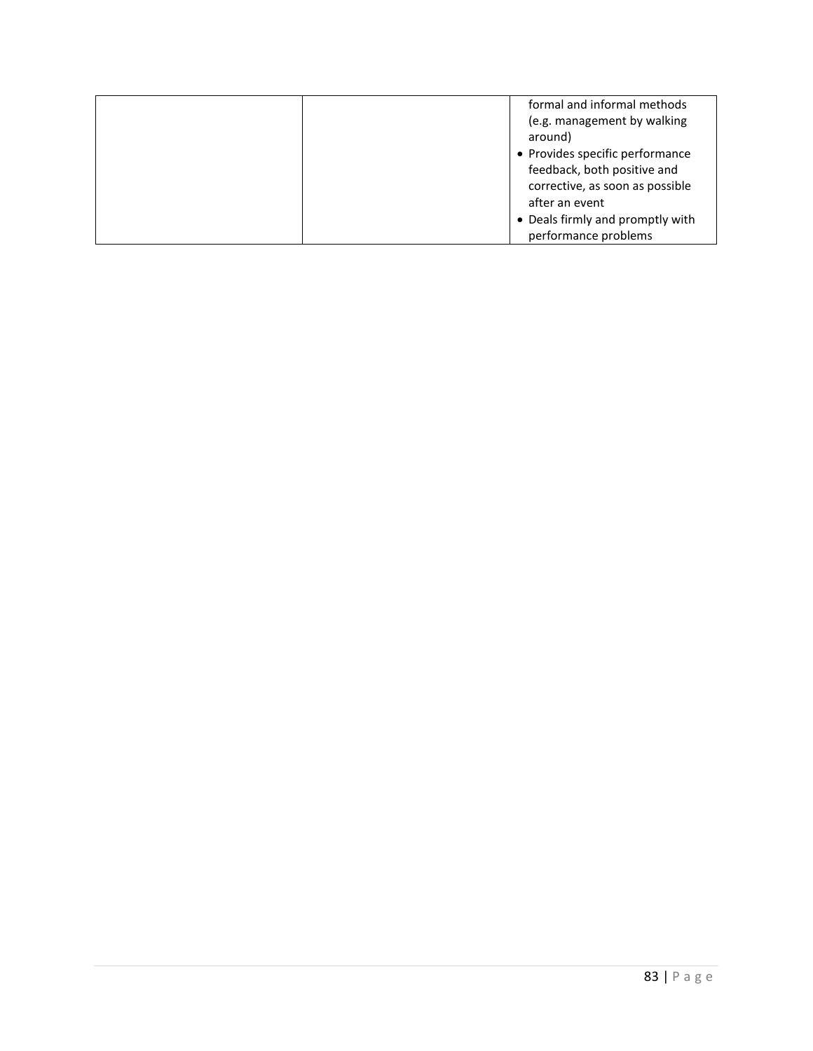| | | |
|---|---|---|
| | | formal and informal methods (e.g. management by walking around)<br>• Provides specific performance feedback, both positive and corrective, as soon as possible after an event<br>• Deals firmly and promptly with performance problems |